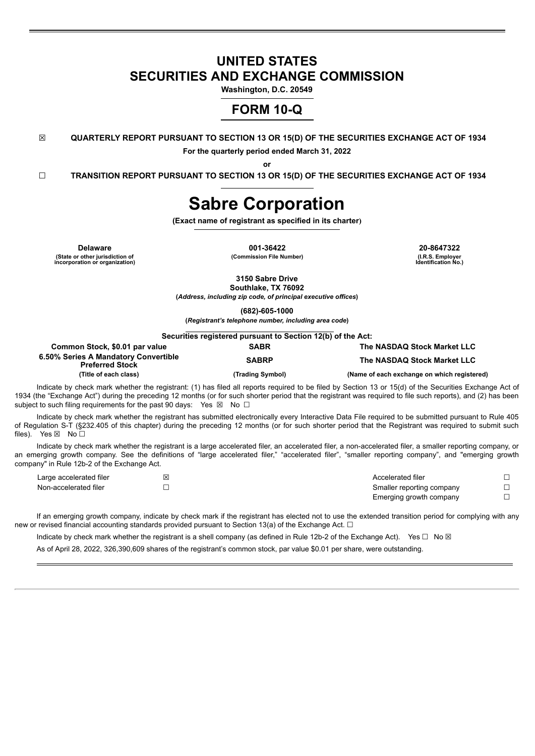# UNITED STATES
# SECURITIES AND EXCHANGE COMMISSION

**Washington, D.C. 20549**

## FORM 10-Q

☒ **QUARTERLY REPORT PURSUANT TO SECTION 13 OR 15(D) OF THE SECURITIES EXCHANGE ACT OF 1934**

**For the quarterly period ended March 31, 2022**

**or**

☐ **TRANSITION REPORT PURSUANT TO SECTION 13 OR 15(D) OF THE SECURITIES EXCHANGE ACT OF 1934**

# Sabre Corporation

**(Exact name of registrant as specified in its charter)**

| **Delaware** | **001-36422** | **20-8647322** |
|---|---|---|
| **(State or other jurisdiction of incorporation or organization)** | **(Commission File Number)** | **(I.R.S. Employer Identification No.)** |

**3150 Sabre Drive**
**Southlake, TX 76092**
**(*Address, including zip code, of principal executive offices*)**

**(682)-605-1000**
**(*Registrant's telephone number, including area code*)**

**Securities registered pursuant to Section 12(b) of the Act:**

| **Common Stock, $0.01 par value** | **SABR** | **The NASDAQ Stock Market LLC** |
|---|---|---|
| **6.50% Series A Mandatory Convertible Preferred Stock** | **SABRP** | **The NASDAQ Stock Market LLC** |
| **(Title of each class)** | **(Trading Symbol)** | **(Name of each exchange on which registered)** |

Indicate by check mark whether the registrant: (1) has filed all reports required to be filed by Section 13 or 15(d) of the Securities Exchange Act of 1934 (the "Exchange Act") during the preceding 12 months (or for such shorter period that the registrant was required to file such reports), and (2) has been subject to such filing requirements for the past 90 days: Yes ☒ No ☐

Indicate by check mark whether the registrant has submitted electronically every Interactive Data File required to be submitted pursuant to Rule 405 of Regulation S-T (§232.405 of this chapter) during the preceding 12 months (or for such shorter period that the Registrant was required to submit such files). Yes ☒ No ☐

Indicate by check mark whether the registrant is a large accelerated filer, an accelerated filer, a non-accelerated filer, a smaller reporting company, or an emerging growth company. See the definitions of "large accelerated filer," "accelerated filer", "smaller reporting company", and "emerging growth company" in Rule 12b-2 of the Exchange Act.

| | | | |
|---|---|---|---|
| Large accelerated filer | ☒ | Accelerated filer | ☐ |
| Non-accelerated filer | ☐ | Smaller reporting company | ☐ |
| | | Emerging growth company | ☐ |

If an emerging growth company, indicate by check mark if the registrant has elected not to use the extended transition period for complying with any new or revised financial accounting standards provided pursuant to Section 13(a) of the Exchange Act. ☐

Indicate by check mark whether the registrant is a shell company (as defined in Rule 12b-2 of the Exchange Act). Yes ☐ No ☒

As of April 28, 2022, 326,390,609 shares of the registrant's common stock, par value $0.01 per share, were outstanding.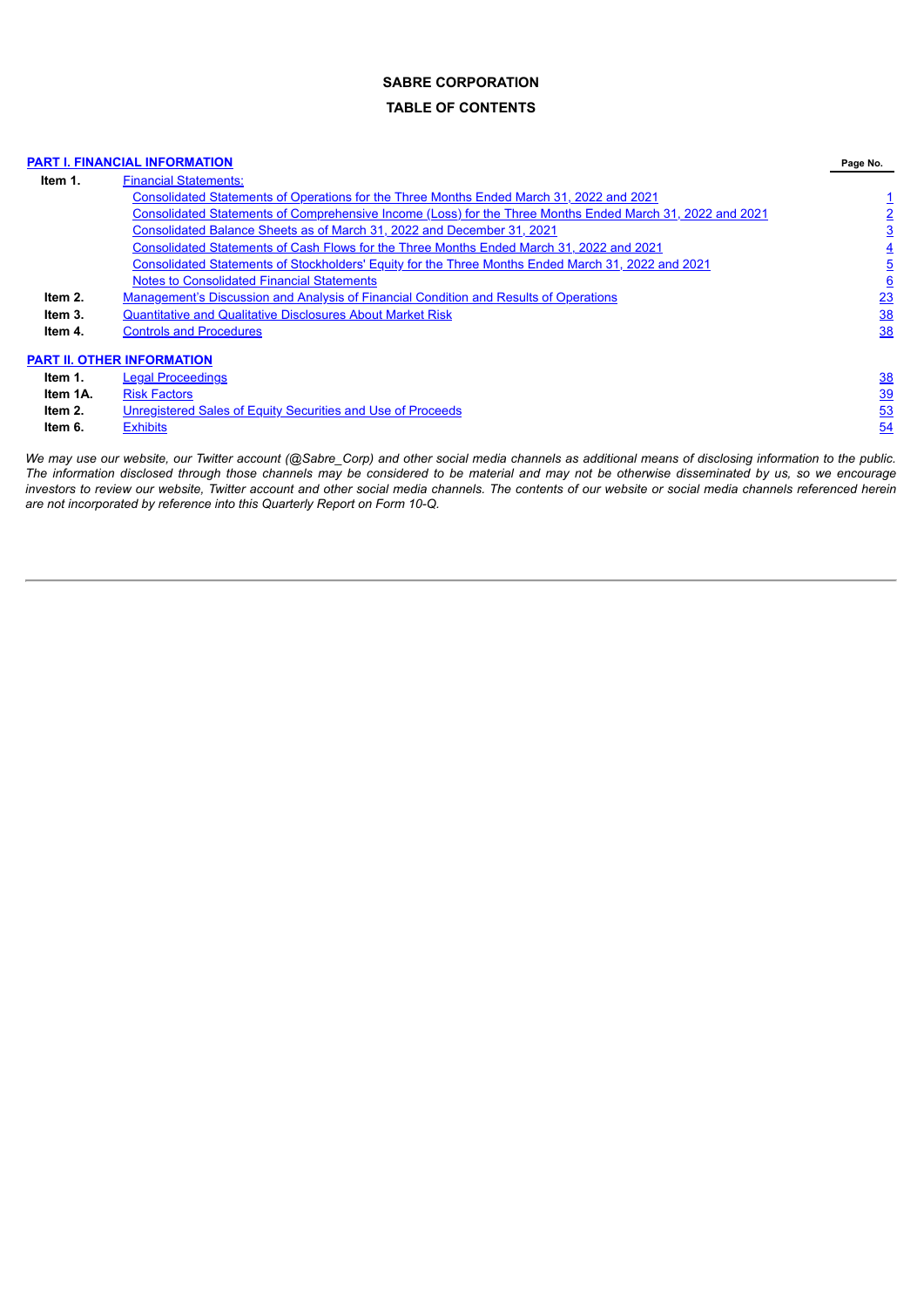# SABRE CORPORATION

## TABLE OF CONTENTS

| | | Page No. |
|---|---|---|
| **PART I. FINANCIAL INFORMATION** | | |
| **Item 1.** | Financial Statements: | |
| | Consolidated Statements of Operations for the Three Months Ended March 31, 2022 and 2021 | 1 |
| | Consolidated Statements of Comprehensive Income (Loss) for the Three Months Ended March 31, 2022 and 2021 | 2 |
| | Consolidated Balance Sheets as of March 31, 2022 and December 31, 2021 | 3 |
| | Consolidated Statements of Cash Flows for the Three Months Ended March 31, 2022 and 2021 | 4 |
| | Consolidated Statements of Stockholders' Equity for the Three Months Ended March 31, 2022 and 2021 | 5 |
| | Notes to Consolidated Financial Statements | 6 |
| **Item 2.** | Management's Discussion and Analysis of Financial Condition and Results of Operations | 23 |
| **Item 3.** | Quantitative and Qualitative Disclosures About Market Risk | 38 |
| **Item 4.** | Controls and Procedures | 38 |
| **PART II. OTHER INFORMATION** | | |
| **Item 1.** | Legal Proceedings | 38 |
| **Item 1A.** | Risk Factors | 39 |
| **Item 2.** | Unregistered Sales of Equity Securities and Use of Proceeds | 53 |
| **Item 6.** | Exhibits | 54 |

*We may use our website, our Twitter account (@Sabre_Corp) and other social media channels as additional means of disclosing information to the public. The information disclosed through those channels may be considered to be material and may not be otherwise disseminated by us, so we encourage investors to review our website, Twitter account and other social media channels. The contents of our website or social media channels referenced herein are not incorporated by reference into this Quarterly Report on Form 10-Q.*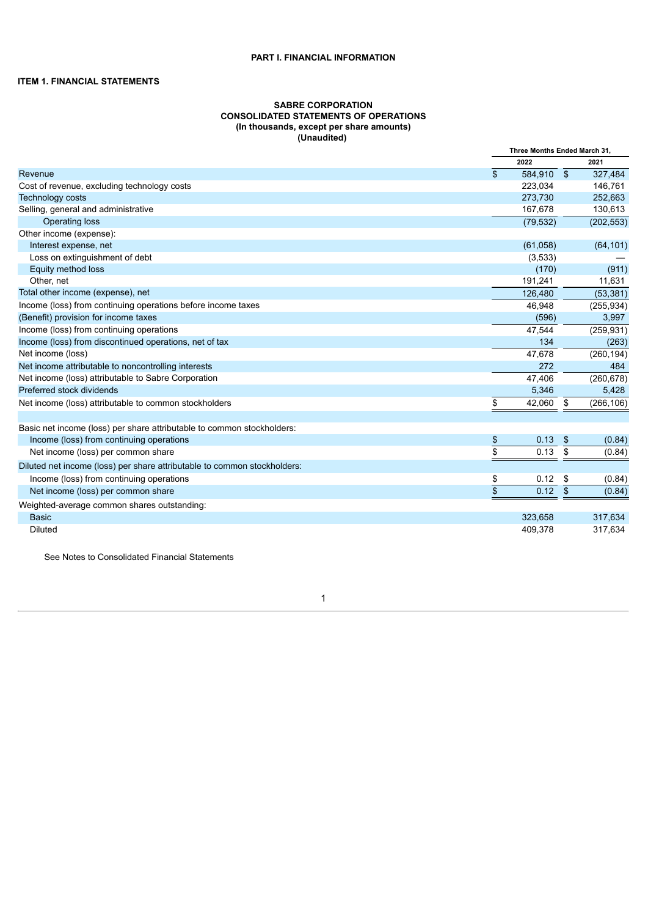# PART I. FINANCIAL INFORMATION

## ITEM 1. FINANCIAL STATEMENTS

### SABRE CORPORATION
### CONSOLIDATED STATEMENTS OF OPERATIONS
### (In thousands, except per share amounts)
### (Unaudited)

| | Three Months Ended March 31, | |
|---|---|---|
| | 2022 | 2021 |
| Revenue | $ 584,910 | $ 327,484 |
| Cost of revenue, excluding technology costs | 223,034 | 146,761 |
| Technology costs | 273,730 | 252,663 |
| Selling, general and administrative | 167,678 | 130,613 |
| Operating loss | (79,532) | (202,553) |
| Other income (expense): | | |
| Interest expense, net | (61,058) | (64,101) |
| Loss on extinguishment of debt | (3,533) | — |
| Equity method loss | (170) | (911) |
| Other, net | 191,241 | 11,631 |
| Total other income (expense), net | 126,480 | (53,381) |
| Income (loss) from continuing operations before income taxes | 46,948 | (255,934) |
| (Benefit) provision for income taxes | (596) | 3,997 |
| Income (loss) from continuing operations | 47,544 | (259,931) |
| Income (loss) from discontinued operations, net of tax | 134 | (263) |
| Net income (loss) | 47,678 | (260,194) |
| Net income attributable to noncontrolling interests | 272 | 484 |
| Net income (loss) attributable to Sabre Corporation | 47,406 | (260,678) |
| Preferred stock dividends | 5,346 | 5,428 |
| Net income (loss) attributable to common stockholders | $ 42,060 | $ (266,106) |
| | | |
| Basic net income (loss) per share attributable to common stockholders: | | |
| Income (loss) from continuing operations | $ 0.13 | $ (0.84) |
| Net income (loss) per common share | $ 0.13 | $ (0.84) |
| Diluted net income (loss) per share attributable to common stockholders: | | |
| Income (loss) from continuing operations | $ 0.12 | $ (0.84) |
| Net income (loss) per common share | $ 0.12 | $ (0.84) |
| Weighted-average common shares outstanding: | | |
| Basic | 323,658 | 317,634 |
| Diluted | 409,378 | 317,634 |

See Notes to Consolidated Financial Statements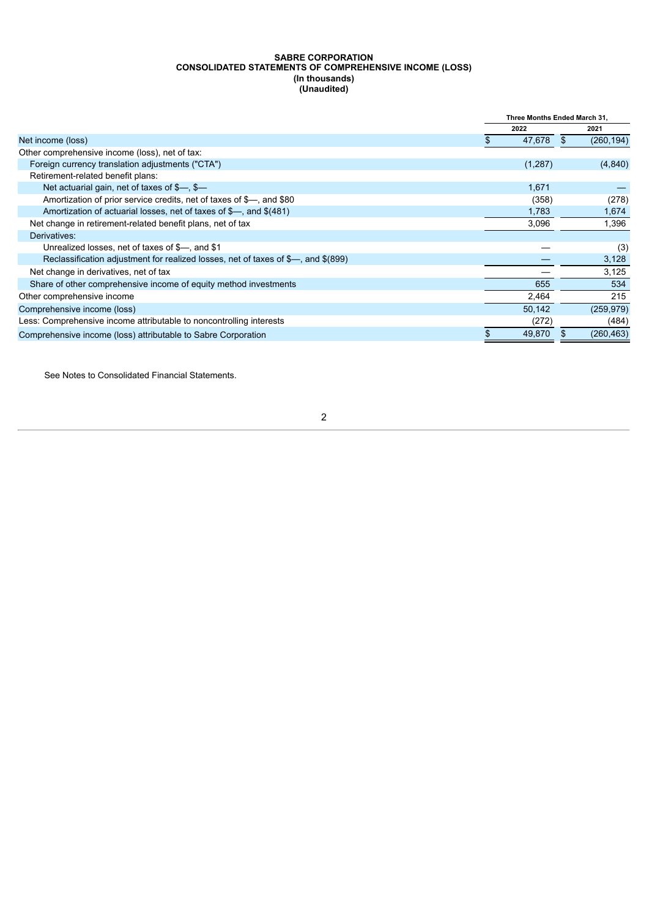**SABRE CORPORATION**
**CONSOLIDATED STATEMENTS OF COMPREHENSIVE INCOME (LOSS)**
**(In thousands)**
**(Unaudited)**

| | Three Months Ended March 31, | |
|---|---|---|
| | 2022 | 2021 |
| Net income (loss) | $ 47,678 | $ (260,194) |
| Other comprehensive income (loss), net of tax: | | |
| Foreign currency translation adjustments ("CTA") | (1,287) | (4,840) |
| Retirement-related benefit plans: | | |
| Net actuarial gain, net of taxes of $—, $— | 1,671 | — |
| Amortization of prior service credits, net of taxes of $—, and $80 | (358) | (278) |
| Amortization of actuarial losses, net of taxes of $—, and $(481) | 1,783 | 1,674 |
| Net change in retirement-related benefit plans, net of tax | 3,096 | 1,396 |
| Derivatives: | | |
| Unrealized losses, net of taxes of $—, and $1 | — | (3) |
| Reclassification adjustment for realized losses, net of taxes of $—, and $(899) | — | 3,128 |
| Net change in derivatives, net of tax | — | 3,125 |
| Share of other comprehensive income of equity method investments | 655 | 534 |
| Other comprehensive income | 2,464 | 215 |
| Comprehensive income (loss) | 50,142 | (259,979) |
| Less: Comprehensive income attributable to noncontrolling interests | (272) | (484) |
| Comprehensive income (loss) attributable to Sabre Corporation | $ 49,870 | $ (260,463) |

See Notes to Consolidated Financial Statements.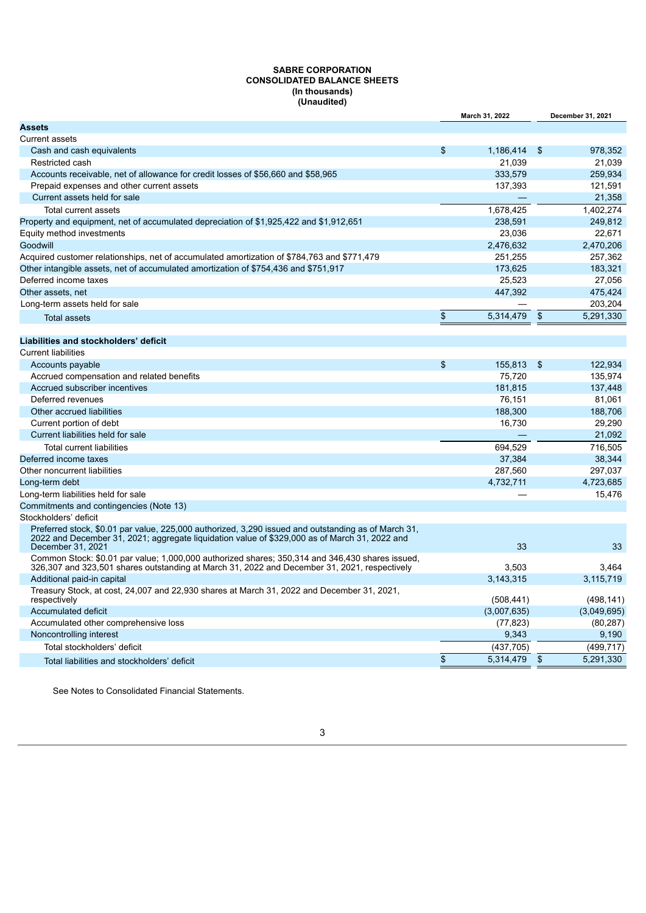**SABRE CORPORATION**
**CONSOLIDATED BALANCE SHEETS**
**(In thousands)**
**(Unaudited)**

| | March 31, 2022 | December 31, 2021 |
|---|---|---|
| **Assets** | | |
| Current assets | | |
| Cash and cash equivalents | $ 1,186,414 | $ 978,352 |
| Restricted cash | 21,039 | 21,039 |
| Accounts receivable, net of allowance for credit losses of $56,660 and $58,965 | 333,579 | 259,934 |
| Prepaid expenses and other current assets | 137,393 | 121,591 |
| Current assets held for sale | — | 21,358 |
| Total current assets | 1,678,425 | 1,402,274 |
| Property and equipment, net of accumulated depreciation of $1,925,422 and $1,912,651 | 238,591 | 249,812 |
| Equity method investments | 23,036 | 22,671 |
| Goodwill | 2,476,632 | 2,470,206 |
| Acquired customer relationships, net of accumulated amortization of $784,763 and $771,479 | 251,255 | 257,362 |
| Other intangible assets, net of accumulated amortization of $754,436 and $751,917 | 173,625 | 183,321 |
| Deferred income taxes | 25,523 | 27,056 |
| Other assets, net | 447,392 | 475,424 |
| Long-term assets held for sale | — | 203,204 |
| Total assets | $ 5,314,479 | $ 5,291,330 |
| | | |
| **Liabilities and stockholders' deficit** | | |
| Current liabilities | | |
| Accounts payable | $ 155,813 | $ 122,934 |
| Accrued compensation and related benefits | 75,720 | 135,974 |
| Accrued subscriber incentives | 181,815 | 137,448 |
| Deferred revenues | 76,151 | 81,061 |
| Other accrued liabilities | 188,300 | 188,706 |
| Current portion of debt | 16,730 | 29,290 |
| Current liabilities held for sale | — | 21,092 |
| Total current liabilities | 694,529 | 716,505 |
| Deferred income taxes | 37,384 | 38,344 |
| Other noncurrent liabilities | 287,560 | 297,037 |
| Long-term debt | 4,732,711 | 4,723,685 |
| Long-term liabilities held for sale | — | 15,476 |
| Commitments and contingencies (Note 13) | | |
| Stockholders' deficit | | |
| Preferred stock, $0.01 par value, 225,000 authorized, 3,290 issued and outstanding as of March 31, 2022 and December 31, 2021; aggregate liquidation value of $329,000 as of March 31, 2022 and December 31, 2021 | 33 | 33 |
| Common Stock: $0.01 par value; 1,000,000 authorized shares; 350,314 and 346,430 shares issued, 326,307 and 323,501 shares outstanding at March 31, 2022 and December 31, 2021, respectively | 3,503 | 3,464 |
| Additional paid-in capital | 3,143,315 | 3,115,719 |
| Treasury Stock, at cost, 24,007 and 22,930 shares at March 31, 2022 and December 31, 2021, respectively | (508,441) | (498,141) |
| Accumulated deficit | (3,007,635) | (3,049,695) |
| Accumulated other comprehensive loss | (77,823) | (80,287) |
| Noncontrolling interest | 9,343 | 9,190 |
| Total stockholders' deficit | (437,705) | (499,717) |
| Total liabilities and stockholders' deficit | $ 5,314,479 | $ 5,291,330 |

See Notes to Consolidated Financial Statements.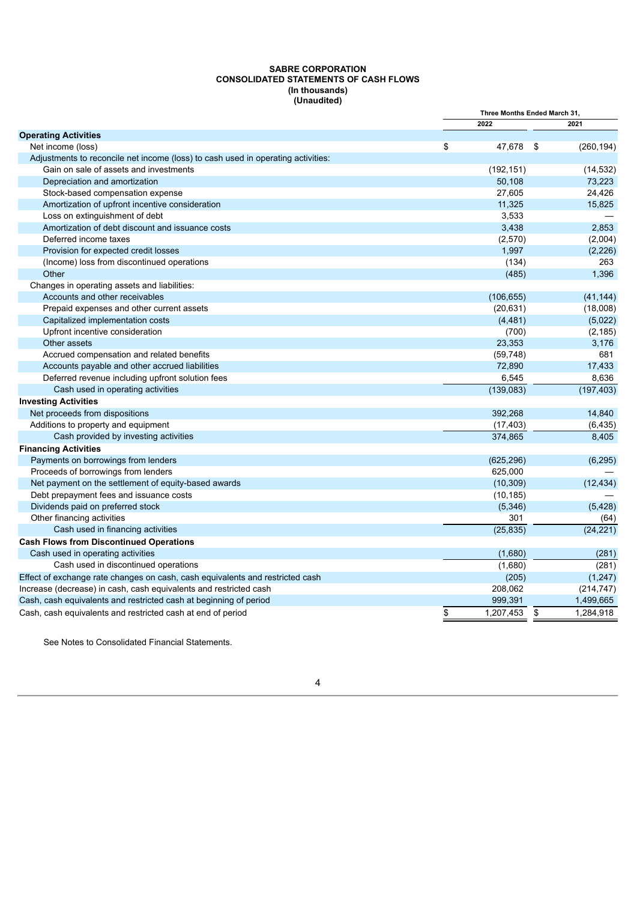**SABRE CORPORATION**
**CONSOLIDATED STATEMENTS OF CASH FLOWS**
**(In thousands)**
**(Unaudited)**

| | Three Months Ended March 31, | |
|---|---|---|
| | 2022 | 2021 |
| **Operating Activities** | | |
| Net income (loss) | $ 47,678 | $ (260,194) |
| Adjustments to reconcile net income (loss) to cash used in operating activities: | | |
| Gain on sale of assets and investments | (192,151) | (14,532) |
| Depreciation and amortization | 50,108 | 73,223 |
| Stock-based compensation expense | 27,605 | 24,426 |
| Amortization of upfront incentive consideration | 11,325 | 15,825 |
| Loss on extinguishment of debt | 3,533 | — |
| Amortization of debt discount and issuance costs | 3,438 | 2,853 |
| Deferred income taxes | (2,570) | (2,004) |
| Provision for expected credit losses | 1,997 | (2,226) |
| (Income) loss from discontinued operations | (134) | 263 |
| Other | (485) | 1,396 |
| Changes in operating assets and liabilities: | | |
| Accounts and other receivables | (106,655) | (41,144) |
| Prepaid expenses and other current assets | (20,631) | (18,008) |
| Capitalized implementation costs | (4,481) | (5,022) |
| Upfront incentive consideration | (700) | (2,185) |
| Other assets | 23,353 | 3,176 |
| Accrued compensation and related benefits | (59,748) | 681 |
| Accounts payable and other accrued liabilities | 72,890 | 17,433 |
| Deferred revenue including upfront solution fees | 6,545 | 8,636 |
| Cash used in operating activities | (139,083) | (197,403) |
| **Investing Activities** | | |
| Net proceeds from dispositions | 392,268 | 14,840 |
| Additions to property and equipment | (17,403) | (6,435) |
| Cash provided by investing activities | 374,865 | 8,405 |
| **Financing Activities** | | |
| Payments on borrowings from lenders | (625,296) | (6,295) |
| Proceeds of borrowings from lenders | 625,000 | — |
| Net payment on the settlement of equity-based awards | (10,309) | (12,434) |
| Debt prepayment fees and issuance costs | (10,185) | — |
| Dividends paid on preferred stock | (5,346) | (5,428) |
| Other financing activities | 301 | (64) |
| Cash used in financing activities | (25,835) | (24,221) |
| **Cash Flows from Discontinued Operations** | | |
| Cash used in operating activities | (1,680) | (281) |
| Cash used in discontinued operations | (1,680) | (281) |
| Effect of exchange rate changes on cash, cash equivalents and restricted cash | (205) | (1,247) |
| Increase (decrease) in cash, cash equivalents and restricted cash | 208,062 | (214,747) |
| Cash, cash equivalents and restricted cash at beginning of period | 999,391 | 1,499,665 |
| Cash, cash equivalents and restricted cash at end of period | $ 1,207,453 | $ 1,284,918 |

See Notes to Consolidated Financial Statements.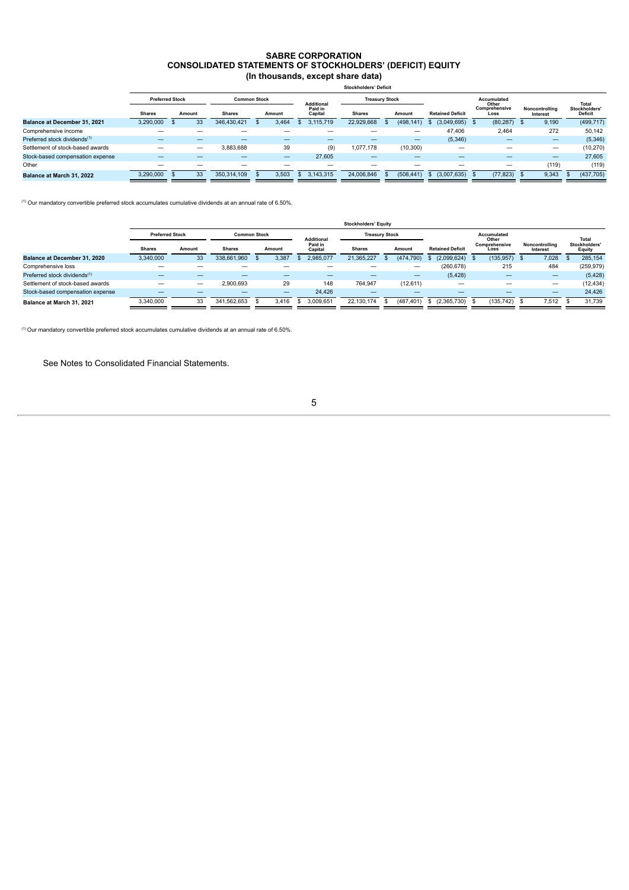# SABRE CORPORATION
## CONSOLIDATED STATEMENTS OF STOCKHOLDERS' (DEFICIT) EQUITY
### (In thousands, except share data)

| | Stockholders' Deficit | | | | | | | | | | |
|---|---|---|---|---|---|---|---|---|---|---|---|
| | Preferred Stock | | Common Stock | | Additional Paid in Capital | Treasury Stock | | Retained Deficit | Accumulated Other Comprehensive Loss | Noncontrolling Interest | Total Stockholders' Deficit |
| | Shares | Amount | Shares | Amount | | Shares | Amount | | | | |
| **Balance at December 31, 2021** | 3,290,000 | $ 33 | 346,430,421 | $ 3,464 | $ 3,115,719 | 22,929,668 | $ (498,141) | $ (3,049,695) | $ (80,287) | $ 9,190 | (499,717) |
| Comprehensive income | — | — | — | — | — | — | — | 47,406 | 2,464 | 272 | 50,142 |
| Preferred stock dividends[1] | — | — | — | — | — | — | — | (5,346) | — | — | (5,346) |
| Settlement of stock-based awards | — | — | 3,883,688 | 39 | (9) | 1,077,178 | (10,300) | — | — | — | (10,270) |
| Stock-based compensation expense | — | — | — | — | 27,605 | — | — | — | — | — | 27,605 |
| Other | — | — | — | — | — | — | — | — | — | (119) | (119) |
| **Balance at March 31, 2022** | 3,290,000 | $ 33 | 350,314,109 | $ 3,503 | $ 3,143,315 | 24,006,846 | $ (508,441) | $ (3,007,635) | $ (77,823) | $ 9,343 | $ (437,705) |

[1] Our mandatory convertible preferred stock accumulates cumulative dividends at an annual rate of 6.50%.

| | Stockholders' Equity | | | | | | | | | | |
|---|---|---|---|---|---|---|---|---|---|---|---|
| | Preferred Stock | | Common Stock | | Additional Paid in Capital | Treasury Stock | | Retained Deficit | Accumulated Other Comprehensive Loss | Noncontrolling Interest | Total Stockholders' Equity |
| | Shares | Amount | Shares | Amount | | Shares | Amount | | | | |
| **Balance at December 31, 2020** | 3,340,000 | 33 | 338,661,960 | $ 3,387 | $ 2,985,077 | 21,365,227 | $ (474,790) | $ (2,099,624) | $ (135,957) | $ 7,028 | $ 285,154 |
| Comprehensive loss | — | — | — | — | — | — | — | (260,678) | 215 | 484 | (259,979) |
| Preferred stock dividends[1] | — | — | — | — | — | — | — | (5,428) | — | — | (5,428) |
| Settlement of stock-based awards | — | — | 2,900,693 | 29 | 148 | 764,947 | (12,611) | — | — | — | (12,434) |
| Stock-based compensation expense | — | — | — | — | 24,426 | — | — | — | — | — | 24,426 |
| **Balance at March 31, 2021** | 3,340,000 | 33 | 341,562,653 | $ 3,416 | $ 3,009,651 | 22,130,174 | $ (487,401) | $ (2,365,730) | $ (135,742) | $ 7,512 | $ 31,739 |

[1] Our mandatory convertible preferred stock accumulates cumulative dividends at an annual rate of 6.50%.

See Notes to Consolidated Financial Statements.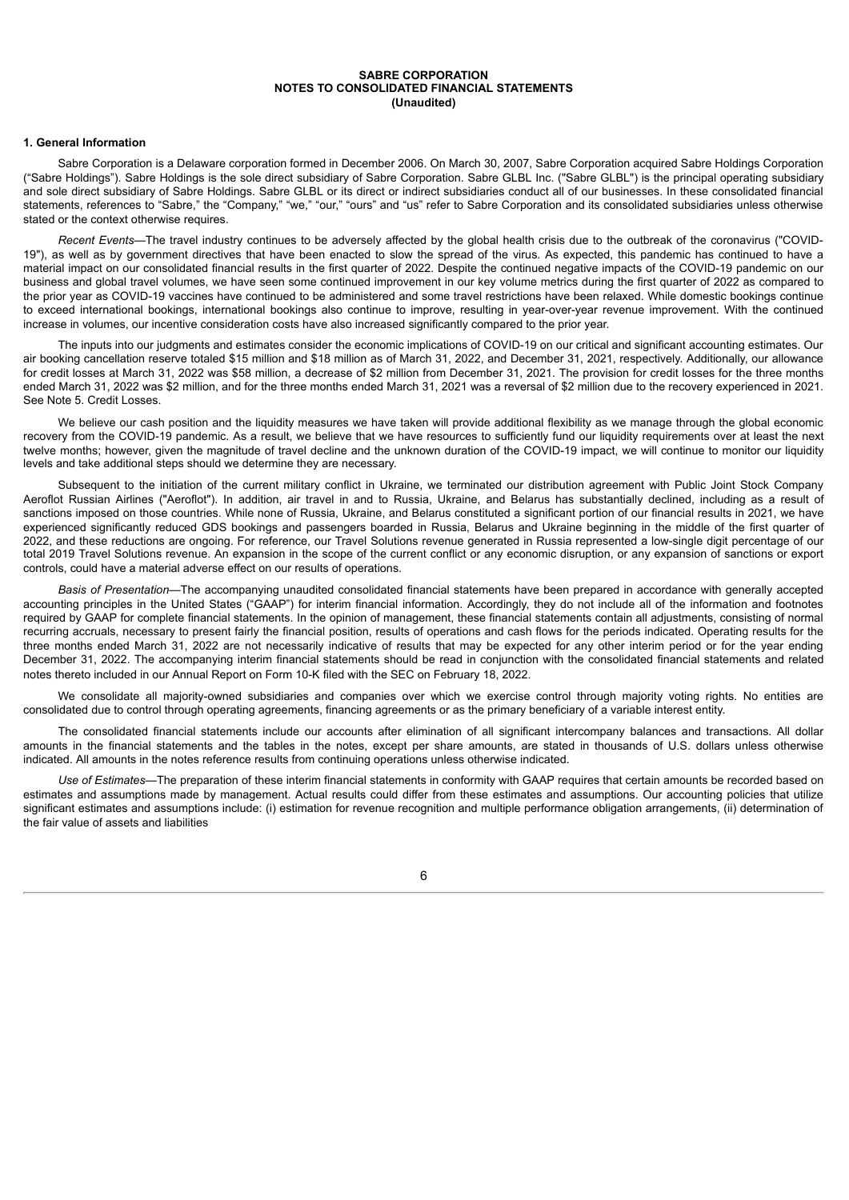**SABRE CORPORATION**
**NOTES TO CONSOLIDATED FINANCIAL STATEMENTS**
**(Unaudited)**

### 1. General Information

Sabre Corporation is a Delaware corporation formed in December 2006. On March 30, 2007, Sabre Corporation acquired Sabre Holdings Corporation ("Sabre Holdings"). Sabre Holdings is the sole direct subsidiary of Sabre Corporation. Sabre GLBL Inc. ("Sabre GLBL") is the principal operating subsidiary and sole direct subsidiary of Sabre Holdings. Sabre GLBL or its direct or indirect subsidiaries conduct all of our businesses. In these consolidated financial statements, references to "Sabre," the "Company," "we," "our," "ours" and "us" refer to Sabre Corporation and its consolidated subsidiaries unless otherwise stated or the context otherwise requires.

*Recent Events*—The travel industry continues to be adversely affected by the global health crisis due to the outbreak of the coronavirus ("COVID-19"), as well as by government directives that have been enacted to slow the spread of the virus. As expected, this pandemic has continued to have a material impact on our consolidated financial results in the first quarter of 2022. Despite the continued negative impacts of the COVID-19 pandemic on our business and global travel volumes, we have seen some continued improvement in our key volume metrics during the first quarter of 2022 as compared to the prior year as COVID-19 vaccines have continued to be administered and some travel restrictions have been relaxed. While domestic bookings continue to exceed international bookings, international bookings also continue to improve, resulting in year-over-year revenue improvement. With the continued increase in volumes, our incentive consideration costs have also increased significantly compared to the prior year.

The inputs into our judgments and estimates consider the economic implications of COVID-19 on our critical and significant accounting estimates. Our air booking cancellation reserve totaled $15 million and $18 million as of March 31, 2022, and December 31, 2021, respectively. Additionally, our allowance for credit losses at March 31, 2022 was $58 million, a decrease of $2 million from December 31, 2021. The provision for credit losses for the three months ended March 31, 2022 was $2 million, and for the three months ended March 31, 2021 was a reversal of $2 million due to the recovery experienced in 2021. See Note 5. Credit Losses.

We believe our cash position and the liquidity measures we have taken will provide additional flexibility as we manage through the global economic recovery from the COVID-19 pandemic. As a result, we believe that we have resources to sufficiently fund our liquidity requirements over at least the next twelve months; however, given the magnitude of travel decline and the unknown duration of the COVID-19 impact, we will continue to monitor our liquidity levels and take additional steps should we determine they are necessary.

Subsequent to the initiation of the current military conflict in Ukraine, we terminated our distribution agreement with Public Joint Stock Company Aeroflot Russian Airlines ("Aeroflot"). In addition, air travel in and to Russia, Ukraine, and Belarus has substantially declined, including as a result of sanctions imposed on those countries. While none of Russia, Ukraine, and Belarus constituted a significant portion of our financial results in 2021, we have experienced significantly reduced GDS bookings and passengers boarded in Russia, Belarus and Ukraine beginning in the middle of the first quarter of 2022, and these reductions are ongoing. For reference, our Travel Solutions revenue generated in Russia represented a low-single digit percentage of our total 2019 Travel Solutions revenue. An expansion in the scope of the current conflict or any economic disruption, or any expansion of sanctions or export controls, could have a material adverse effect on our results of operations.

*Basis of Presentation*—The accompanying unaudited consolidated financial statements have been prepared in accordance with generally accepted accounting principles in the United States ("GAAP") for interim financial information. Accordingly, they do not include all of the information and footnotes required by GAAP for complete financial statements. In the opinion of management, these financial statements contain all adjustments, consisting of normal recurring accruals, necessary to present fairly the financial position, results of operations and cash flows for the periods indicated. Operating results for the three months ended March 31, 2022 are not necessarily indicative of results that may be expected for any other interim period or for the year ending December 31, 2022. The accompanying interim financial statements should be read in conjunction with the consolidated financial statements and related notes thereto included in our Annual Report on Form 10-K filed with the SEC on February 18, 2022.

We consolidate all majority-owned subsidiaries and companies over which we exercise control through majority voting rights. No entities are consolidated due to control through operating agreements, financing agreements or as the primary beneficiary of a variable interest entity.

The consolidated financial statements include our accounts after elimination of all significant intercompany balances and transactions. All dollar amounts in the financial statements and the tables in the notes, except per share amounts, are stated in thousands of U.S. dollars unless otherwise indicated. All amounts in the notes reference results from continuing operations unless otherwise indicated.

*Use of Estimates*—The preparation of these interim financial statements in conformity with GAAP requires that certain amounts be recorded based on estimates and assumptions made by management. Actual results could differ from these estimates and assumptions. Our accounting policies that utilize significant estimates and assumptions include: (i) estimation for revenue recognition and multiple performance obligation arrangements, (ii) determination of the fair value of assets and liabilities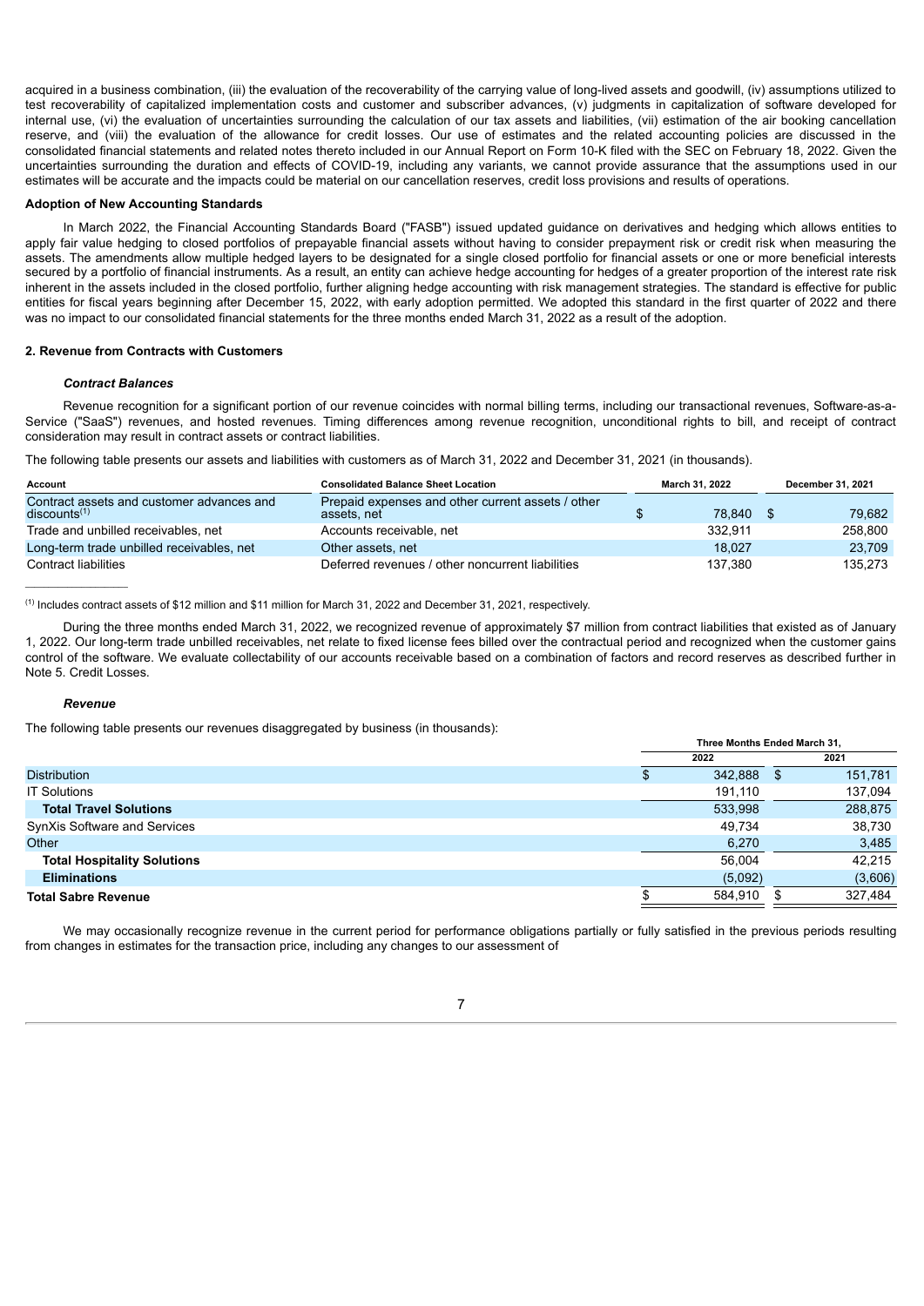acquired in a business combination, (iii) the evaluation of the recoverability of the carrying value of long-lived assets and goodwill, (iv) assumptions utilized to test recoverability of capitalized implementation costs and customer and subscriber advances, (v) judgments in capitalization of software developed for internal use, (vi) the evaluation of uncertainties surrounding the calculation of our tax assets and liabilities, (vii) estimation of the air booking cancellation reserve, and (viii) the evaluation of the allowance for credit losses. Our use of estimates and the related accounting policies are discussed in the consolidated financial statements and related notes thereto included in our Annual Report on Form 10-K filed with the SEC on February 18, 2022. Given the uncertainties surrounding the duration and effects of COVID-19, including any variants, we cannot provide assurance that the assumptions used in our estimates will be accurate and the impacts could be material on our cancellation reserves, credit loss provisions and results of operations.

**Adoption of New Accounting Standards**

In March 2022, the Financial Accounting Standards Board ("FASB") issued updated guidance on derivatives and hedging which allows entities to apply fair value hedging to closed portfolios of prepayable financial assets without having to consider prepayment risk or credit risk when measuring the assets. The amendments allow multiple hedged layers to be designated for a single closed portfolio for financial assets or one or more beneficial interests secured by a portfolio of financial instruments. As a result, an entity can achieve hedge accounting for hedges of a greater proportion of the interest rate risk inherent in the assets included in the closed portfolio, further aligning hedge accounting with risk management strategies. The standard is effective for public entities for fiscal years beginning after December 15, 2022, with early adoption permitted. We adopted this standard in the first quarter of 2022 and there was no impact to our consolidated financial statements for the three months ended March 31, 2022 as a result of the adoption.

**2. Revenue from Contracts with Customers**

***Contract Balances***

Revenue recognition for a significant portion of our revenue coincides with normal billing terms, including our transactional revenues, Software-as-a-Service ("SaaS") revenues, and hosted revenues. Timing differences among revenue recognition, unconditional rights to bill, and receipt of contract consideration may result in contract assets or contract liabilities.

The following table presents our assets and liabilities with customers as of March 31, 2022 and December 31, 2021 (in thousands).

| Account | Consolidated Balance Sheet Location | March 31, 2022 | December 31, 2021 |
|---|---|---|---|
| Contract assets and customer advances and discounts[(1)] | Prepaid expenses and other current assets / other assets, net | $ 78,840 | $ 79,682 |
| Trade and unbilled receivables, net | Accounts receivable, net | 332,911 | 258,800 |
| Long-term trade unbilled receivables, net | Other assets, net | 18,027 | 23,709 |
| Contract liabilities | Deferred revenues / other noncurrent liabilities | 137,380 | 135,273 |

(1) Includes contract assets of $12 million and $11 million for March 31, 2022 and December 31, 2021, respectively.

During the three months ended March 31, 2022, we recognized revenue of approximately $7 million from contract liabilities that existed as of January 1, 2022. Our long-term trade unbilled receivables, net relate to fixed license fees billed over the contractual period and recognized when the customer gains control of the software. We evaluate collectability of our accounts receivable based on a combination of factors and record reserves as described further in Note 5. Credit Losses.

***Revenue***

The following table presents our revenues disaggregated by business (in thousands):

| | Three Months Ended March 31, | |
|---|---|---|
| | 2022 | 2021 |
| Distribution | $ 342,888 | $ 151,781 |
| IT Solutions | 191,110 | 137,094 |
| **Total Travel Solutions** | 533,998 | 288,875 |
| SynXis Software and Services | 49,734 | 38,730 |
| Other | 6,270 | 3,485 |
| **Total Hospitality Solutions** | 56,004 | 42,215 |
| **Eliminations** | (5,092) | (3,606) |
| **Total Sabre Revenue** | $ 584,910 | $ 327,484 |

We may occasionally recognize revenue in the current period for performance obligations partially or fully satisfied in the previous periods resulting from changes in estimates for the transaction price, including any changes to our assessment of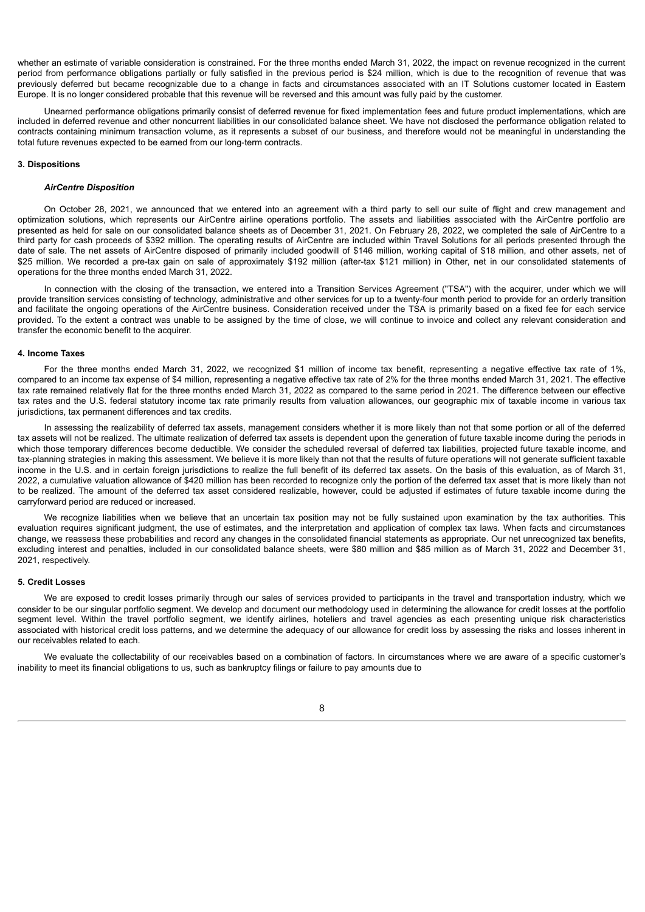whether an estimate of variable consideration is constrained. For the three months ended March 31, 2022, the impact on revenue recognized in the current period from performance obligations partially or fully satisfied in the previous period is $24 million, which is due to the recognition of revenue that was previously deferred but became recognizable due to a change in facts and circumstances associated with an IT Solutions customer located in Eastern Europe. It is no longer considered probable that this revenue will be reversed and this amount was fully paid by the customer.

Unearned performance obligations primarily consist of deferred revenue for fixed implementation fees and future product implementations, which are included in deferred revenue and other noncurrent liabilities in our consolidated balance sheet. We have not disclosed the performance obligation related to contracts containing minimum transaction volume, as it represents a subset of our business, and therefore would not be meaningful in understanding the total future revenues expected to be earned from our long-term contracts.

**3. Dispositions**

***AirCentre Disposition***

On October 28, 2021, we announced that we entered into an agreement with a third party to sell our suite of flight and crew management and optimization solutions, which represents our AirCentre airline operations portfolio. The assets and liabilities associated with the AirCentre portfolio are presented as held for sale on our consolidated balance sheets as of December 31, 2021. On February 28, 2022, we completed the sale of AirCentre to a third party for cash proceeds of $392 million. The operating results of AirCentre are included within Travel Solutions for all periods presented through the date of sale. The net assets of AirCentre disposed of primarily included goodwill of $146 million, working capital of $18 million, and other assets, net of $25 million. We recorded a pre-tax gain on sale of approximately $192 million (after-tax $121 million) in Other, net in our consolidated statements of operations for the three months ended March 31, 2022.

In connection with the closing of the transaction, we entered into a Transition Services Agreement ("TSA") with the acquirer, under which we will provide transition services consisting of technology, administrative and other services for up to a twenty-four month period to provide for an orderly transition and facilitate the ongoing operations of the AirCentre business. Consideration received under the TSA is primarily based on a fixed fee for each service provided. To the extent a contract was unable to be assigned by the time of close, we will continue to invoice and collect any relevant consideration and transfer the economic benefit to the acquirer.

**4. Income Taxes**

For the three months ended March 31, 2022, we recognized $1 million of income tax benefit, representing a negative effective tax rate of 1%, compared to an income tax expense of $4 million, representing a negative effective tax rate of 2% for the three months ended March 31, 2021. The effective tax rate remained relatively flat for the three months ended March 31, 2022 as compared to the same period in 2021. The difference between our effective tax rates and the U.S. federal statutory income tax rate primarily results from valuation allowances, our geographic mix of taxable income in various tax jurisdictions, tax permanent differences and tax credits.

In assessing the realizability of deferred tax assets, management considers whether it is more likely than not that some portion or all of the deferred tax assets will not be realized. The ultimate realization of deferred tax assets is dependent upon the generation of future taxable income during the periods in which those temporary differences become deductible. We consider the scheduled reversal of deferred tax liabilities, projected future taxable income, and tax-planning strategies in making this assessment. We believe it is more likely than not that the results of future operations will not generate sufficient taxable income in the U.S. and in certain foreign jurisdictions to realize the full benefit of its deferred tax assets. On the basis of this evaluation, as of March 31, 2022, a cumulative valuation allowance of $420 million has been recorded to recognize only the portion of the deferred tax asset that is more likely than not to be realized. The amount of the deferred tax asset considered realizable, however, could be adjusted if estimates of future taxable income during the carryforward period are reduced or increased.

We recognize liabilities when we believe that an uncertain tax position may not be fully sustained upon examination by the tax authorities. This evaluation requires significant judgment, the use of estimates, and the interpretation and application of complex tax laws. When facts and circumstances change, we reassess these probabilities and record any changes in the consolidated financial statements as appropriate. Our net unrecognized tax benefits, excluding interest and penalties, included in our consolidated balance sheets, were $80 million and $85 million as of March 31, 2022 and December 31, 2021, respectively.

**5. Credit Losses**

We are exposed to credit losses primarily through our sales of services provided to participants in the travel and transportation industry, which we consider to be our singular portfolio segment. We develop and document our methodology used in determining the allowance for credit losses at the portfolio segment level. Within the travel portfolio segment, we identify airlines, hoteliers and travel agencies as each presenting unique risk characteristics associated with historical credit loss patterns, and we determine the adequacy of our allowance for credit loss by assessing the risks and losses inherent in our receivables related to each.

We evaluate the collectability of our receivables based on a combination of factors. In circumstances where we are aware of a specific customer's inability to meet its financial obligations to us, such as bankruptcy filings or failure to pay amounts due to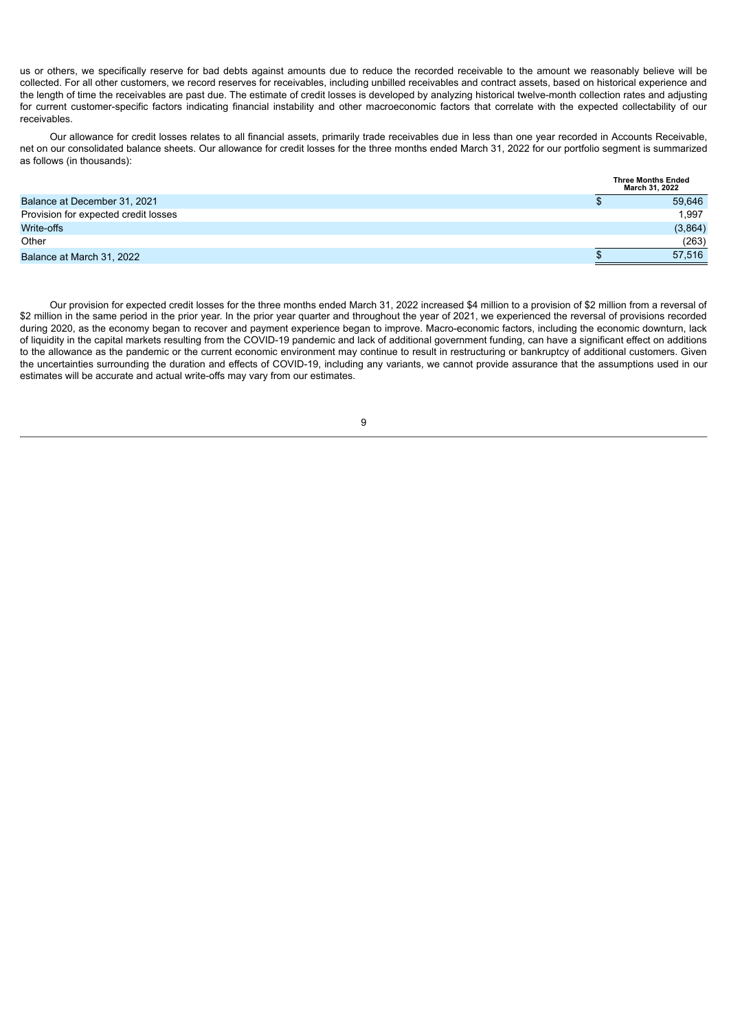us or others, we specifically reserve for bad debts against amounts due to reduce the recorded receivable to the amount we reasonably believe will be collected. For all other customers, we record reserves for receivables, including unbilled receivables and contract assets, based on historical experience and the length of time the receivables are past due. The estimate of credit losses is developed by analyzing historical twelve-month collection rates and adjusting for current customer-specific factors indicating financial instability and other macroeconomic factors that correlate with the expected collectability of our receivables.

Our allowance for credit losses relates to all financial assets, primarily trade receivables due in less than one year recorded in Accounts Receivable, net on our consolidated balance sheets. Our allowance for credit losses for the three months ended March 31, 2022 for our portfolio segment is summarized as follows (in thousands):

| | Three Months Ended March 31, 2022 |
|---|---|
| Balance at December 31, 2021 | $ 59,646 |
| Provision for expected credit losses | 1,997 |
| Write-offs | (3,864) |
| Other | (263) |
| Balance at March 31, 2022 | $ 57,516 |

Our provision for expected credit losses for the three months ended March 31, 2022 increased $4 million to a provision of $2 million from a reversal of $2 million in the same period in the prior year. In the prior year quarter and throughout the year of 2021, we experienced the reversal of provisions recorded during 2020, as the economy began to recover and payment experience began to improve. Macro-economic factors, including the economic downturn, lack of liquidity in the capital markets resulting from the COVID-19 pandemic and lack of additional government funding, can have a significant effect on additions to the allowance as the pandemic or the current economic environment may continue to result in restructuring or bankruptcy of additional customers. Given the uncertainties surrounding the duration and effects of COVID-19, including any variants, we cannot provide assurance that the assumptions used in our estimates will be accurate and actual write-offs may vary from our estimates.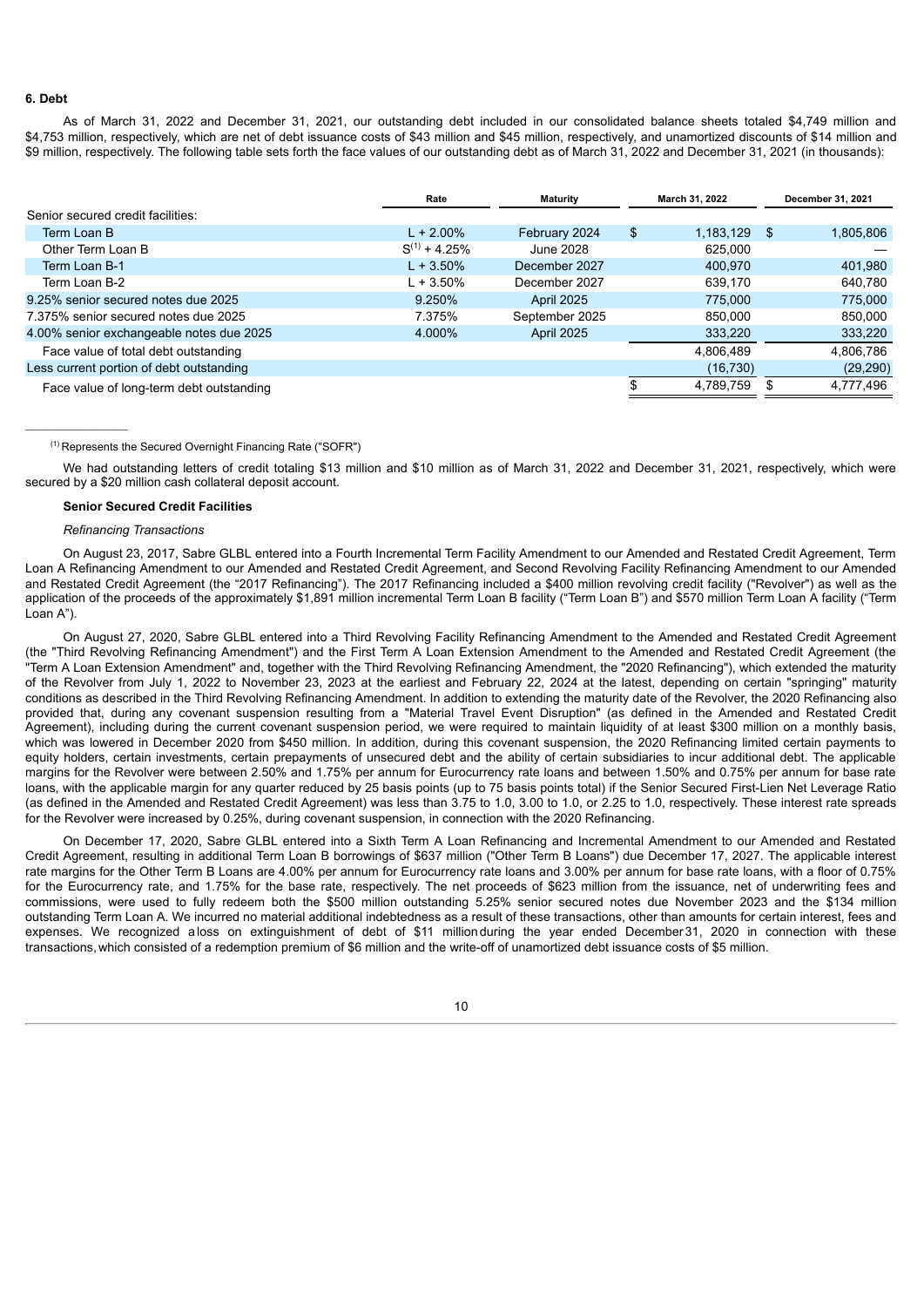**6. Debt**

As of March 31, 2022 and December 31, 2021, our outstanding debt included in our consolidated balance sheets totaled $4,749 million and $4,753 million, respectively, which are net of debt issuance costs of $43 million and $45 million, respectively, and unamortized discounts of $14 million and $9 million, respectively. The following table sets forth the face values of our outstanding debt as of March 31, 2022 and December 31, 2021 (in thousands):

| | Rate | Maturity | March 31, 2022 | December 31, 2021 |
|---|---|---|---|---|
| Senior secured credit facilities: | | | | |
| Term Loan B | L + 2.00% | February 2024 | $ 1,183,129 | $ 1,805,806 |
| Other Term Loan B | S[1] + 4.25% | June 2028 | 625,000 | — |
| Term Loan B-1 | L + 3.50% | December 2027 | 400,970 | 401,980 |
| Term Loan B-2 | L + 3.50% | December 2027 | 639,170 | 640,780 |
| 9.25% senior secured notes due 2025 | 9.250% | April 2025 | 775,000 | 775,000 |
| 7.375% senior secured notes due 2025 | 7.375% | September 2025 | 850,000 | 850,000 |
| 4.00% senior exchangeable notes due 2025 | 4.000% | April 2025 | 333,220 | 333,220 |
| Face value of total debt outstanding | | | 4,806,489 | 4,806,786 |
| Less current portion of debt outstanding | | | (16,730) | (29,290) |
| Face value of long-term debt outstanding | | | $ 4,789,759 | $ 4,777,496 |

[1] Represents the Secured Overnight Financing Rate ("SOFR")

We had outstanding letters of credit totaling $13 million and $10 million as of March 31, 2022 and December 31, 2021, respectively, which were secured by a $20 million cash collateral deposit account.

**Senior Secured Credit Facilities**

*Refinancing Transactions*

On August 23, 2017, Sabre GLBL entered into a Fourth Incremental Term Facility Amendment to our Amended and Restated Credit Agreement, Term Loan A Refinancing Amendment to our Amended and Restated Credit Agreement, and Second Revolving Facility Refinancing Amendment to our Amended and Restated Credit Agreement (the "2017 Refinancing"). The 2017 Refinancing included a $400 million revolving credit facility ("Revolver") as well as the application of the proceeds of the approximately $1,891 million incremental Term Loan B facility ("Term Loan B") and $570 million Term Loan A facility ("Term Loan A").

On August 27, 2020, Sabre GLBL entered into a Third Revolving Facility Refinancing Amendment to the Amended and Restated Credit Agreement (the "Third Revolving Refinancing Amendment") and the First Term A Loan Extension Amendment to the Amended and Restated Credit Agreement (the "Term A Loan Extension Amendment" and, together with the Third Revolving Refinancing Amendment, the "2020 Refinancing"), which extended the maturity of the Revolver from July 1, 2022 to November 23, 2023 at the earliest and February 22, 2024 at the latest, depending on certain "springing" maturity conditions as described in the Third Revolving Refinancing Amendment. In addition to extending the maturity date of the Revolver, the 2020 Refinancing also provided that, during any covenant suspension resulting from a "Material Travel Event Disruption" (as defined in the Amended and Restated Credit Agreement), including during the current covenant suspension period, we were required to maintain liquidity of at least $300 million on a monthly basis, which was lowered in December 2020 from $450 million. In addition, during this covenant suspension, the 2020 Refinancing limited certain payments to equity holders, certain investments, certain prepayments of unsecured debt and the ability of certain subsidiaries to incur additional debt. The applicable margins for the Revolver were between 2.50% and 1.75% per annum for Eurocurrency rate loans and between 1.50% and 0.75% per annum for base rate loans, with the applicable margin for any quarter reduced by 25 basis points (up to 75 basis points total) if the Senior Secured First-Lien Net Leverage Ratio (as defined in the Amended and Restated Credit Agreement) was less than 3.75 to 1.0, 3.00 to 1.0, or 2.25 to 1.0, respectively. These interest rate spreads for the Revolver were increased by 0.25%, during covenant suspension, in connection with the 2020 Refinancing.

On December 17, 2020, Sabre GLBL entered into a Sixth Term A Loan Refinancing and Incremental Amendment to our Amended and Restated Credit Agreement, resulting in additional Term Loan B borrowings of $637 million ("Other Term B Loans") due December 17, 2027. The applicable interest rate margins for the Other Term B Loans are 4.00% per annum for Eurocurrency rate loans and 3.00% per annum for base rate loans, with a floor of 0.75% for the Eurocurrency rate, and 1.75% for the base rate, respectively. The net proceeds of $623 million from the issuance, net of underwriting fees and commissions, were used to fully redeem both the $500 million outstanding 5.25% senior secured notes due November 2023 and the $134 million outstanding Term Loan A. We incurred no material additional indebtedness as a result of these transactions, other than amounts for certain interest, fees and expenses. We recognized a loss on extinguishment of debt of $11 million during the year ended December 31, 2020 in connection with these transactions, which consisted of a redemption premium of $6 million and the write-off of unamortized debt issuance costs of $5 million.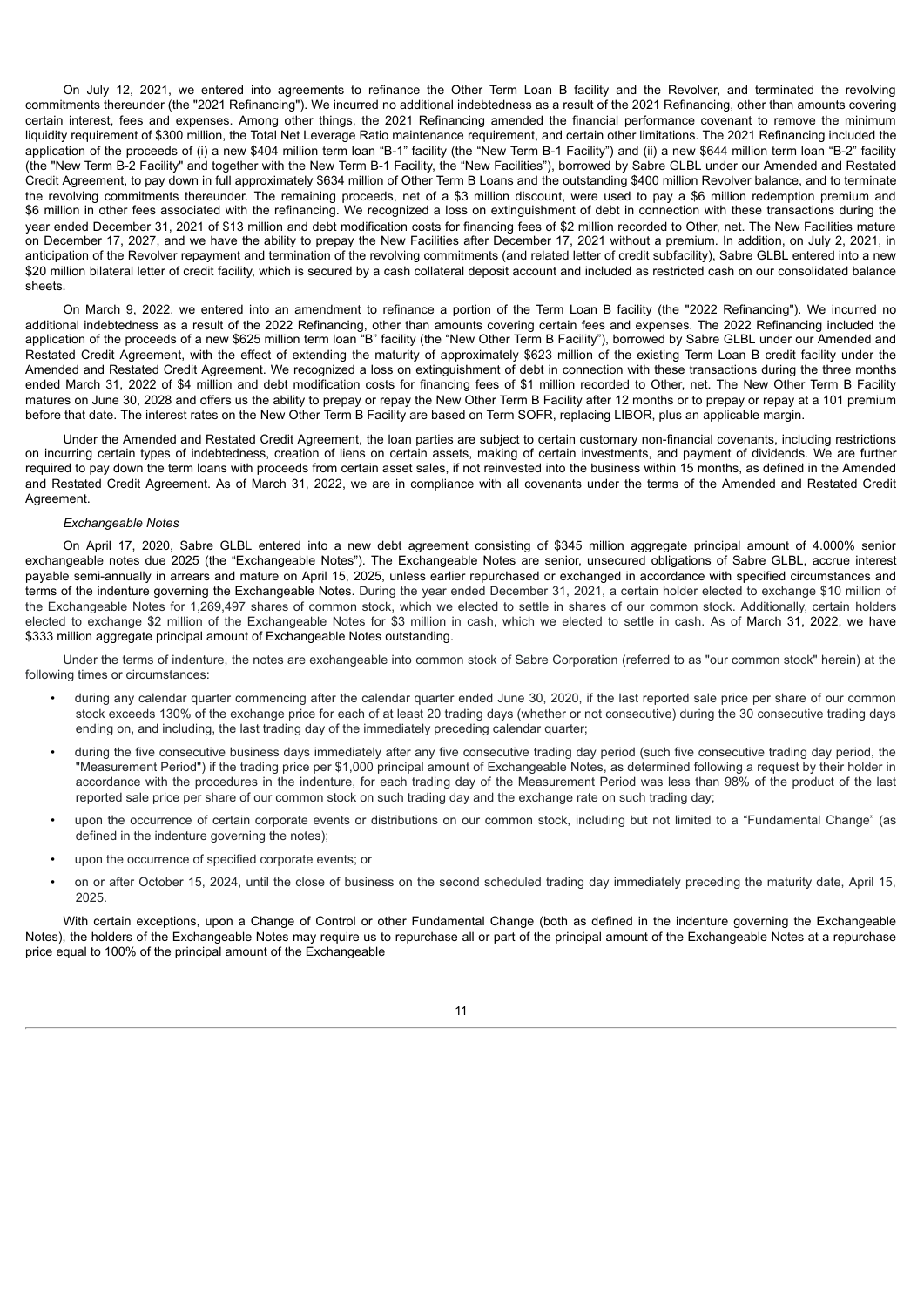On July 12, 2021, we entered into agreements to refinance the Other Term Loan B facility and the Revolver, and terminated the revolving commitments thereunder (the "2021 Refinancing"). We incurred no additional indebtedness as a result of the 2021 Refinancing, other than amounts covering certain interest, fees and expenses. Among other things, the 2021 Refinancing amended the financial performance covenant to remove the minimum liquidity requirement of $300 million, the Total Net Leverage Ratio maintenance requirement, and certain other limitations. The 2021 Refinancing included the application of the proceeds of (i) a new $404 million term loan "B-1" facility (the "New Term B-1 Facility") and (ii) a new $644 million term loan "B-2" facility (the "New Term B-2 Facility" and together with the New Term B-1 Facility, the "New Facilities"), borrowed by Sabre GLBL under our Amended and Restated Credit Agreement, to pay down in full approximately $634 million of Other Term B Loans and the outstanding $400 million Revolver balance, and to terminate the revolving commitments thereunder. The remaining proceeds, net of a $3 million discount, were used to pay a $6 million redemption premium and $6 million in other fees associated with the refinancing. We recognized a loss on extinguishment of debt in connection with these transactions during the year ended December 31, 2021 of $13 million and debt modification costs for financing fees of $2 million recorded to Other, net. The New Facilities mature on December 17, 2027, and we have the ability to prepay the New Facilities after December 17, 2021 without a premium. In addition, on July 2, 2021, in anticipation of the Revolver repayment and termination of the revolving commitments (and related letter of credit subfacility), Sabre GLBL entered into a new $20 million bilateral letter of credit facility, which is secured by a cash collateral deposit account and included as restricted cash on our consolidated balance sheets.

On March 9, 2022, we entered into an amendment to refinance a portion of the Term Loan B facility (the "2022 Refinancing"). We incurred no additional indebtedness as a result of the 2022 Refinancing, other than amounts covering certain fees and expenses. The 2022 Refinancing included the application of the proceeds of a new $625 million term loan "B" facility (the "New Other Term B Facility"), borrowed by Sabre GLBL under our Amended and Restated Credit Agreement, with the effect of extending the maturity of approximately $623 million of the existing Term Loan B credit facility under the Amended and Restated Credit Agreement. We recognized a loss on extinguishment of debt in connection with these transactions during the three months ended March 31, 2022 of $4 million and debt modification costs for financing fees of $1 million recorded to Other, net. The New Other Term B Facility matures on June 30, 2028 and offers us the ability to prepay or repay the New Other Term B Facility after 12 months or to prepay or repay at a 101 premium before that date. The interest rates on the New Other Term B Facility are based on Term SOFR, replacing LIBOR, plus an applicable margin.

Under the Amended and Restated Credit Agreement, the loan parties are subject to certain customary non-financial covenants, including restrictions on incurring certain types of indebtedness, creation of liens on certain assets, making of certain investments, and payment of dividends. We are further required to pay down the term loans with proceeds from certain asset sales, if not reinvested into the business within 15 months, as defined in the Amended and Restated Credit Agreement. As of March 31, 2022, we are in compliance with all covenants under the terms of the Amended and Restated Credit Agreement.

*Exchangeable Notes*

On April 17, 2020, Sabre GLBL entered into a new debt agreement consisting of $345 million aggregate principal amount of 4.000% senior exchangeable notes due 2025 (the "Exchangeable Notes"). The Exchangeable Notes are senior, unsecured obligations of Sabre GLBL, accrue interest payable semi-annually in arrears and mature on April 15, 2025, unless earlier repurchased or exchanged in accordance with specified circumstances and terms of the indenture governing the Exchangeable Notes. During the year ended December 31, 2021, a certain holder elected to exchange $10 million of the Exchangeable Notes for 1,269,497 shares of common stock, which we elected to settle in shares of our common stock. Additionally, certain holders elected to exchange $2 million of the Exchangeable Notes for $3 million in cash, which we elected to settle in cash. As of March 31, 2022, we have $333 million aggregate principal amount of Exchangeable Notes outstanding.

Under the terms of indenture, the notes are exchangeable into common stock of Sabre Corporation (referred to as "our common stock" herein) at the following times or circumstances:

- during any calendar quarter commencing after the calendar quarter ended June 30, 2020, if the last reported sale price per share of our common stock exceeds 130% of the exchange price for each of at least 20 trading days (whether or not consecutive) during the 30 consecutive trading days ending on, and including, the last trading day of the immediately preceding calendar quarter;
- during the five consecutive business days immediately after any five consecutive trading day period (such five consecutive trading day period, the "Measurement Period") if the trading price per $1,000 principal amount of Exchangeable Notes, as determined following a request by their holder in accordance with the procedures in the indenture, for each trading day of the Measurement Period was less than 98% of the product of the last reported sale price per share of our common stock on such trading day and the exchange rate on such trading day;
- upon the occurrence of certain corporate events or distributions on our common stock, including but not limited to a "Fundamental Change" (as defined in the indenture governing the notes);
- upon the occurrence of specified corporate events; or
- on or after October 15, 2024, until the close of business on the second scheduled trading day immediately preceding the maturity date, April 15, 2025.

With certain exceptions, upon a Change of Control or other Fundamental Change (both as defined in the indenture governing the Exchangeable Notes), the holders of the Exchangeable Notes may require us to repurchase all or part of the principal amount of the Exchangeable Notes at a repurchase price equal to 100% of the principal amount of the Exchangeable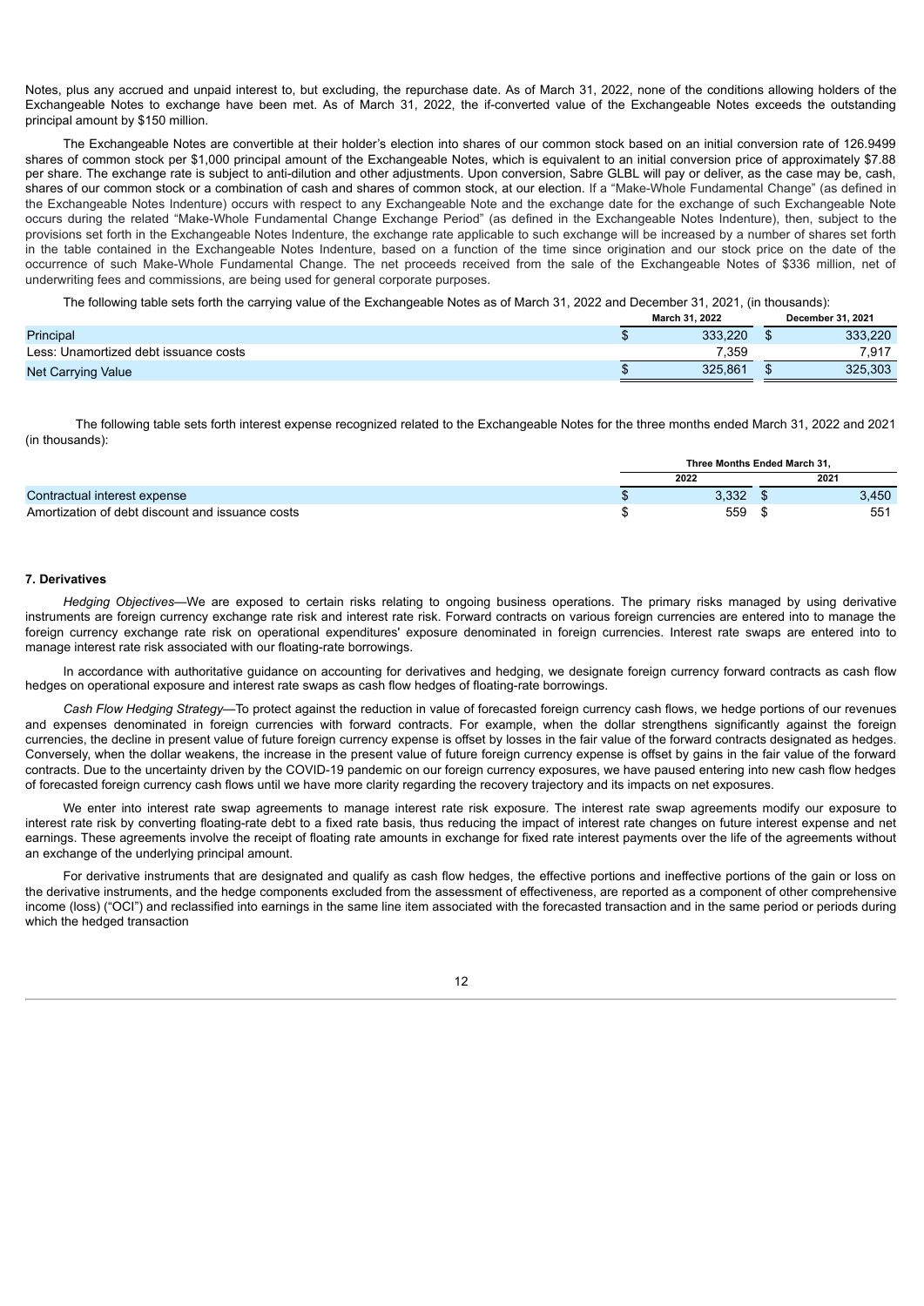Notes, plus any accrued and unpaid interest to, but excluding, the repurchase date. As of March 31, 2022, none of the conditions allowing holders of the Exchangeable Notes to exchange have been met. As of March 31, 2022, the if-converted value of the Exchangeable Notes exceeds the outstanding principal amount by $150 million.

The Exchangeable Notes are convertible at their holder's election into shares of our common stock based on an initial conversion rate of 126.9499 shares of common stock per $1,000 principal amount of the Exchangeable Notes, which is equivalent to an initial conversion price of approximately $7.88 per share. The exchange rate is subject to anti-dilution and other adjustments. Upon conversion, Sabre GLBL will pay or deliver, as the case may be, cash, shares of our common stock or a combination of cash and shares of common stock, at our election. If a "Make-Whole Fundamental Change" (as defined in the Exchangeable Notes Indenture) occurs with respect to any Exchangeable Note and the exchange date for the exchange of such Exchangeable Note occurs during the related "Make-Whole Fundamental Change Exchange Period" (as defined in the Exchangeable Notes Indenture), then, subject to the provisions set forth in the Exchangeable Notes Indenture, the exchange rate applicable to such exchange will be increased by a number of shares set forth in the table contained in the Exchangeable Notes Indenture, based on a function of the time since origination and our stock price on the date of the occurrence of such Make-Whole Fundamental Change. The net proceeds received from the sale of the Exchangeable Notes of $336 million, net of underwriting fees and commissions, are being used for general corporate purposes.

The following table sets forth the carrying value of the Exchangeable Notes as of March 31, 2022 and December 31, 2021, (in thousands):

| | March 31, 2022 | December 31, 2021 |
|---|---|---|
| Principal | $ 333,220 | $ 333,220 |
| Less: Unamortized debt issuance costs | 7,359 | 7,917 |
| Net Carrying Value | $ 325,861 | $ 325,303 |

The following table sets forth interest expense recognized related to the Exchangeable Notes for the three months ended March 31, 2022 and 2021 (in thousands):

| | Three Months Ended March 31, | |
|---|---|---|
| | 2022 | 2021 |
| Contractual interest expense | $ 3,332 | $ 3,450 |
| Amortization of debt discount and issuance costs | $ 559 | $ 551 |

### 7. Derivatives

*Hedging Objectives*—We are exposed to certain risks relating to ongoing business operations. The primary risks managed by using derivative instruments are foreign currency exchange rate risk and interest rate risk. Forward contracts on various foreign currencies are entered into to manage the foreign currency exchange rate risk on operational expenditures' exposure denominated in foreign currencies. Interest rate swaps are entered into to manage interest rate risk associated with our floating-rate borrowings.

In accordance with authoritative guidance on accounting for derivatives and hedging, we designate foreign currency forward contracts as cash flow hedges on operational exposure and interest rate swaps as cash flow hedges of floating-rate borrowings.

*Cash Flow Hedging Strategy*—To protect against the reduction in value of forecasted foreign currency cash flows, we hedge portions of our revenues and expenses denominated in foreign currencies with forward contracts. For example, when the dollar strengthens significantly against the foreign currencies, the decline in present value of future foreign currency expense is offset by losses in the fair value of the forward contracts designated as hedges. Conversely, when the dollar weakens, the increase in the present value of future foreign currency expense is offset by gains in the fair value of the forward contracts. Due to the uncertainty driven by the COVID-19 pandemic on our foreign currency exposures, we have paused entering into new cash flow hedges of forecasted foreign currency cash flows until we have more clarity regarding the recovery trajectory and its impacts on net exposures.

We enter into interest rate swap agreements to manage interest rate risk exposure. The interest rate swap agreements modify our exposure to interest rate risk by converting floating-rate debt to a fixed rate basis, thus reducing the impact of interest rate changes on future interest expense and net earnings. These agreements involve the receipt of floating rate amounts in exchange for fixed rate interest payments over the life of the agreements without an exchange of the underlying principal amount.

For derivative instruments that are designated and qualify as cash flow hedges, the effective portions and ineffective portions of the gain or loss on the derivative instruments, and the hedge components excluded from the assessment of effectiveness, are reported as a component of other comprehensive income (loss) ("OCI") and reclassified into earnings in the same line item associated with the forecasted transaction and in the same period or periods during which the hedged transaction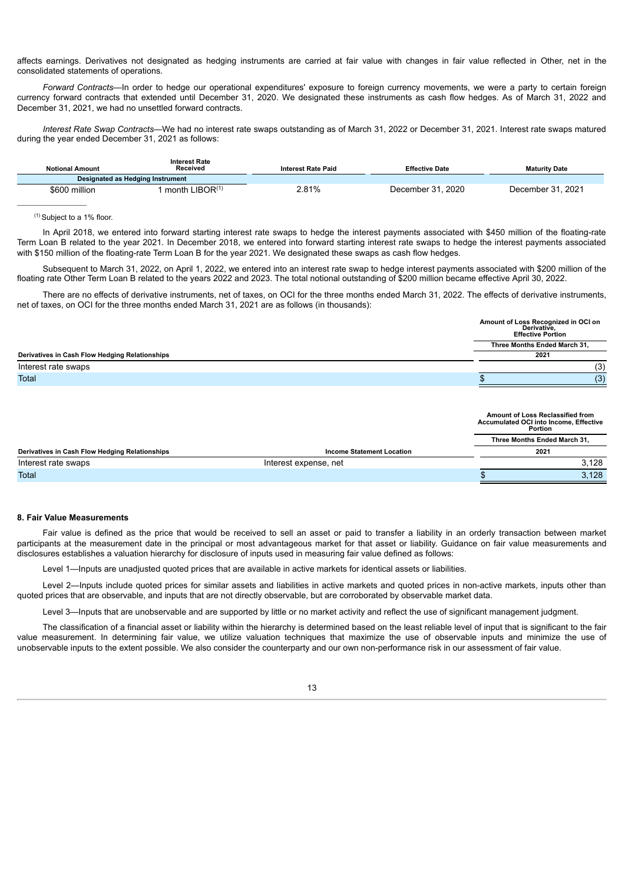affects earnings. Derivatives not designated as hedging instruments are carried at fair value with changes in fair value reflected in Other, net in the consolidated statements of operations.

*Forward Contracts*—In order to hedge our operational expenditures' exposure to foreign currency movements, we were a party to certain foreign currency forward contracts that extended until December 31, 2020. We designated these instruments as cash flow hedges. As of March 31, 2022 and December 31, 2021, we had no unsettled forward contracts.

*Interest Rate Swap Contracts*—We had no interest rate swaps outstanding as of March 31, 2022 or December 31, 2021. Interest rate swaps matured during the year ended December 31, 2021 as follows:

| Notional Amount | Interest Rate Received | Interest Rate Paid | Effective Date | Maturity Date |
|---|---|---|---|---|
| Designated as Hedging Instrument | | | | |
| $600 million | 1 month LIBOR[1] | 2.81% | December 31, 2020 | December 31, 2021 |

[1] Subject to a 1% floor.

In April 2018, we entered into forward starting interest rate swaps to hedge the interest payments associated with $450 million of the floating-rate Term Loan B related to the year 2021. In December 2018, we entered into forward starting interest rate swaps to hedge the interest payments associated with $150 million of the floating-rate Term Loan B for the year 2021. We designated these swaps as cash flow hedges.

Subsequent to March 31, 2022, on April 1, 2022, we entered into an interest rate swap to hedge interest payments associated with $200 million of the floating rate Other Term Loan B related to the years 2022 and 2023. The total notional outstanding of $200 million became effective April 30, 2022.

There are no effects of derivative instruments, net of taxes, on OCI for the three months ended March 31, 2022. The effects of derivative instruments, net of taxes, on OCI for the three months ended March 31, 2021 are as follows (in thousands):

| Derivatives in Cash Flow Hedging Relationships | Amount of Loss Recognized in OCI on Derivative, Effective Portion Three Months Ended March 31, 2021 |
|---|---|
| Interest rate swaps | (3) |
| Total | $ (3) |

| Derivatives in Cash Flow Hedging Relationships | Income Statement Location | Amount of Loss Reclassified from Accumulated OCI into Income, Effective Portion Three Months Ended March 31, 2021 |
|---|---|---|
| Interest rate swaps | Interest expense, net | 3,128 |
| Total | | $ 3,128 |

**8. Fair Value Measurements**

Fair value is defined as the price that would be received to sell an asset or paid to transfer a liability in an orderly transaction between market participants at the measurement date in the principal or most advantageous market for that asset or liability. Guidance on fair value measurements and disclosures establishes a valuation hierarchy for disclosure of inputs used in measuring fair value defined as follows:

Level 1—Inputs are unadjusted quoted prices that are available in active markets for identical assets or liabilities.

Level 2—Inputs include quoted prices for similar assets and liabilities in active markets and quoted prices in non-active markets, inputs other than quoted prices that are observable, and inputs that are not directly observable, but are corroborated by observable market data.

Level 3—Inputs that are unobservable and are supported by little or no market activity and reflect the use of significant management judgment.

The classification of a financial asset or liability within the hierarchy is determined based on the least reliable level of input that is significant to the fair value measurement. In determining fair value, we utilize valuation techniques that maximize the use of observable inputs and minimize the use of unobservable inputs to the extent possible. We also consider the counterparty and our own non-performance risk in our assessment of fair value.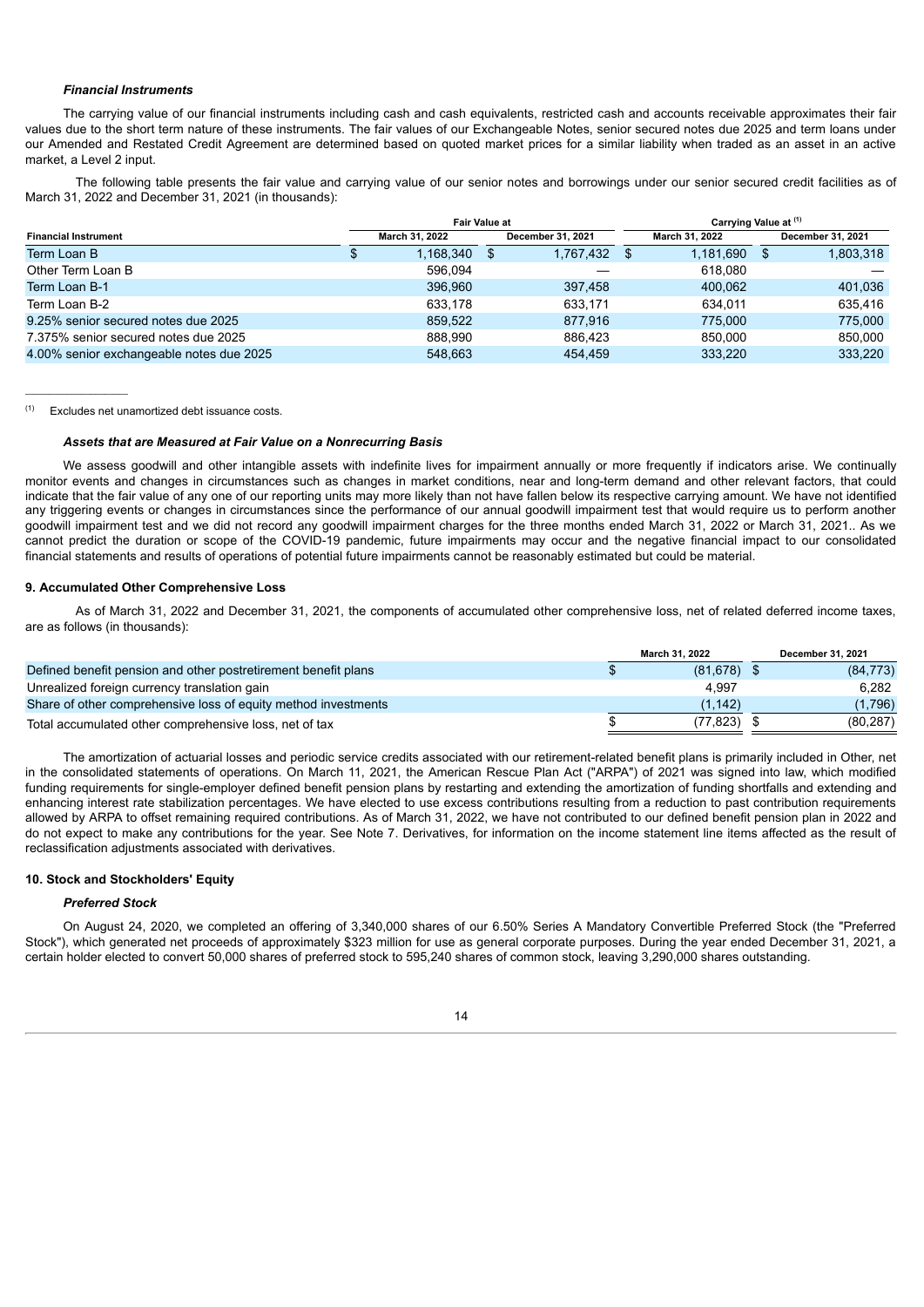#### *Financial Instruments*

The carrying value of our financial instruments including cash and cash equivalents, restricted cash and accounts receivable approximates their fair values due to the short term nature of these instruments. The fair values of our Exchangeable Notes, senior secured notes due 2025 and term loans under our Amended and Restated Credit Agreement are determined based on quoted market prices for a similar liability when traded as an asset in an active market, a Level 2 input.

The following table presents the fair value and carrying value of our senior notes and borrowings under our senior secured credit facilities as of March 31, 2022 and December 31, 2021 (in thousands):

| Financial Instrument | Fair Value at | | Carrying Value at [(1)] | |
|---|---|---|---|---|
| | March 31, 2022 | December 31, 2021 | March 31, 2022 | December 31, 2021 |
| Term Loan B | $ 1,168,340 | $ 1,767,432 | $ 1,181,690 | $ 1,803,318 |
| Other Term Loan B | 596,094 | — | 618,080 | — |
| Term Loan B-1 | 396,960 | 397,458 | 400,062 | 401,036 |
| Term Loan B-2 | 633,178 | 633,171 | 634,011 | 635,416 |
| 9.25% senior secured notes due 2025 | 859,522 | 877,916 | 775,000 | 775,000 |
| 7.375% senior secured notes due 2025 | 888,990 | 886,423 | 850,000 | 850,000 |
| 4.00% senior exchangeable notes due 2025 | 548,663 | 454,459 | 333,220 | 333,220 |

(1) Excludes net unamortized debt issuance costs.

#### *Assets that are Measured at Fair Value on a Nonrecurring Basis*

We assess goodwill and other intangible assets with indefinite lives for impairment annually or more frequently if indicators arise. We continually monitor events and changes in circumstances such as changes in market conditions, near and long-term demand and other relevant factors, that could indicate that the fair value of any one of our reporting units may more likely than not have fallen below its respective carrying amount. We have not identified any triggering events or changes in circumstances since the performance of our annual goodwill impairment test that would require us to perform another goodwill impairment test and we did not record any goodwill impairment charges for the three months ended March 31, 2022 or March 31, 2021.. As we cannot predict the duration or scope of the COVID-19 pandemic, future impairments may occur and the negative financial impact to our consolidated financial statements and results of operations of potential future impairments cannot be reasonably estimated but could be material.

### 9. Accumulated Other Comprehensive Loss

As of March 31, 2022 and December 31, 2021, the components of accumulated other comprehensive loss, net of related deferred income taxes, are as follows (in thousands):

| | March 31, 2022 | December 31, 2021 |
|---|---|---|
| Defined benefit pension and other postretirement benefit plans | $ (81,678) | $ (84,773) |
| Unrealized foreign currency translation gain | 4,997 | 6,282 |
| Share of other comprehensive loss of equity method investments | (1,142) | (1,796) |
| Total accumulated other comprehensive loss, net of tax | $ (77,823) | $ (80,287) |

The amortization of actuarial losses and periodic service credits associated with our retirement-related benefit plans is primarily included in Other, net in the consolidated statements of operations. On March 11, 2021, the American Rescue Plan Act ("ARPA") of 2021 was signed into law, which modified funding requirements for single-employer defined benefit pension plans by restarting and extending the amortization of funding shortfalls and extending and enhancing interest rate stabilization percentages. We have elected to use excess contributions resulting from a reduction to past contribution requirements allowed by ARPA to offset remaining required contributions. As of March 31, 2022, we have not contributed to our defined benefit pension plan in 2022 and do not expect to make any contributions for the year. See Note 7. Derivatives, for information on the income statement line items affected as the result of reclassification adjustments associated with derivatives.

### 10. Stock and Stockholders' Equity

#### *Preferred Stock*

On August 24, 2020, we completed an offering of 3,340,000 shares of our 6.50% Series A Mandatory Convertible Preferred Stock (the "Preferred Stock"), which generated net proceeds of approximately $323 million for use as general corporate purposes. During the year ended December 31, 2021, a certain holder elected to convert 50,000 shares of preferred stock to 595,240 shares of common stock, leaving 3,290,000 shares outstanding.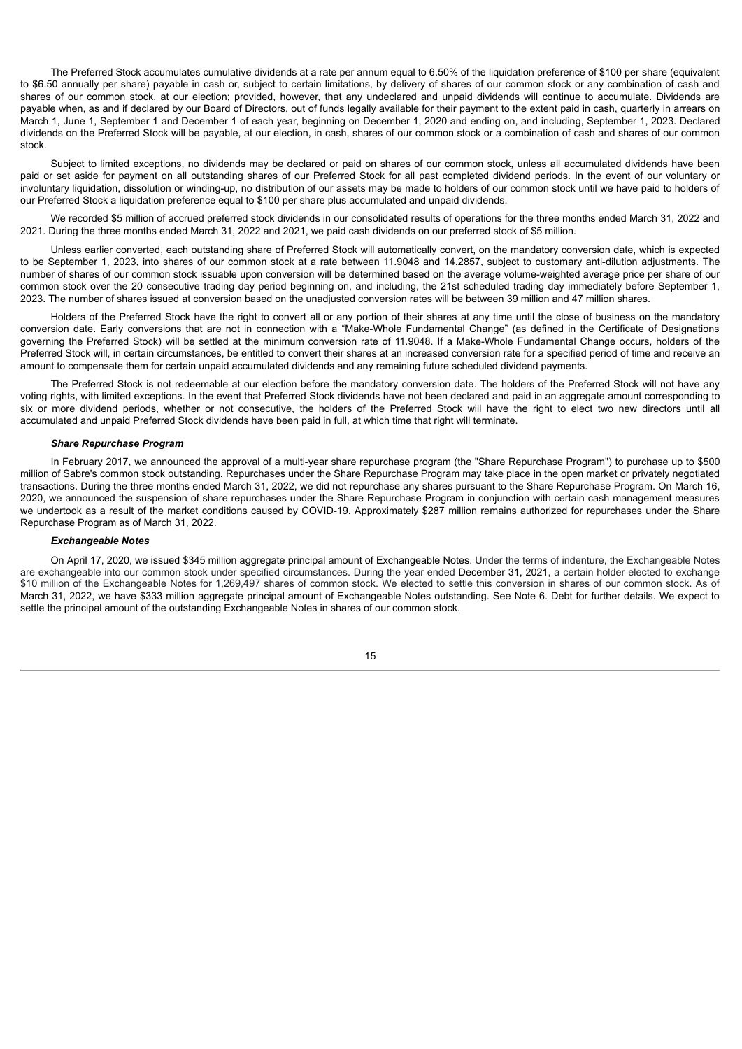The Preferred Stock accumulates cumulative dividends at a rate per annum equal to 6.50% of the liquidation preference of $100 per share (equivalent to $6.50 annually per share) payable in cash or, subject to certain limitations, by delivery of shares of our common stock or any combination of cash and shares of our common stock, at our election; provided, however, that any undeclared and unpaid dividends will continue to accumulate. Dividends are payable when, as and if declared by our Board of Directors, out of funds legally available for their payment to the extent paid in cash, quarterly in arrears on March 1, June 1, September 1 and December 1 of each year, beginning on December 1, 2020 and ending on, and including, September 1, 2023. Declared dividends on the Preferred Stock will be payable, at our election, in cash, shares of our common stock or a combination of cash and shares of our common stock.

Subject to limited exceptions, no dividends may be declared or paid on shares of our common stock, unless all accumulated dividends have been paid or set aside for payment on all outstanding shares of our Preferred Stock for all past completed dividend periods. In the event of our voluntary or involuntary liquidation, dissolution or winding-up, no distribution of our assets may be made to holders of our common stock until we have paid to holders of our Preferred Stock a liquidation preference equal to $100 per share plus accumulated and unpaid dividends.

We recorded $5 million of accrued preferred stock dividends in our consolidated results of operations for the three months ended March 31, 2022 and 2021. During the three months ended March 31, 2022 and 2021, we paid cash dividends on our preferred stock of $5 million.

Unless earlier converted, each outstanding share of Preferred Stock will automatically convert, on the mandatory conversion date, which is expected to be September 1, 2023, into shares of our common stock at a rate between 11.9048 and 14.2857, subject to customary anti-dilution adjustments. The number of shares of our common stock issuable upon conversion will be determined based on the average volume-weighted average price per share of our common stock over the 20 consecutive trading day period beginning on, and including, the 21st scheduled trading day immediately before September 1, 2023. The number of shares issued at conversion based on the unadjusted conversion rates will be between 39 million and 47 million shares.

Holders of the Preferred Stock have the right to convert all or any portion of their shares at any time until the close of business on the mandatory conversion date. Early conversions that are not in connection with a "Make-Whole Fundamental Change" (as defined in the Certificate of Designations governing the Preferred Stock) will be settled at the minimum conversion rate of 11.9048. If a Make-Whole Fundamental Change occurs, holders of the Preferred Stock will, in certain circumstances, be entitled to convert their shares at an increased conversion rate for a specified period of time and receive an amount to compensate them for certain unpaid accumulated dividends and any remaining future scheduled dividend payments.

The Preferred Stock is not redeemable at our election before the mandatory conversion date. The holders of the Preferred Stock will not have any voting rights, with limited exceptions. In the event that Preferred Stock dividends have not been declared and paid in an aggregate amount corresponding to six or more dividend periods, whether or not consecutive, the holders of the Preferred Stock will have the right to elect two new directors until all accumulated and unpaid Preferred Stock dividends have been paid in full, at which time that right will terminate.

***Share Repurchase Program***

In February 2017, we announced the approval of a multi-year share repurchase program (the "Share Repurchase Program") to purchase up to $500 million of Sabre's common stock outstanding. Repurchases under the Share Repurchase Program may take place in the open market or privately negotiated transactions. During the three months ended March 31, 2022, we did not repurchase any shares pursuant to the Share Repurchase Program. On March 16, 2020, we announced the suspension of share repurchases under the Share Repurchase Program in conjunction with certain cash management measures we undertook as a result of the market conditions caused by COVID-19. Approximately $287 million remains authorized for repurchases under the Share Repurchase Program as of March 31, 2022.

***Exchangeable Notes***

On April 17, 2020, we issued $345 million aggregate principal amount of Exchangeable Notes. Under the terms of indenture, the Exchangeable Notes are exchangeable into our common stock under specified circumstances. During the year ended December 31, 2021, a certain holder elected to exchange $10 million of the Exchangeable Notes for 1,269,497 shares of common stock. We elected to settle this conversion in shares of our common stock. As of March 31, 2022, we have $333 million aggregate principal amount of Exchangeable Notes outstanding. See Note 6. Debt for further details. We expect to settle the principal amount of the outstanding Exchangeable Notes in shares of our common stock.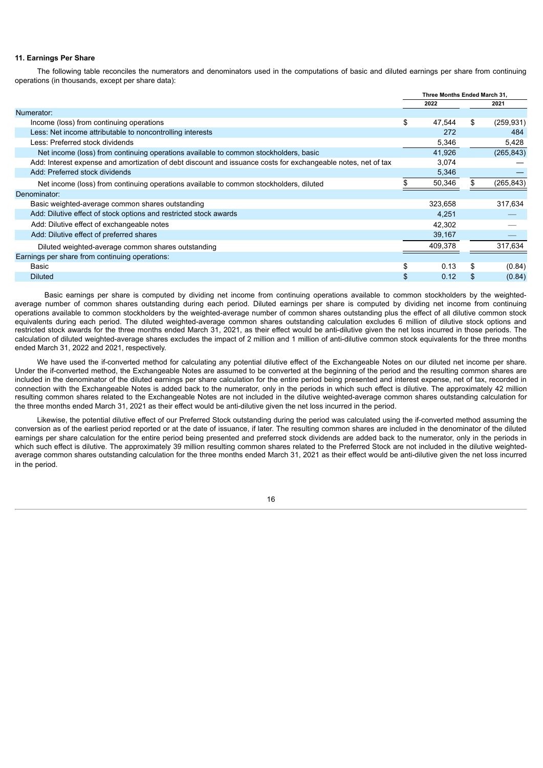**11. Earnings Per Share**

The following table reconciles the numerators and denominators used in the computations of basic and diluted earnings per share from continuing operations (in thousands, except per share data):

| | Three Months Ended March 31, | |
|---|---|---|
| | 2022 | 2021 |
| Numerator: | | |
| Income (loss) from continuing operations | $ 47,544 | $ (259,931) |
| Less: Net income attributable to noncontrolling interests | 272 | 484 |
| Less: Preferred stock dividends | 5,346 | 5,428 |
| Net income (loss) from continuing operations available to common stockholders, basic | 41,926 | (265,843) |
| Add: Interest expense and amortization of debt discount and issuance costs for exchangeable notes, net of tax | 3,074 | — |
| Add: Preferred stock dividends | 5,346 | — |
| Net income (loss) from continuing operations available to common stockholders, diluted | $ 50,346 | $ (265,843) |
| Denominator: | | |
| Basic weighted-average common shares outstanding | 323,658 | 317,634 |
| Add: Dilutive effect of stock options and restricted stock awards | 4,251 | — |
| Add: Dilutive effect of exchangeable notes | 42,302 | — |
| Add: Dilutive effect of preferred shares | 39,167 | — |
| Diluted weighted-average common shares outstanding | 409,378 | 317,634 |
| Earnings per share from continuing operations: | | |
| Basic | $ 0.13 | $ (0.84) |
| Diluted | $ 0.12 | $ (0.84) |

Basic earnings per share is computed by dividing net income from continuing operations available to common stockholders by the weighted-average number of common shares outstanding during each period. Diluted earnings per share is computed by dividing net income from continuing operations available to common stockholders by the weighted-average number of common shares outstanding plus the effect of all dilutive common stock equivalents during each period. The diluted weighted-average common shares outstanding calculation excludes 6 million of dilutive stock options and restricted stock awards for the three months ended March 31, 2021, as their effect would be anti-dilutive given the net loss incurred in those periods. The calculation of diluted weighted-average shares excludes the impact of 2 million and 1 million of anti-dilutive common stock equivalents for the three months ended March 31, 2022 and 2021, respectively.

We have used the if-converted method for calculating any potential dilutive effect of the Exchangeable Notes on our diluted net income per share. Under the if-converted method, the Exchangeable Notes are assumed to be converted at the beginning of the period and the resulting common shares are included in the denominator of the diluted earnings per share calculation for the entire period being presented and interest expense, net of tax, recorded in connection with the Exchangeable Notes is added back to the numerator, only in the periods in which such effect is dilutive. The approximately 42 million resulting common shares related to the Exchangeable Notes are not included in the dilutive weighted-average common shares outstanding calculation for the three months ended March 31, 2021 as their effect would be anti-dilutive given the net loss incurred in the period.

Likewise, the potential dilutive effect of our Preferred Stock outstanding during the period was calculated using the if-converted method assuming the conversion as of the earliest period reported or at the date of issuance, if later. The resulting common shares are included in the denominator of the diluted earnings per share calculation for the entire period being presented and preferred stock dividends are added back to the numerator, only in the periods in which such effect is dilutive. The approximately 39 million resulting common shares related to the Preferred Stock are not included in the dilutive weighted-average common shares outstanding calculation for the three months ended March 31, 2021 as their effect would be anti-dilutive given the net loss incurred in the period.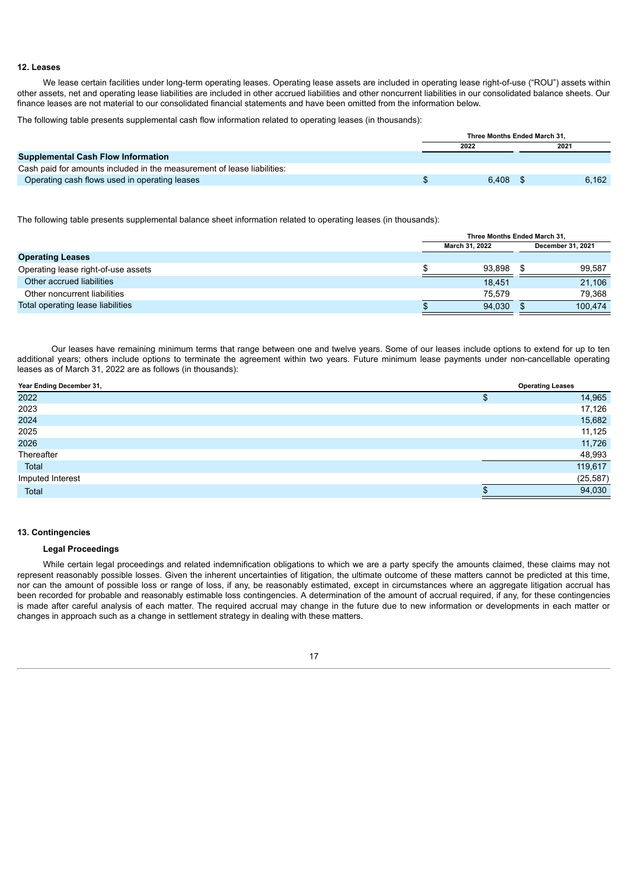### 12. Leases

We lease certain facilities under long-term operating leases. Operating lease assets are included in operating lease right-of-use ("ROU") assets within other assets, net and operating lease liabilities are included in other accrued liabilities and other noncurrent liabilities in our consolidated balance sheets. Our finance leases are not material to our consolidated financial statements and have been omitted from the information below.

The following table presents supplemental cash flow information related to operating leases (in thousands):

| | Three Months Ended March 31, | |
|---|---|---|
| | 2022 | 2021 |
| **Supplemental Cash Flow Information** | | |
| Cash paid for amounts included in the measurement of lease liabilities: | | |
| Operating cash flows used in operating leases | $ 6,408 | $ 6,162 |

The following table presents supplemental balance sheet information related to operating leases (in thousands):

| | Three Months Ended March 31, | |
|---|---|---|
| | March 31, 2022 | December 31, 2021 |
| **Operating Leases** | | |
| Operating lease right-of-use assets | $ 93,898 | $ 99,587 |
| Other accrued liabilities | 18,451 | 21,106 |
| Other noncurrent liabilities | 75,579 | 79,368 |
| Total operating lease liabilities | $ 94,030 | $ 100,474 |

Our leases have remaining minimum terms that range between one and twelve years. Some of our leases include options to extend for up to ten additional years; others include options to terminate the agreement within two years. Future minimum lease payments under non-cancellable operating leases as of March 31, 2022 are as follows (in thousands):

| Year Ending December 31, | Operating Leases |
|---|---|
| 2022 | $ 14,965 |
| 2023 | 17,126 |
| 2024 | 15,682 |
| 2025 | 11,125 |
| 2026 | 11,726 |
| Thereafter | 48,993 |
| Total | 119,617 |
| Imputed Interest | (25,587) |
| Total | $ 94,030 |

### 13. Contingencies

#### Legal Proceedings

While certain legal proceedings and related indemnification obligations to which we are a party specify the amounts claimed, these claims may not represent reasonably possible losses. Given the inherent uncertainties of litigation, the ultimate outcome of these matters cannot be predicted at this time, nor can the amount of possible loss or range of loss, if any, be reasonably estimated, except in circumstances where an aggregate litigation accrual has been recorded for probable and reasonably estimable loss contingencies. A determination of the amount of accrual required, if any, for these contingencies is made after careful analysis of each matter. The required accrual may change in the future due to new information or developments in each matter or changes in approach such as a change in settlement strategy in dealing with these matters.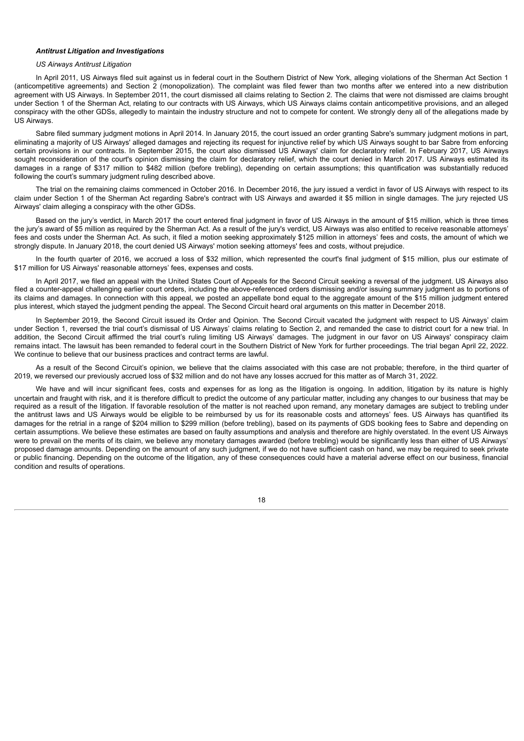***Antitrust Litigation and Investigations***

*US Airways Antitrust Litigation*

In April 2011, US Airways filed suit against us in federal court in the Southern District of New York, alleging violations of the Sherman Act Section 1 (anticompetitive agreements) and Section 2 (monopolization). The complaint was filed fewer than two months after we entered into a new distribution agreement with US Airways. In September 2011, the court dismissed all claims relating to Section 2. The claims that were not dismissed are claims brought under Section 1 of the Sherman Act, relating to our contracts with US Airways, which US Airways claims contain anticompetitive provisions, and an alleged conspiracy with the other GDSs, allegedly to maintain the industry structure and not to compete for content. We strongly deny all of the allegations made by US Airways.

Sabre filed summary judgment motions in April 2014. In January 2015, the court issued an order granting Sabre's summary judgment motions in part, eliminating a majority of US Airways' alleged damages and rejecting its request for injunctive relief by which US Airways sought to bar Sabre from enforcing certain provisions in our contracts. In September 2015, the court also dismissed US Airways' claim for declaratory relief. In February 2017, US Airways sought reconsideration of the court's opinion dismissing the claim for declaratory relief, which the court denied in March 2017. US Airways estimated its damages in a range of $317 million to $482 million (before trebling), depending on certain assumptions; this quantification was substantially reduced following the court's summary judgment ruling described above.

The trial on the remaining claims commenced in October 2016. In December 2016, the jury issued a verdict in favor of US Airways with respect to its claim under Section 1 of the Sherman Act regarding Sabre's contract with US Airways and awarded it $5 million in single damages. The jury rejected US Airways' claim alleging a conspiracy with the other GDSs.

Based on the jury's verdict, in March 2017 the court entered final judgment in favor of US Airways in the amount of $15 million, which is three times the jury's award of $5 million as required by the Sherman Act. As a result of the jury's verdict, US Airways was also entitled to receive reasonable attorneys' fees and costs under the Sherman Act. As such, it filed a motion seeking approximately $125 million in attorneys' fees and costs, the amount of which we strongly dispute. In January 2018, the court denied US Airways' motion seeking attorneys' fees and costs, without prejudice.

In the fourth quarter of 2016, we accrued a loss of $32 million, which represented the court's final judgment of $15 million, plus our estimate of $17 million for US Airways' reasonable attorneys' fees, expenses and costs.

In April 2017, we filed an appeal with the United States Court of Appeals for the Second Circuit seeking a reversal of the judgment. US Airways also filed a counter-appeal challenging earlier court orders, including the above-referenced orders dismissing and/or issuing summary judgment as to portions of its claims and damages. In connection with this appeal, we posted an appellate bond equal to the aggregate amount of the $15 million judgment entered plus interest, which stayed the judgment pending the appeal. The Second Circuit heard oral arguments on this matter in December 2018.

In September 2019, the Second Circuit issued its Order and Opinion. The Second Circuit vacated the judgment with respect to US Airways' claim under Section 1, reversed the trial court's dismissal of US Airways' claims relating to Section 2, and remanded the case to district court for a new trial. In addition, the Second Circuit affirmed the trial court's ruling limiting US Airways' damages. The judgment in our favor on US Airways' conspiracy claim remains intact. The lawsuit has been remanded to federal court in the Southern District of New York for further proceedings. The trial began April 22, 2022. We continue to believe that our business practices and contract terms are lawful.

As a result of the Second Circuit's opinion, we believe that the claims associated with this case are not probable; therefore, in the third quarter of 2019, we reversed our previously accrued loss of $32 million and do not have any losses accrued for this matter as of March 31, 2022.

We have and will incur significant fees, costs and expenses for as long as the litigation is ongoing. In addition, litigation by its nature is highly uncertain and fraught with risk, and it is therefore difficult to predict the outcome of any particular matter, including any changes to our business that may be required as a result of the litigation. If favorable resolution of the matter is not reached upon remand, any monetary damages are subject to trebling under the antitrust laws and US Airways would be eligible to be reimbursed by us for its reasonable costs and attorneys' fees. US Airways has quantified its damages for the retrial in a range of $204 million to $299 million (before trebling), based on its payments of GDS booking fees to Sabre and depending on certain assumptions. We believe these estimates are based on faulty assumptions and analysis and therefore are highly overstated. In the event US Airways were to prevail on the merits of its claim, we believe any monetary damages awarded (before trebling) would be significantly less than either of US Airways' proposed damage amounts. Depending on the amount of any such judgment, if we do not have sufficient cash on hand, we may be required to seek private or public financing. Depending on the outcome of the litigation, any of these consequences could have a material adverse effect on our business, financial condition and results of operations.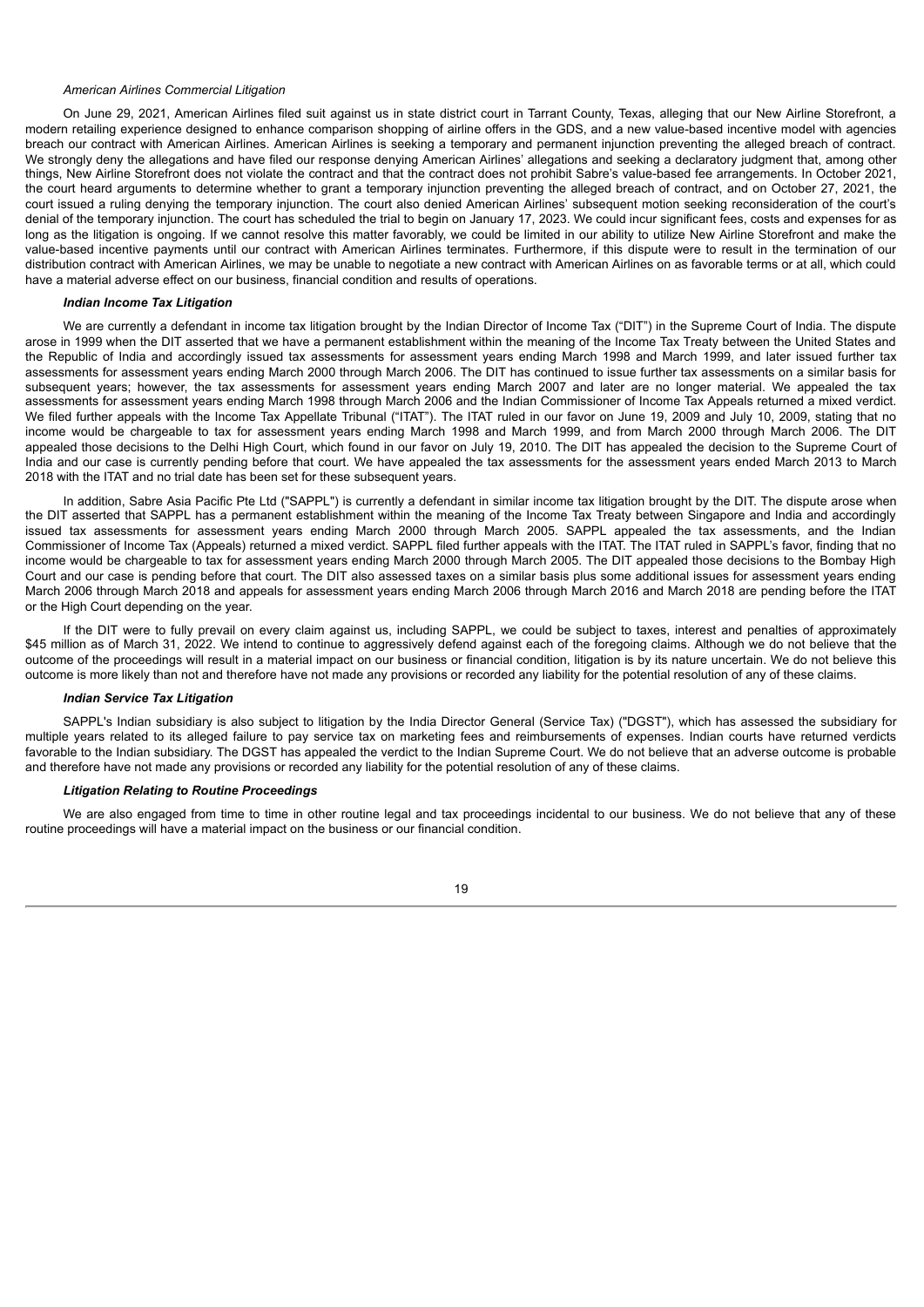*American Airlines Commercial Litigation*

On June 29, 2021, American Airlines filed suit against us in state district court in Tarrant County, Texas, alleging that our New Airline Storefront, a modern retailing experience designed to enhance comparison shopping of airline offers in the GDS, and a new value-based incentive model with agencies breach our contract with American Airlines. American Airlines is seeking a temporary and permanent injunction preventing the alleged breach of contract. We strongly deny the allegations and have filed our response denying American Airlines' allegations and seeking a declaratory judgment that, among other things, New Airline Storefront does not violate the contract and that the contract does not prohibit Sabre's value-based fee arrangements. In October 2021, the court heard arguments to determine whether to grant a temporary injunction preventing the alleged breach of contract, and on October 27, 2021, the court issued a ruling denying the temporary injunction. The court also denied American Airlines' subsequent motion seeking reconsideration of the court's denial of the temporary injunction. The court has scheduled the trial to begin on January 17, 2023. We could incur significant fees, costs and expenses for as long as the litigation is ongoing. If we cannot resolve this matter favorably, we could be limited in our ability to utilize New Airline Storefront and make the value-based incentive payments until our contract with American Airlines terminates. Furthermore, if this dispute were to result in the termination of our distribution contract with American Airlines, we may be unable to negotiate a new contract with American Airlines on as favorable terms or at all, which could have a material adverse effect on our business, financial condition and results of operations.

***Indian Income Tax Litigation***

We are currently a defendant in income tax litigation brought by the Indian Director of Income Tax ("DIT") in the Supreme Court of India. The dispute arose in 1999 when the DIT asserted that we have a permanent establishment within the meaning of the Income Tax Treaty between the United States and the Republic of India and accordingly issued tax assessments for assessment years ending March 1998 and March 1999, and later issued further tax assessments for assessment years ending March 2000 through March 2006. The DIT has continued to issue further tax assessments on a similar basis for subsequent years; however, the tax assessments for assessment years ending March 2007 and later are no longer material. We appealed the tax assessments for assessment years ending March 1998 through March 2006 and the Indian Commissioner of Income Tax Appeals returned a mixed verdict. We filed further appeals with the Income Tax Appellate Tribunal ("ITAT"). The ITAT ruled in our favor on June 19, 2009 and July 10, 2009, stating that no income would be chargeable to tax for assessment years ending March 1998 and March 1999, and from March 2000 through March 2006. The DIT appealed those decisions to the Delhi High Court, which found in our favor on July 19, 2010. The DIT has appealed the decision to the Supreme Court of India and our case is currently pending before that court. We have appealed the tax assessments for the assessment years ended March 2013 to March 2018 with the ITAT and no trial date has been set for these subsequent years.

In addition, Sabre Asia Pacific Pte Ltd ("SAPPL") is currently a defendant in similar income tax litigation brought by the DIT. The dispute arose when the DIT asserted that SAPPL has a permanent establishment within the meaning of the Income Tax Treaty between Singapore and India and accordingly issued tax assessments for assessment years ending March 2000 through March 2005. SAPPL appealed the tax assessments, and the Indian Commissioner of Income Tax (Appeals) returned a mixed verdict. SAPPL filed further appeals with the ITAT. The ITAT ruled in SAPPL's favor, finding that no income would be chargeable to tax for assessment years ending March 2000 through March 2005. The DIT appealed those decisions to the Bombay High Court and our case is pending before that court. The DIT also assessed taxes on a similar basis plus some additional issues for assessment years ending March 2006 through March 2018 and appeals for assessment years ending March 2006 through March 2016 and March 2018 are pending before the ITAT or the High Court depending on the year.

If the DIT were to fully prevail on every claim against us, including SAPPL, we could be subject to taxes, interest and penalties of approximately $45 million as of March 31, 2022. We intend to continue to aggressively defend against each of the foregoing claims. Although we do not believe that the outcome of the proceedings will result in a material impact on our business or financial condition, litigation is by its nature uncertain. We do not believe this outcome is more likely than not and therefore have not made any provisions or recorded any liability for the potential resolution of any of these claims.

***Indian Service Tax Litigation***

SAPPL's Indian subsidiary is also subject to litigation by the India Director General (Service Tax) ("DGST"), which has assessed the subsidiary for multiple years related to its alleged failure to pay service tax on marketing fees and reimbursements of expenses. Indian courts have returned verdicts favorable to the Indian subsidiary. The DGST has appealed the verdict to the Indian Supreme Court. We do not believe that an adverse outcome is probable and therefore have not made any provisions or recorded any liability for the potential resolution of any of these claims.

***Litigation Relating to Routine Proceedings***

We are also engaged from time to time in other routine legal and tax proceedings incidental to our business. We do not believe that any of these routine proceedings will have a material impact on the business or our financial condition.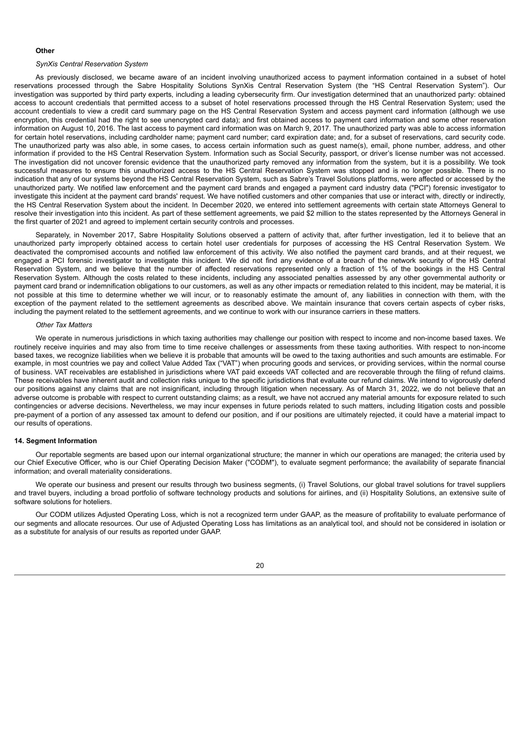**Other**

*SynXis Central Reservation System*

As previously disclosed, we became aware of an incident involving unauthorized access to payment information contained in a subset of hotel reservations processed through the Sabre Hospitality Solutions SynXis Central Reservation System (the "HS Central Reservation System"). Our investigation was supported by third party experts, including a leading cybersecurity firm. Our investigation determined that an unauthorized party: obtained access to account credentials that permitted access to a subset of hotel reservations processed through the HS Central Reservation System; used the account credentials to view a credit card summary page on the HS Central Reservation System and access payment card information (although we use encryption, this credential had the right to see unencrypted card data); and first obtained access to payment card information and some other reservation information on August 10, 2016. The last access to payment card information was on March 9, 2017. The unauthorized party was able to access information for certain hotel reservations, including cardholder name; payment card number; card expiration date; and, for a subset of reservations, card security code. The unauthorized party was also able, in some cases, to access certain information such as guest name(s), email, phone number, address, and other information if provided to the HS Central Reservation System. Information such as Social Security, passport, or driver's license number was not accessed. The investigation did not uncover forensic evidence that the unauthorized party removed any information from the system, but it is a possibility. We took successful measures to ensure this unauthorized access to the HS Central Reservation System was stopped and is no longer possible. There is no indication that any of our systems beyond the HS Central Reservation System, such as Sabre's Travel Solutions platforms, were affected or accessed by the unauthorized party. We notified law enforcement and the payment card brands and engaged a payment card industry data ("PCI") forensic investigator to investigate this incident at the payment card brands' request. We have notified customers and other companies that use or interact with, directly or indirectly, the HS Central Reservation System about the incident. In December 2020, we entered into settlement agreements with certain state Attorneys General to resolve their investigation into this incident. As part of these settlement agreements, we paid $2 million to the states represented by the Attorneys General in the first quarter of 2021 and agreed to implement certain security controls and processes.

Separately, in November 2017, Sabre Hospitality Solutions observed a pattern of activity that, after further investigation, led it to believe that an unauthorized party improperly obtained access to certain hotel user credentials for purposes of accessing the HS Central Reservation System. We deactivated the compromised accounts and notified law enforcement of this activity. We also notified the payment card brands, and at their request, we engaged a PCI forensic investigator to investigate this incident. We did not find any evidence of a breach of the network security of the HS Central Reservation System, and we believe that the number of affected reservations represented only a fraction of 1% of the bookings in the HS Central Reservation System. Although the costs related to these incidents, including any associated penalties assessed by any other governmental authority or payment card brand or indemnification obligations to our customers, as well as any other impacts or remediation related to this incident, may be material, it is not possible at this time to determine whether we will incur, or to reasonably estimate the amount of, any liabilities in connection with them, with the exception of the payment related to the settlement agreements as described above. We maintain insurance that covers certain aspects of cyber risks, including the payment related to the settlement agreements, and we continue to work with our insurance carriers in these matters.

*Other Tax Matters*

We operate in numerous jurisdictions in which taxing authorities may challenge our position with respect to income and non-income based taxes. We routinely receive inquiries and may also from time to time receive challenges or assessments from these taxing authorities. With respect to non-income based taxes, we recognize liabilities when we believe it is probable that amounts will be owed to the taxing authorities and such amounts are estimable. For example, in most countries we pay and collect Value Added Tax ("VAT") when procuring goods and services, or providing services, within the normal course of business. VAT receivables are established in jurisdictions where VAT paid exceeds VAT collected and are recoverable through the filing of refund claims. These receivables have inherent audit and collection risks unique to the specific jurisdictions that evaluate our refund claims. We intend to vigorously defend our positions against any claims that are not insignificant, including through litigation when necessary. As of March 31, 2022, we do not believe that an adverse outcome is probable with respect to current outstanding claims; as a result, we have not accrued any material amounts for exposure related to such contingencies or adverse decisions. Nevertheless, we may incur expenses in future periods related to such matters, including litigation costs and possible pre-payment of a portion of any assessed tax amount to defend our position, and if our positions are ultimately rejected, it could have a material impact to our results of operations.

**14. Segment Information**

Our reportable segments are based upon our internal organizational structure; the manner in which our operations are managed; the criteria used by our Chief Executive Officer, who is our Chief Operating Decision Maker ("CODM"), to evaluate segment performance; the availability of separate financial information; and overall materiality considerations.

We operate our business and present our results through two business segments, (i) Travel Solutions, our global travel solutions for travel suppliers and travel buyers, including a broad portfolio of software technology products and solutions for airlines, and (ii) Hospitality Solutions, an extensive suite of software solutions for hoteliers.

Our CODM utilizes Adjusted Operating Loss, which is not a recognized term under GAAP, as the measure of profitability to evaluate performance of our segments and allocate resources. Our use of Adjusted Operating Loss has limitations as an analytical tool, and should not be considered in isolation or as a substitute for analysis of our results as reported under GAAP.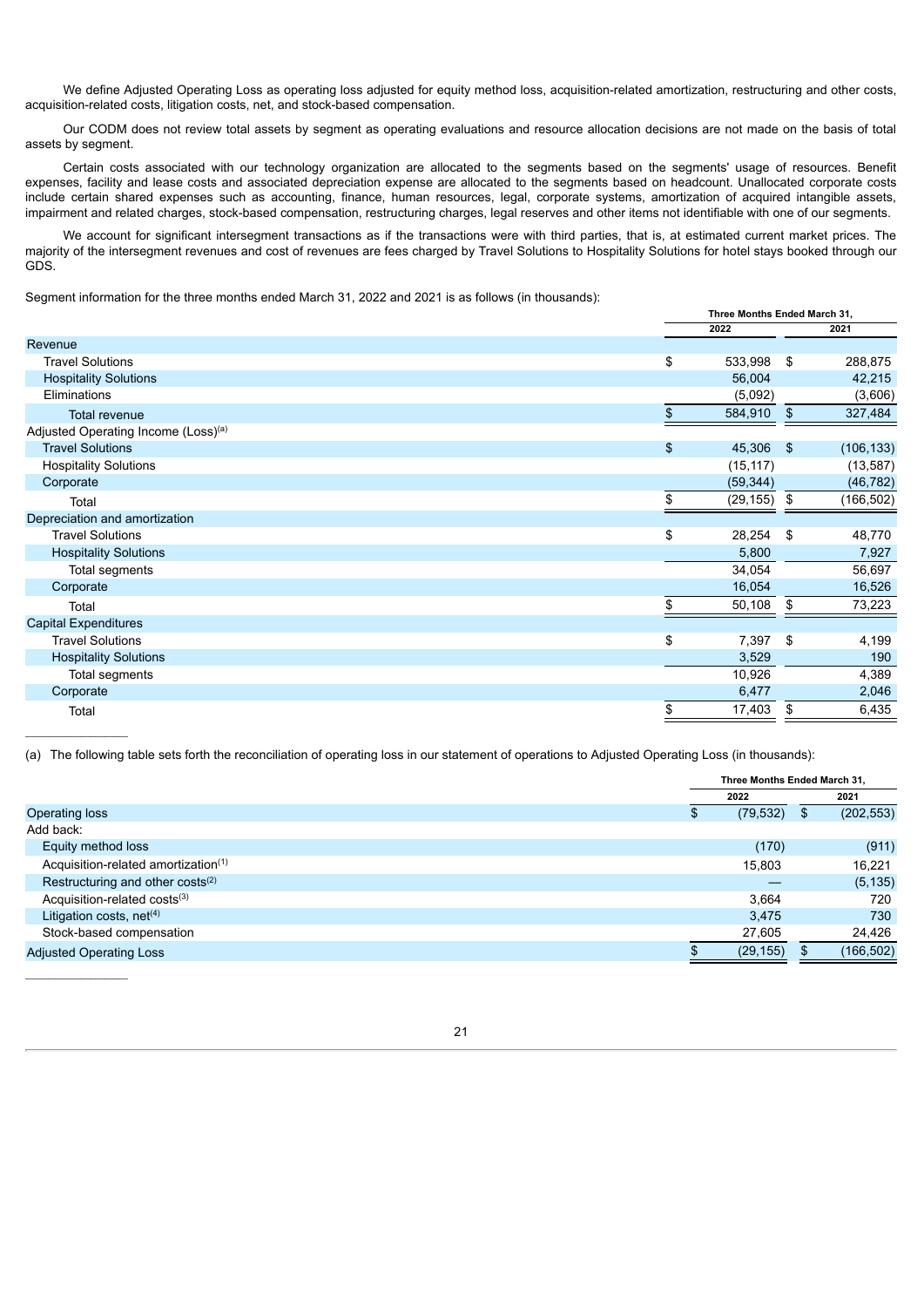We define Adjusted Operating Loss as operating loss adjusted for equity method loss, acquisition-related amortization, restructuring and other costs, acquisition-related costs, litigation costs, net, and stock-based compensation.

Our CODM does not review total assets by segment as operating evaluations and resource allocation decisions are not made on the basis of total assets by segment.

Certain costs associated with our technology organization are allocated to the segments based on the segments' usage of resources. Benefit expenses, facility and lease costs and associated depreciation expense are allocated to the segments based on headcount. Unallocated corporate costs include certain shared expenses such as accounting, finance, human resources, legal, corporate systems, amortization of acquired intangible assets, impairment and related charges, stock-based compensation, restructuring charges, legal reserves and other items not identifiable with one of our segments.

We account for significant intersegment transactions as if the transactions were with third parties, that is, at estimated current market prices. The majority of the intersegment revenues and cost of revenues are fees charged by Travel Solutions to Hospitality Solutions for hotel stays booked through our GDS.

Segment information for the three months ended March 31, 2022 and 2021 is as follows (in thousands):

| | Three Months Ended March 31, | |
|---|---|---|
| | 2022 | 2021 |
| Revenue | | |
| Travel Solutions | $ 533,998 | $ 288,875 |
| Hospitality Solutions | 56,004 | 42,215 |
| Eliminations | (5,092) | (3,606) |
| Total revenue | $ 584,910 | $ 327,484 |
| Adjusted Operating Income (Loss)[(a)] | | |
| Travel Solutions | $ 45,306 | $ (106,133) |
| Hospitality Solutions | (15,117) | (13,587) |
| Corporate | (59,344) | (46,782) |
| Total | $ (29,155) | $ (166,502) |
| Depreciation and amortization | | |
| Travel Solutions | $ 28,254 | $ 48,770 |
| Hospitality Solutions | 5,800 | 7,927 |
| Total segments | 34,054 | 56,697 |
| Corporate | 16,054 | 16,526 |
| Total | $ 50,108 | $ 73,223 |
| Capital Expenditures | | |
| Travel Solutions | $ 7,397 | $ 4,199 |
| Hospitality Solutions | 3,529 | 190 |
| Total segments | 10,926 | 4,389 |
| Corporate | 6,477 | 2,046 |
| Total | $ 17,403 | $ 6,435 |

(a) The following table sets forth the reconciliation of operating loss in our statement of operations to Adjusted Operating Loss (in thousands):

| | Three Months Ended March 31, | |
|---|---|---|
| | 2022 | 2021 |
| Operating loss | $ (79,532) | $ (202,553) |
| Add back: | | |
| Equity method loss | (170) | (911) |
| Acquisition-related amortization[(1)] | 15,803 | 16,221 |
| Restructuring and other costs[(2)] | — | (5,135) |
| Acquisition-related costs[(3)] | 3,664 | 720 |
| Litigation costs, net[(4)] | 3,475 | 730 |
| Stock-based compensation | 27,605 | 24,426 |
| Adjusted Operating Loss | $ (29,155) | $ (166,502) |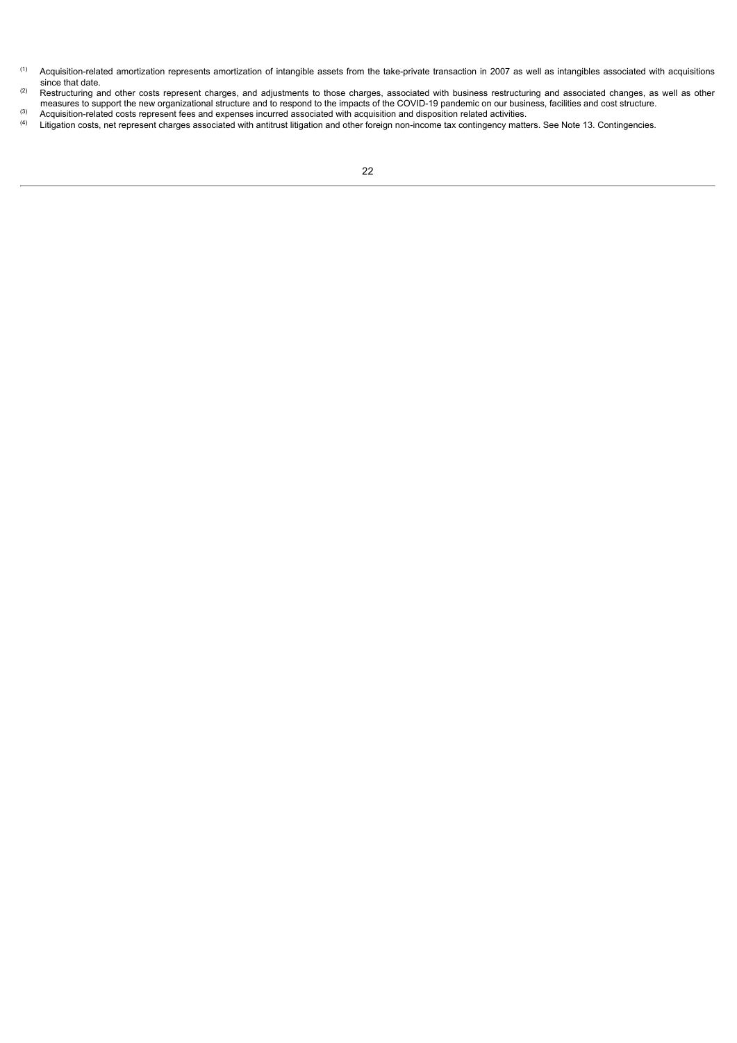[1] Acquisition-related amortization represents amortization of intangible assets from the take-private transaction in 2007 as well as intangibles associated with acquisitions since that date.

[2] Restructuring and other costs represent charges, and adjustments to those charges, associated with business restructuring and associated changes, as well as other measures to support the new organizational structure and to respond to the impacts of the COVID-19 pandemic on our business, facilities and cost structure.

[3] Acquisition-related costs represent fees and expenses incurred associated with acquisition and disposition related activities.

[4] Litigation costs, net represent charges associated with antitrust litigation and other foreign non-income tax contingency matters. See Note 13. Contingencies.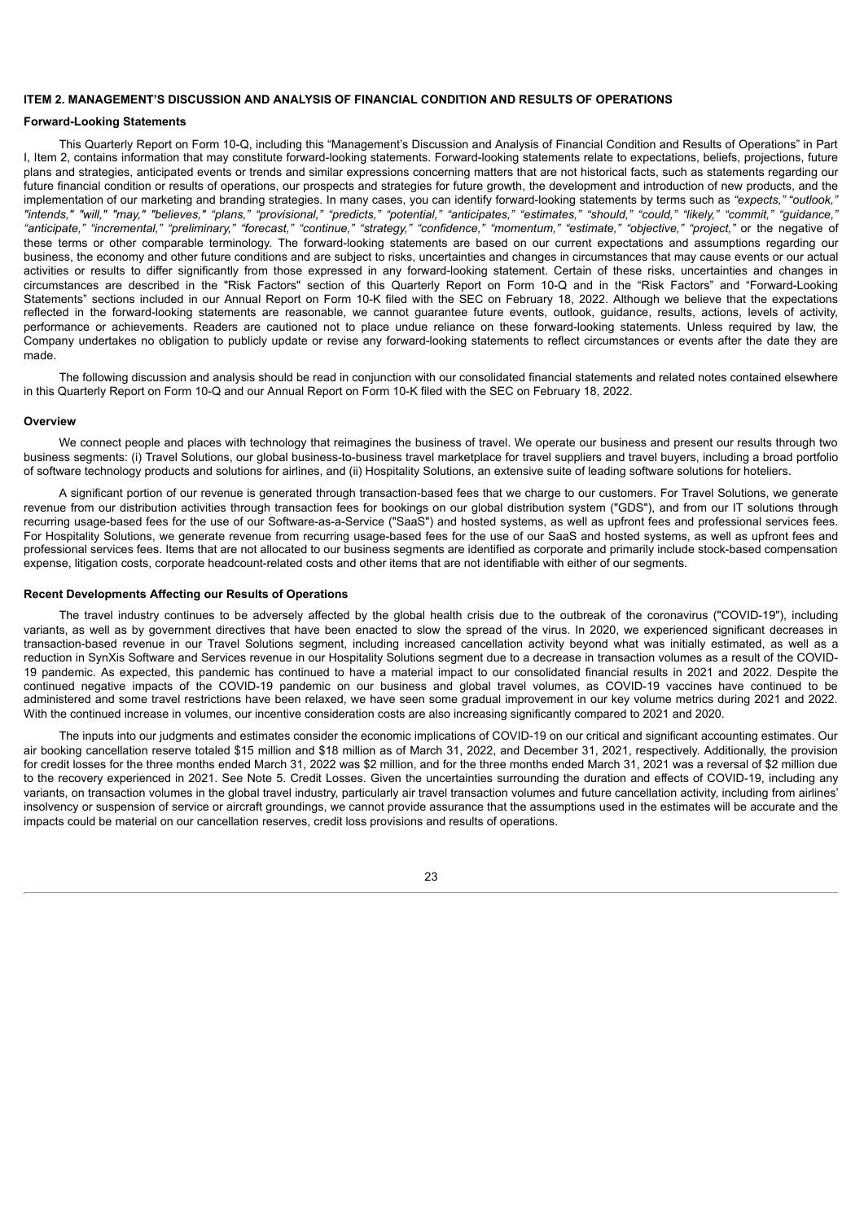### ITEM 2. MANAGEMENT'S DISCUSSION AND ANALYSIS OF FINANCIAL CONDITION AND RESULTS OF OPERATIONS

#### Forward-Looking Statements

This Quarterly Report on Form 10-Q, including this "Management's Discussion and Analysis of Financial Condition and Results of Operations" in Part I, Item 2, contains information that may constitute forward-looking statements. Forward-looking statements relate to expectations, beliefs, projections, future plans and strategies, anticipated events or trends and similar expressions concerning matters that are not historical facts, such as statements regarding our future financial condition or results of operations, our prospects and strategies for future growth, the development and introduction of new products, and the implementation of our marketing and branding strategies. In many cases, you can identify forward-looking statements by terms such as *"expects," "outlook," "intends," "will," "may," "believes," "plans," "provisional," "predicts," "potential," "anticipates," "estimates," "should," "could," "likely," "commit," "guidance," "anticipate," "incremental," "preliminary," "forecast," "continue," "strategy," "confidence," "momentum," "estimate," "objective," "project,"* or the negative of these terms or other comparable terminology. The forward-looking statements are based on our current expectations and assumptions regarding our business, the economy and other future conditions and are subject to risks, uncertainties and changes in circumstances that may cause events or our actual activities or results to differ significantly from those expressed in any forward-looking statement. Certain of these risks, uncertainties and changes in circumstances are described in the "Risk Factors" section of this Quarterly Report on Form 10-Q and in the "Risk Factors" and "Forward-Looking Statements" sections included in our Annual Report on Form 10-K filed with the SEC on February 18, 2022. Although we believe that the expectations reflected in the forward-looking statements are reasonable, we cannot guarantee future events, outlook, guidance, results, actions, levels of activity, performance or achievements. Readers are cautioned not to place undue reliance on these forward-looking statements. Unless required by law, the Company undertakes no obligation to publicly update or revise any forward-looking statements to reflect circumstances or events after the date they are made.

The following discussion and analysis should be read in conjunction with our consolidated financial statements and related notes contained elsewhere in this Quarterly Report on Form 10-Q and our Annual Report on Form 10-K filed with the SEC on February 18, 2022.

#### Overview

We connect people and places with technology that reimagines the business of travel. We operate our business and present our results through two business segments: (i) Travel Solutions, our global business-to-business travel marketplace for travel suppliers and travel buyers, including a broad portfolio of software technology products and solutions for airlines, and (ii) Hospitality Solutions, an extensive suite of leading software solutions for hoteliers.

A significant portion of our revenue is generated through transaction-based fees that we charge to our customers. For Travel Solutions, we generate revenue from our distribution activities through transaction fees for bookings on our global distribution system ("GDS"), and from our IT solutions through recurring usage-based fees for the use of our Software-as-a-Service ("SaaS") and hosted systems, as well as upfront fees and professional services fees. For Hospitality Solutions, we generate revenue from recurring usage-based fees for the use of our SaaS and hosted systems, as well as upfront fees and professional services fees. Items that are not allocated to our business segments are identified as corporate and primarily include stock-based compensation expense, litigation costs, corporate headcount-related costs and other items that are not identifiable with either of our segments.

#### Recent Developments Affecting our Results of Operations

The travel industry continues to be adversely affected by the global health crisis due to the outbreak of the coronavirus ("COVID-19"), including variants, as well as by government directives that have been enacted to slow the spread of the virus. In 2020, we experienced significant decreases in transaction-based revenue in our Travel Solutions segment, including increased cancellation activity beyond what was initially estimated, as well as a reduction in SynXis Software and Services revenue in our Hospitality Solutions segment due to a decrease in transaction volumes as a result of the COVID-19 pandemic. As expected, this pandemic has continued to have a material impact to our consolidated financial results in 2021 and 2022. Despite the continued negative impacts of the COVID-19 pandemic on our business and global travel volumes, as COVID-19 vaccines have continued to be administered and some travel restrictions have been relaxed, we have seen some gradual improvement in our key volume metrics during 2021 and 2022. With the continued increase in volumes, our incentive consideration costs are also increasing significantly compared to 2021 and 2020.

The inputs into our judgments and estimates consider the economic implications of COVID-19 on our critical and significant accounting estimates. Our air booking cancellation reserve totaled $15 million and $18 million as of March 31, 2022, and December 31, 2021, respectively. Additionally, the provision for credit losses for the three months ended March 31, 2022 was $2 million, and for the three months ended March 31, 2021 was a reversal of $2 million due to the recovery experienced in 2021. See Note 5. Credit Losses. Given the uncertainties surrounding the duration and effects of COVID-19, including any variants, on transaction volumes in the global travel industry, particularly air travel transaction volumes and future cancellation activity, including from airlines' insolvency or suspension of service or aircraft groundings, we cannot provide assurance that the assumptions used in the estimates will be accurate and the impacts could be material on our cancellation reserves, credit loss provisions and results of operations.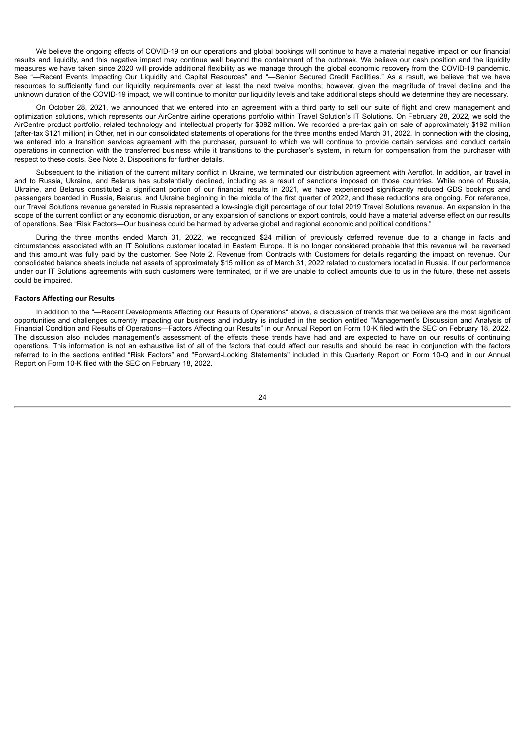We believe the ongoing effects of COVID-19 on our operations and global bookings will continue to have a material negative impact on our financial results and liquidity, and this negative impact may continue well beyond the containment of the outbreak. We believe our cash position and the liquidity measures we have taken since 2020 will provide additional flexibility as we manage through the global economic recovery from the COVID-19 pandemic. See "—Recent Events Impacting Our Liquidity and Capital Resources" and "—Senior Secured Credit Facilities." As a result, we believe that we have resources to sufficiently fund our liquidity requirements over at least the next twelve months; however, given the magnitude of travel decline and the unknown duration of the COVID-19 impact, we will continue to monitor our liquidity levels and take additional steps should we determine they are necessary.

On October 28, 2021, we announced that we entered into an agreement with a third party to sell our suite of flight and crew management and optimization solutions, which represents our AirCentre airline operations portfolio within Travel Solution's IT Solutions. On February 28, 2022, we sold the AirCentre product portfolio, related technology and intellectual property for $392 million. We recorded a pre-tax gain on sale of approximately $192 million (after-tax $121 million) in Other, net in our consolidated statements of operations for the three months ended March 31, 2022. In connection with the closing, we entered into a transition services agreement with the purchaser, pursuant to which we will continue to provide certain services and conduct certain operations in connection with the transferred business while it transitions to the purchaser's system, in return for compensation from the purchaser with respect to these costs. See Note 3. Dispositions for further details.

Subsequent to the initiation of the current military conflict in Ukraine, we terminated our distribution agreement with Aeroflot. In addition, air travel in and to Russia, Ukraine, and Belarus has substantially declined, including as a result of sanctions imposed on those countries. While none of Russia, Ukraine, and Belarus constituted a significant portion of our financial results in 2021, we have experienced significantly reduced GDS bookings and passengers boarded in Russia, Belarus, and Ukraine beginning in the middle of the first quarter of 2022, and these reductions are ongoing. For reference, our Travel Solutions revenue generated in Russia represented a low-single digit percentage of our total 2019 Travel Solutions revenue. An expansion in the scope of the current conflict or any economic disruption, or any expansion of sanctions or export controls, could have a material adverse effect on our results of operations. See "Risk Factors—Our business could be harmed by adverse global and regional economic and political conditions."

During the three months ended March 31, 2022, we recognized $24 million of previously deferred revenue due to a change in facts and circumstances associated with an IT Solutions customer located in Eastern Europe. It is no longer considered probable that this revenue will be reversed and this amount was fully paid by the customer. See Note 2. Revenue from Contracts with Customers for details regarding the impact on revenue. Our consolidated balance sheets include net assets of approximately $15 million as of March 31, 2022 related to customers located in Russia. If our performance under our IT Solutions agreements with such customers were terminated, or if we are unable to collect amounts due to us in the future, these net assets could be impaired.

**Factors Affecting our Results**

In addition to the "—Recent Developments Affecting our Results of Operations" above, a discussion of trends that we believe are the most significant opportunities and challenges currently impacting our business and industry is included in the section entitled "Management's Discussion and Analysis of Financial Condition and Results of Operations—Factors Affecting our Results" in our Annual Report on Form 10-K filed with the SEC on February 18, 2022. The discussion also includes management's assessment of the effects these trends have had and are expected to have on our results of continuing operations. This information is not an exhaustive list of all of the factors that could affect our results and should be read in conjunction with the factors referred to in the sections entitled "Risk Factors" and "Forward-Looking Statements" included in this Quarterly Report on Form 10-Q and in our Annual Report on Form 10-K filed with the SEC on February 18, 2022.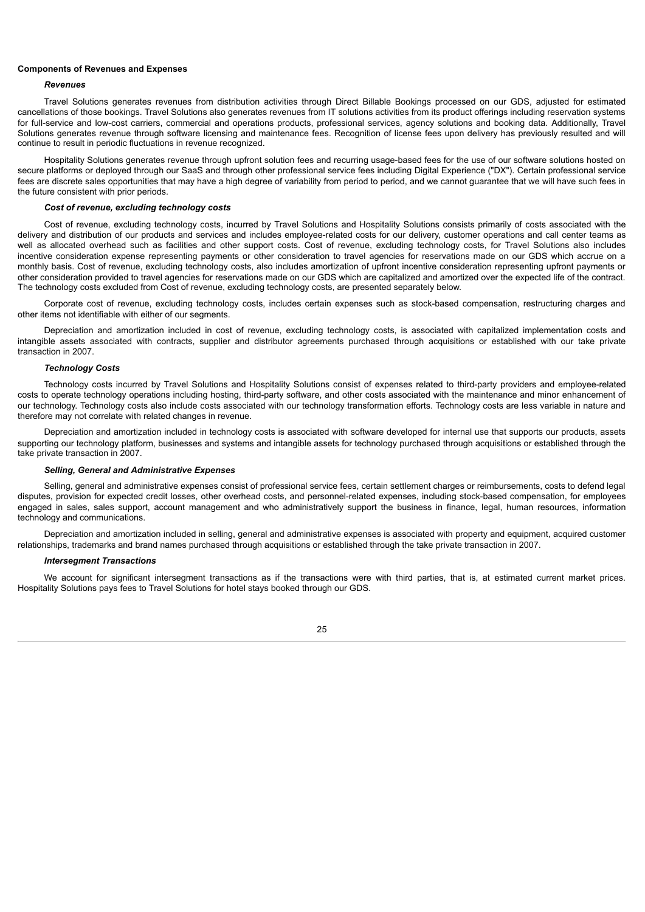**Components of Revenues and Expenses**

***Revenues***

Travel Solutions generates revenues from distribution activities through Direct Billable Bookings processed on our GDS, adjusted for estimated cancellations of those bookings. Travel Solutions also generates revenues from IT solutions activities from its product offerings including reservation systems for full-service and low-cost carriers, commercial and operations products, professional services, agency solutions and booking data. Additionally, Travel Solutions generates revenue through software licensing and maintenance fees. Recognition of license fees upon delivery has previously resulted and will continue to result in periodic fluctuations in revenue recognized.

Hospitality Solutions generates revenue through upfront solution fees and recurring usage-based fees for the use of our software solutions hosted on secure platforms or deployed through our SaaS and through other professional service fees including Digital Experience ("DX"). Certain professional service fees are discrete sales opportunities that may have a high degree of variability from period to period, and we cannot guarantee that we will have such fees in the future consistent with prior periods.

***Cost of revenue, excluding technology costs***

Cost of revenue, excluding technology costs, incurred by Travel Solutions and Hospitality Solutions consists primarily of costs associated with the delivery and distribution of our products and services and includes employee-related costs for our delivery, customer operations and call center teams as well as allocated overhead such as facilities and other support costs. Cost of revenue, excluding technology costs, for Travel Solutions also includes incentive consideration expense representing payments or other consideration to travel agencies for reservations made on our GDS which accrue on a monthly basis. Cost of revenue, excluding technology costs, also includes amortization of upfront incentive consideration representing upfront payments or other consideration provided to travel agencies for reservations made on our GDS which are capitalized and amortized over the expected life of the contract. The technology costs excluded from Cost of revenue, excluding technology costs, are presented separately below.

Corporate cost of revenue, excluding technology costs, includes certain expenses such as stock-based compensation, restructuring charges and other items not identifiable with either of our segments.

Depreciation and amortization included in cost of revenue, excluding technology costs, is associated with capitalized implementation costs and intangible assets associated with contracts, supplier and distributor agreements purchased through acquisitions or established with our take private transaction in 2007.

***Technology Costs***

Technology costs incurred by Travel Solutions and Hospitality Solutions consist of expenses related to third-party providers and employee-related costs to operate technology operations including hosting, third-party software, and other costs associated with the maintenance and minor enhancement of our technology. Technology costs also include costs associated with our technology transformation efforts. Technology costs are less variable in nature and therefore may not correlate with related changes in revenue.

Depreciation and amortization included in technology costs is associated with software developed for internal use that supports our products, assets supporting our technology platform, businesses and systems and intangible assets for technology purchased through acquisitions or established through the take private transaction in 2007.

***Selling, General and Administrative Expenses***

Selling, general and administrative expenses consist of professional service fees, certain settlement charges or reimbursements, costs to defend legal disputes, provision for expected credit losses, other overhead costs, and personnel-related expenses, including stock-based compensation, for employees engaged in sales, sales support, account management and who administratively support the business in finance, legal, human resources, information technology and communications.

Depreciation and amortization included in selling, general and administrative expenses is associated with property and equipment, acquired customer relationships, trademarks and brand names purchased through acquisitions or established through the take private transaction in 2007.

***Intersegment Transactions***

We account for significant intersegment transactions as if the transactions were with third parties, that is, at estimated current market prices. Hospitality Solutions pays fees to Travel Solutions for hotel stays booked through our GDS.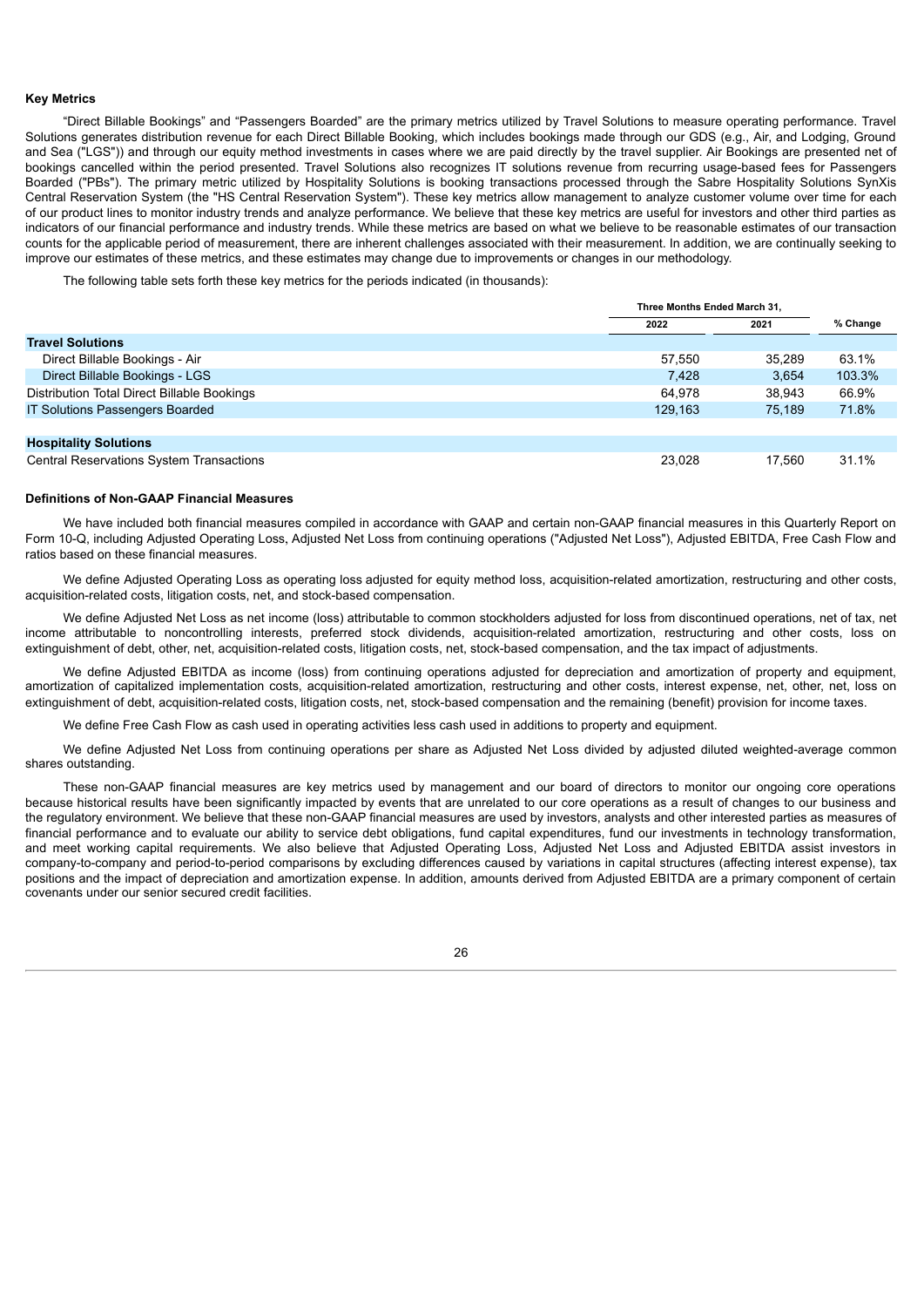### Key Metrics

"Direct Billable Bookings" and "Passengers Boarded" are the primary metrics utilized by Travel Solutions to measure operating performance. Travel Solutions generates distribution revenue for each Direct Billable Booking, which includes bookings made through our GDS (e.g., Air, and Lodging, Ground and Sea ("LGS")) and through our equity method investments in cases where we are paid directly by the travel supplier. Air Bookings are presented net of bookings cancelled within the period presented. Travel Solutions also recognizes IT solutions revenue from recurring usage-based fees for Passengers Boarded ("PBs"). The primary metric utilized by Hospitality Solutions is booking transactions processed through the Sabre Hospitality Solutions SynXis Central Reservation System (the "HS Central Reservation System"). These key metrics allow management to analyze customer volume over time for each of our product lines to monitor industry trends and analyze performance. We believe that these key metrics are useful for investors and other third parties as indicators of our financial performance and industry trends. While these metrics are based on what we believe to be reasonable estimates of our transaction counts for the applicable period of measurement, there are inherent challenges associated with their measurement. In addition, we are continually seeking to improve our estimates of these metrics, and these estimates may change due to improvements or changes in our methodology.

The following table sets forth these key metrics for the periods indicated (in thousands):

| | Three Months Ended March 31, | | |
|---|---|---|---|
| | 2022 | 2021 | % Change |
| **Travel Solutions** | | | |
| Direct Billable Bookings - Air | 57,550 | 35,289 | 63.1% |
| Direct Billable Bookings - LGS | 7,428 | 3,654 | 103.3% |
| Distribution Total Direct Billable Bookings | 64,978 | 38,943 | 66.9% |
| IT Solutions Passengers Boarded | 129,163 | 75,189 | 71.8% |
| | | | |
| **Hospitality Solutions** | | | |
| Central Reservations System Transactions | 23,028 | 17,560 | 31.1% |

### Definitions of Non-GAAP Financial Measures

We have included both financial measures compiled in accordance with GAAP and certain non-GAAP financial measures in this Quarterly Report on Form 10-Q, including Adjusted Operating Loss, Adjusted Net Loss from continuing operations ("Adjusted Net Loss"), Adjusted EBITDA, Free Cash Flow and ratios based on these financial measures.

We define Adjusted Operating Loss as operating loss adjusted for equity method loss, acquisition-related amortization, restructuring and other costs, acquisition-related costs, litigation costs, net, and stock-based compensation.

We define Adjusted Net Loss as net income (loss) attributable to common stockholders adjusted for loss from discontinued operations, net of tax, net income attributable to noncontrolling interests, preferred stock dividends, acquisition-related amortization, restructuring and other costs, loss on extinguishment of debt, other, net, acquisition-related costs, litigation costs, net, stock-based compensation, and the tax impact of adjustments.

We define Adjusted EBITDA as income (loss) from continuing operations adjusted for depreciation and amortization of property and equipment, amortization of capitalized implementation costs, acquisition-related amortization, restructuring and other costs, interest expense, net, other, net, loss on extinguishment of debt, acquisition-related costs, litigation costs, net, stock-based compensation and the remaining (benefit) provision for income taxes.

We define Free Cash Flow as cash used in operating activities less cash used in additions to property and equipment.

We define Adjusted Net Loss from continuing operations per share as Adjusted Net Loss divided by adjusted diluted weighted-average common shares outstanding.

These non-GAAP financial measures are key metrics used by management and our board of directors to monitor our ongoing core operations because historical results have been significantly impacted by events that are unrelated to our core operations as a result of changes to our business and the regulatory environment. We believe that these non-GAAP financial measures are used by investors, analysts and other interested parties as measures of financial performance and to evaluate our ability to service debt obligations, fund capital expenditures, fund our investments in technology transformation, and meet working capital requirements. We also believe that Adjusted Operating Loss, Adjusted Net Loss and Adjusted EBITDA assist investors in company-to-company and period-to-period comparisons by excluding differences caused by variations in capital structures (affecting interest expense), tax positions and the impact of depreciation and amortization expense. In addition, amounts derived from Adjusted EBITDA are a primary component of certain covenants under our senior secured credit facilities.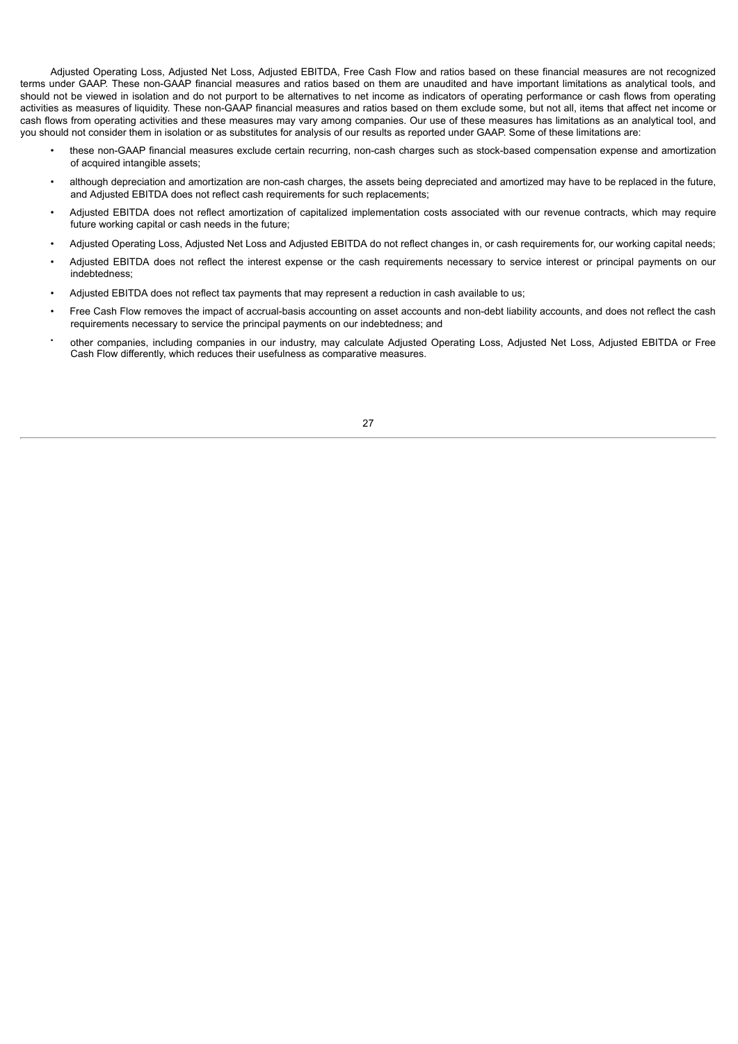Adjusted Operating Loss, Adjusted Net Loss, Adjusted EBITDA, Free Cash Flow and ratios based on these financial measures are not recognized terms under GAAP. These non-GAAP financial measures and ratios based on them are unaudited and have important limitations as analytical tools, and should not be viewed in isolation and do not purport to be alternatives to net income as indicators of operating performance or cash flows from operating activities as measures of liquidity. These non-GAAP financial measures and ratios based on them exclude some, but not all, items that affect net income or cash flows from operating activities and these measures may vary among companies. Our use of these measures has limitations as an analytical tool, and you should not consider them in isolation or as substitutes for analysis of our results as reported under GAAP. Some of these limitations are:

- these non-GAAP financial measures exclude certain recurring, non-cash charges such as stock-based compensation expense and amortization of acquired intangible assets;
- although depreciation and amortization are non-cash charges, the assets being depreciated and amortized may have to be replaced in the future, and Adjusted EBITDA does not reflect cash requirements for such replacements;
- Adjusted EBITDA does not reflect amortization of capitalized implementation costs associated with our revenue contracts, which may require future working capital or cash needs in the future;
- Adjusted Operating Loss, Adjusted Net Loss and Adjusted EBITDA do not reflect changes in, or cash requirements for, our working capital needs;
- Adjusted EBITDA does not reflect the interest expense or the cash requirements necessary to service interest or principal payments on our indebtedness;
- Adjusted EBITDA does not reflect tax payments that may represent a reduction in cash available to us;
- Free Cash Flow removes the impact of accrual-basis accounting on asset accounts and non-debt liability accounts, and does not reflect the cash requirements necessary to service the principal payments on our indebtedness; and
- other companies, including companies in our industry, may calculate Adjusted Operating Loss, Adjusted Net Loss, Adjusted EBITDA or Free Cash Flow differently, which reduces their usefulness as comparative measures.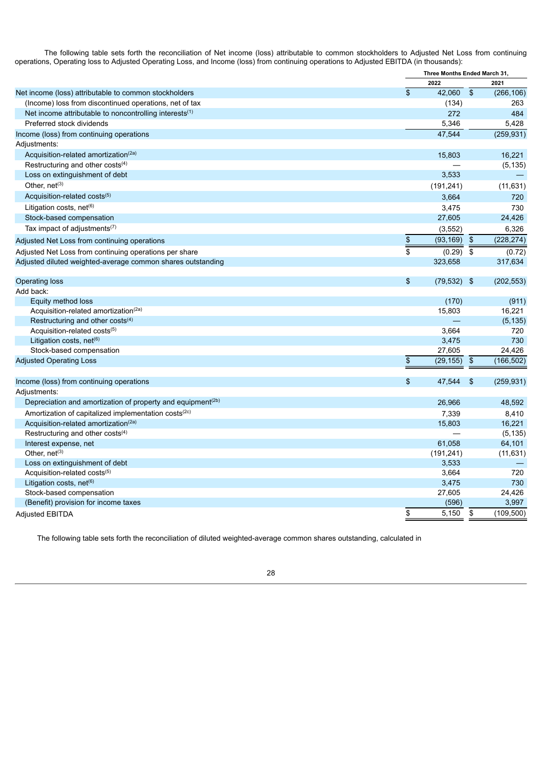The following table sets forth the reconciliation of Net income (loss) attributable to common stockholders to Adjusted Net Loss from continuing operations, Operating loss to Adjusted Operating Loss, and Income (loss) from continuing operations to Adjusted EBITDA (in thousands):

| | Three Months Ended March 31, | |
|---|---|---|
| | 2022 | 2021 |
| Net income (loss) attributable to common stockholders | $ 42,060 | $ (266,106) |
| (Income) loss from discontinued operations, net of tax | (134) | 263 |
| Net income attributable to noncontrolling interests(1) | 272 | 484 |
| Preferred stock dividends | 5,346 | 5,428 |
| Income (loss) from continuing operations | 47,544 | (259,931) |
| Adjustments: | | |
| Acquisition-related amortization(2a) | 15,803 | 16,221 |
| Restructuring and other costs(4) | — | (5,135) |
| Loss on extinguishment of debt | 3,533 | — |
| Other, net(3) | (191,241) | (11,631) |
| Acquisition-related costs(5) | 3,664 | 720 |
| Litigation costs, net(6) | 3,475 | 730 |
| Stock-based compensation | 27,605 | 24,426 |
| Tax impact of adjustments(7) | (3,552) | 6,326 |
| Adjusted Net Loss from continuing operations | $ (93,169) | $ (228,274) |
| Adjusted Net Loss from continuing operations per share | $ (0.29) | $ (0.72) |
| Adjusted diluted weighted-average common shares outstanding | 323,658 | 317,634 |
| | | |
| Operating loss | $ (79,532) | $ (202,553) |
| Add back: | | |
| Equity method loss | (170) | (911) |
| Acquisition-related amortization(2a) | 15,803 | 16,221 |
| Restructuring and other costs(4) | — | (5,135) |
| Acquisition-related costs(5) | 3,664 | 720 |
| Litigation costs, net(6) | 3,475 | 730 |
| Stock-based compensation | 27,605 | 24,426 |
| Adjusted Operating Loss | $ (29,155) | $ (166,502) |
| | | |
| Income (loss) from continuing operations | $ 47,544 | $ (259,931) |
| Adjustments: | | |
| Depreciation and amortization of property and equipment(2b) | 26,966 | 48,592 |
| Amortization of capitalized implementation costs(2c) | 7,339 | 8,410 |
| Acquisition-related amortization(2a) | 15,803 | 16,221 |
| Restructuring and other costs(4) | — | (5,135) |
| Interest expense, net | 61,058 | 64,101 |
| Other, net(3) | (191,241) | (11,631) |
| Loss on extinguishment of debt | 3,533 | — |
| Acquisition-related costs(5) | 3,664 | 720 |
| Litigation costs, net(6) | 3,475 | 730 |
| Stock-based compensation | 27,605 | 24,426 |
| (Benefit) provision for income taxes | (596) | 3,997 |
| Adjusted EBITDA | $ 5,150 | $ (109,500) |

The following table sets forth the reconciliation of diluted weighted-average common shares outstanding, calculated in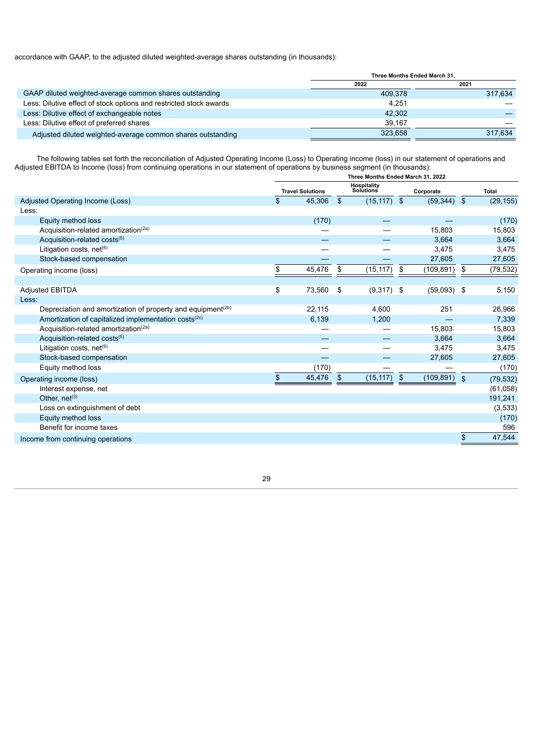accordance with GAAP, to the adjusted diluted weighted-average shares outstanding (in thousands):

| | Three Months Ended March 31, | |
|---|---|---|
| | 2022 | 2021 |
| GAAP diluted weighted-average common shares outstanding | 409,378 | 317,634 |
| Less: Dilutive effect of stock options and restricted stock awards | 4,251 | — |
| Less: Dilutive effect of exchangeable notes | 42,302 | — |
| Less: Dilutive effect of preferred shares | 39,167 | — |
| Adjusted diluted weighted-average common shares outstanding | 323,658 | 317,634 |

The following tables set forth the reconciliation of Adjusted Operating Income (Loss) to Operating income (loss) in our statement of operations and Adjusted EBITDA to Income (loss) from continuing operations in our statement of operations by business segment (in thousands):

| | Three Months Ended March 31, 2022 | | | |
|---|---|---|---|---|
| | Travel Solutions | Hospitality Solutions | Corporate | Total |
| Adjusted Operating Income (Loss) | $ 45,306 | $ (15,117) | $ (59,344) | $ (29,155) |
| Less: | | | | |
| Equity method loss | (170) | — | — | (170) |
| Acquisition-related amortization[(2a)] | — | — | 15,803 | 15,803 |
| Acquisition-related costs[(5)] | — | — | 3,664 | 3,664 |
| Litigation costs, net[(6)] | — | — | 3,475 | 3,475 |
| Stock-based compensation | — | — | 27,605 | 27,605 |
| Operating income (loss) | $ 45,476 | $ (15,117) | $ (109,891) | $ (79,532) |
| | | | | |
| Adjusted EBITDA | $ 73,560 | $ (9,317) | $ (59,093) | $ 5,150 |
| Less: | | | | |
| Depreciation and amortization of property and equipment[(2b)] | 22,115 | 4,600 | 251 | 26,966 |
| Amortization of capitalized implementation costs[(2c)] | 6,139 | 1,200 | — | 7,339 |
| Acquisition-related amortization[(2a)] | — | — | 15,803 | 15,803 |
| Acquisition-related costs[(5)] | — | — | 3,664 | 3,664 |
| Litigation costs, net[(6)] | — | — | 3,475 | 3,475 |
| Stock-based compensation | — | — | 27,605 | 27,605 |
| Equity method loss | (170) | — | — | (170) |
| Operating income (loss) | $ 45,476 | $ (15,117) | $ (109,891) | $ (79,532) |
| Interest expense, net | | | | (61,058) |
| Other, net[(3)] | | | | 191,241 |
| Loss on extinguishment of debt | | | | (3,533) |
| Equity method loss | | | | (170) |
| Benefit for income taxes | | | | 596 |
| Income from continuing operations | | | | $ 47,544 |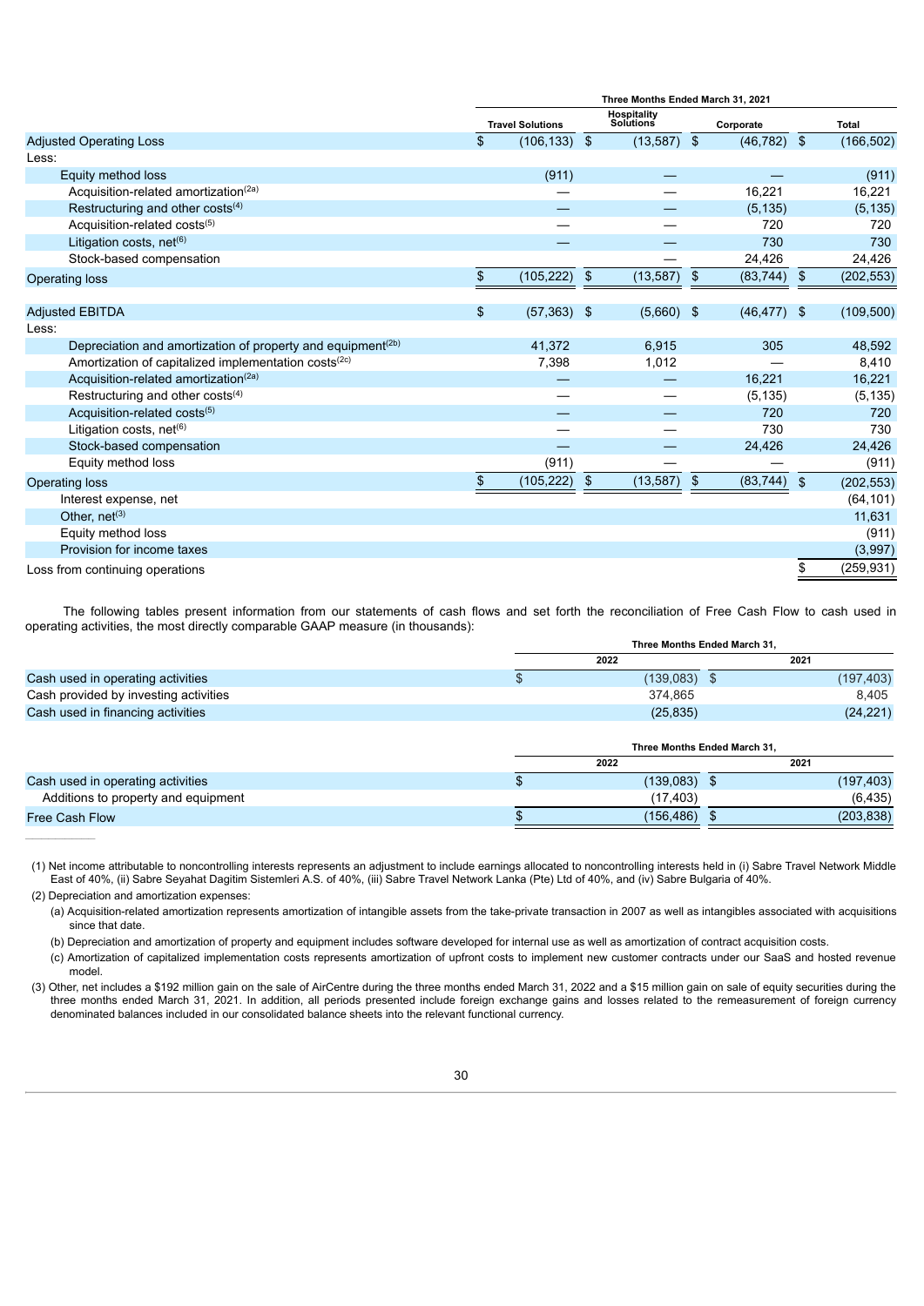| | Three Months Ended March 31, 2021 | | | |
|---|---|---|---|---|
| | Travel Solutions | Hospitality Solutions | Corporate | Total |
| Adjusted Operating Loss | $ (106,133) | $ (13,587) | $ (46,782) | $ (166,502) |
| Less: | | | | |
| Equity method loss | (911) | — | — | (911) |
| Acquisition-related amortization[(2a)] | — | — | 16,221 | 16,221 |
| Restructuring and other costs[(4)] | — | — | (5,135) | (5,135) |
| Acquisition-related costs[(5)] | — | — | 720 | 720 |
| Litigation costs, net[(6)] | — | — | 730 | 730 |
| Stock-based compensation | | — | 24,426 | 24,426 |
| Operating loss | $ (105,222) | $ (13,587) | $ (83,744) | $ (202,553) |
| | | | | |
| Adjusted EBITDA | $ (57,363) | $ (5,660) | $ (46,477) | $ (109,500) |
| Less: | | | | |
| Depreciation and amortization of property and equipment[(2b)] | 41,372 | 6,915 | 305 | 48,592 |
| Amortization of capitalized implementation costs[(2c)] | 7,398 | 1,012 | — | 8,410 |
| Acquisition-related amortization[(2a)] | — | — | 16,221 | 16,221 |
| Restructuring and other costs[(4)] | — | — | (5,135) | (5,135) |
| Acquisition-related costs[(5)] | — | — | 720 | 720 |
| Litigation costs, net[(6)] | — | — | 730 | 730 |
| Stock-based compensation | — | — | 24,426 | 24,426 |
| Equity method loss | (911) | — | — | (911) |
| Operating loss | $ (105,222) | $ (13,587) | $ (83,744) | $ (202,553) |
| Interest expense, net | | | | (64,101) |
| Other, net[(3)] | | | | 11,631 |
| Equity method loss | | | | (911) |
| Provision for income taxes | | | | (3,997) |
| Loss from continuing operations | | | | $ (259,931) |

The following tables present information from our statements of cash flows and set forth the reconciliation of Free Cash Flow to cash used in operating activities, the most directly comparable GAAP measure (in thousands):

| | Three Months Ended March 31, | |
|---|---|---|
| | 2022 | 2021 |
| Cash used in operating activities | $ (139,083) | $ (197,403) |
| Cash provided by investing activities | 374,865 | 8,405 |
| Cash used in financing activities | (25,835) | (24,221) |

| | Three Months Ended March 31, | |
|---|---|---|
| | 2022 | 2021 |
| Cash used in operating activities | $ (139,083) | $ (197,403) |
| Additions to property and equipment | (17,403) | (6,435) |
| Free Cash Flow | $ (156,486) | $ (203,838) |

(1) Net income attributable to noncontrolling interests represents an adjustment to include earnings allocated to noncontrolling interests held in (i) Sabre Travel Network Middle East of 40%, (ii) Sabre Seyahat Dagitim Sistemleri A.S. of 40%, (iii) Sabre Travel Network Lanka (Pte) Ltd of 40%, and (iv) Sabre Bulgaria of 40%.

(2) Depreciation and amortization expenses:

(a) Acquisition-related amortization represents amortization of intangible assets from the take-private transaction in 2007 as well as intangibles associated with acquisitions since that date.

(b) Depreciation and amortization of property and equipment includes software developed for internal use as well as amortization of contract acquisition costs.

(c) Amortization of capitalized implementation costs represents amortization of upfront costs to implement new customer contracts under our SaaS and hosted revenue model.

(3) Other, net includes a $192 million gain on the sale of AirCentre during the three months ended March 31, 2022 and a $15 million gain on sale of equity securities during the three months ended March 31, 2021. In addition, all periods presented include foreign exchange gains and losses related to the remeasurement of foreign currency denominated balances included in our consolidated balance sheets into the relevant functional currency.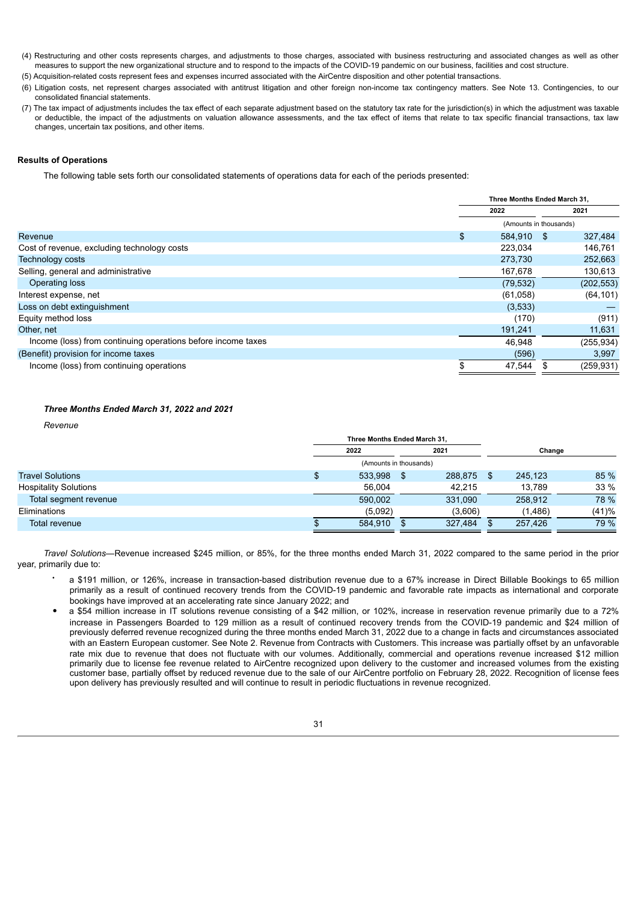(4) Restructuring and other costs represents charges, and adjustments to those charges, associated with business restructuring and associated changes as well as other measures to support the new organizational structure and to respond to the impacts of the COVID-19 pandemic on our business, facilities and cost structure.

(5) Acquisition-related costs represent fees and expenses incurred associated with the AirCentre disposition and other potential transactions.

(6) Litigation costs, net represent charges associated with antitrust litigation and other foreign non-income tax contingency matters. See Note 13. Contingencies, to our consolidated financial statements.

(7) The tax impact of adjustments includes the tax effect of each separate adjustment based on the statutory tax rate for the jurisdiction(s) in which the adjustment was taxable or deductible, the impact of the adjustments on valuation allowance assessments, and the tax effect of items that relate to tax specific financial transactions, tax law changes, uncertain tax positions, and other items.

**Results of Operations**

The following table sets forth our consolidated statements of operations data for each of the periods presented:

| | Three Months Ended March 31, | |
|---|---|---|
| | 2022 | 2021 |
| | (Amounts in thousands) | |
| Revenue | $ 584,910 | $ 327,484 |
| Cost of revenue, excluding technology costs | 223,034 | 146,761 |
| Technology costs | 273,730 | 252,663 |
| Selling, general and administrative | 167,678 | 130,613 |
| Operating loss | (79,532) | (202,553) |
| Interest expense, net | (61,058) | (64,101) |
| Loss on debt extinguishment | (3,533) | — |
| Equity method loss | (170) | (911) |
| Other, net | 191,241 | 11,631 |
| Income (loss) from continuing operations before income taxes | 46,948 | (255,934) |
| (Benefit) provision for income taxes | (596) | 3,997 |
| Income (loss) from continuing operations | $ 47,544 | $ (259,931) |

***Three Months Ended March 31, 2022 and 2021***

*Revenue*

| | Three Months Ended March 31, | | Change | |
|---|---|---|---|---|
| | 2022 | 2021 | | |
| | (Amounts in thousands) | | | |
| Travel Solutions | $ 533,998 | $ 288,875 | $ 245,123 | 85 % |
| Hospitality Solutions | 56,004 | 42,215 | 13,789 | 33 % |
| Total segment revenue | 590,002 | 331,090 | 258,912 | 78 % |
| Eliminations | (5,092) | (3,606) | (1,486) | (41)% |
| Total revenue | $ 584,910 | $ 327,484 | $ 257,426 | 79 % |

*Travel Solutions*—Revenue increased $245 million, or 85%, for the three months ended March 31, 2022 compared to the same period in the prior year, primarily due to:

- a $191 million, or 126%, increase in transaction-based distribution revenue due to a 67% increase in Direct Billable Bookings to 65 million primarily as a result of continued recovery trends from the COVID-19 pandemic and favorable rate impacts as international and corporate bookings have improved at an accelerating rate since January 2022; and
- a $54 million increase in IT solutions revenue consisting of a $42 million, or 102%, increase in reservation revenue primarily due to a 72% increase in Passengers Boarded to 129 million as a result of continued recovery trends from the COVID-19 pandemic and $24 million of previously deferred revenue recognized during the three months ended March 31, 2022 due to a change in facts and circumstances associated with an Eastern European customer. See Note 2. Revenue from Contracts with Customers. This increase was partially offset by an unfavorable rate mix due to revenue that does not fluctuate with our volumes. Additionally, commercial and operations revenue increased $12 million primarily due to license fee revenue related to AirCentre recognized upon delivery to the customer and increased volumes from the existing customer base, partially offset by reduced revenue due to the sale of our AirCentre portfolio on February 28, 2022. Recognition of license fees upon delivery has previously resulted and will continue to result in periodic fluctuations in revenue recognized.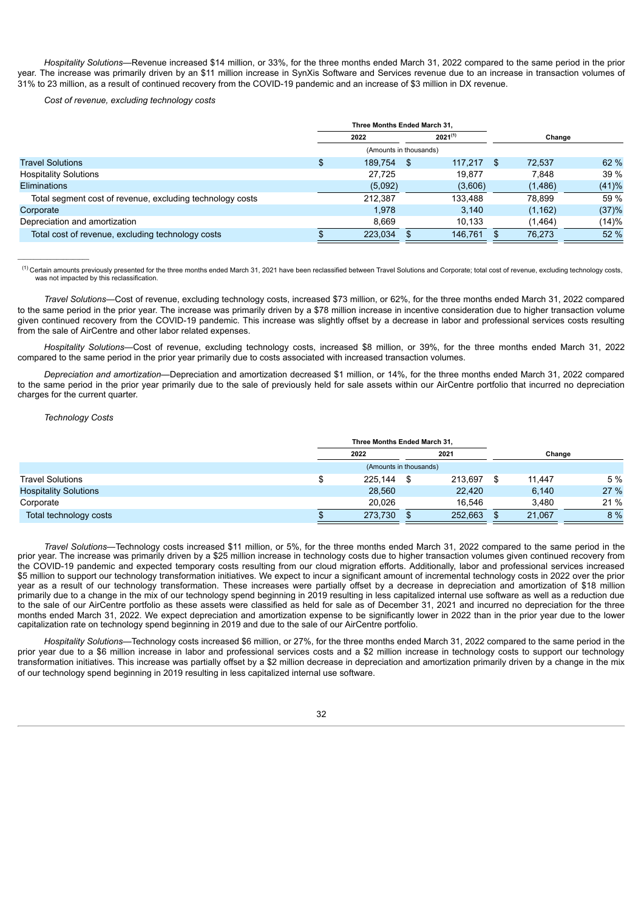*Hospitality Solutions*—Revenue increased $14 million, or 33%, for the three months ended March 31, 2022 compared to the same period in the prior year. The increase was primarily driven by an $11 million increase in SynXis Software and Services revenue due to an increase in transaction volumes of 31% to 23 million, as a result of continued recovery from the COVID-19 pandemic and an increase of $3 million in DX revenue.

*Cost of revenue, excluding technology costs*

| | Three Months Ended March 31, | | Change | |
|---|---|---|---|---|
| | 2022 | 2021[1] | | |
| | (Amounts in thousands) | | | |
| Travel Solutions | $ 189,754 | $ 117,217 | $ 72,537 | 62 % |
| Hospitality Solutions | 27,725 | 19,877 | 7,848 | 39 % |
| Eliminations | (5,092) | (3,606) | (1,486) | (41)% |
| Total segment cost of revenue, excluding technology costs | 212,387 | 133,488 | 78,899 | 59 % |
| Corporate | 1,978 | 3,140 | (1,162) | (37)% |
| Depreciation and amortization | 8,669 | 10,133 | (1,464) | (14)% |
| Total cost of revenue, excluding technology costs | $ 223,034 | $ 146,761 | $ 76,273 | 52 % |

[1] Certain amounts previously presented for the three months ended March 31, 2021 have been reclassified between Travel Solutions and Corporate; total cost of revenue, excluding technology costs, was not impacted by this reclassification.

*Travel Solutions*—Cost of revenue, excluding technology costs, increased $73 million, or 62%, for the three months ended March 31, 2022 compared to the same period in the prior year. The increase was primarily driven by a $78 million increase in incentive consideration due to higher transaction volume given continued recovery from the COVID-19 pandemic. This increase was slightly offset by a decrease in labor and professional services costs resulting from the sale of AirCentre and other labor related expenses.

*Hospitality Solutions*—Cost of revenue, excluding technology costs, increased $8 million, or 39%, for the three months ended March 31, 2022 compared to the same period in the prior year primarily due to costs associated with increased transaction volumes.

*Depreciation and amortization*—Depreciation and amortization decreased $1 million, or 14%, for the three months ended March 31, 2022 compared to the same period in the prior year primarily due to the sale of previously held for sale assets within our AirCentre portfolio that incurred no depreciation charges for the current quarter.

*Technology Costs*

| | Three Months Ended March 31, | | Change | |
|---|---|---|---|---|
| | 2022 | 2021 | | |
| | (Amounts in thousands) | | | |
| Travel Solutions | $ 225,144 | $ 213,697 | $ 11,447 | 5 % |
| Hospitality Solutions | 28,560 | 22,420 | 6,140 | 27 % |
| Corporate | 20,026 | 16,546 | 3,480 | 21 % |
| Total technology costs | $ 273,730 | $ 252,663 | $ 21,067 | 8 % |

*Travel Solutions*—Technology costs increased $11 million, or 5%, for the three months ended March 31, 2022 compared to the same period in the prior year. The increase was primarily driven by a $25 million increase in technology costs due to higher transaction volumes given continued recovery from the COVID-19 pandemic and expected temporary costs resulting from our cloud migration efforts. Additionally, labor and professional services increased $5 million to support our technology transformation initiatives. We expect to incur a significant amount of incremental technology costs in 2022 over the prior year as a result of our technology transformation. These increases were partially offset by a decrease in depreciation and amortization of $18 million primarily due to a change in the mix of our technology spend beginning in 2019 resulting in less capitalized internal use software as well as a reduction due to the sale of our AirCentre portfolio as these assets were classified as held for sale as of December 31, 2021 and incurred no depreciation for the three months ended March 31, 2022. We expect depreciation and amortization expense to be significantly lower in 2022 than in the prior year due to the lower capitalization rate on technology spend beginning in 2019 and due to the sale of our AirCentre portfolio.

*Hospitality Solutions*—Technology costs increased $6 million, or 27%, for the three months ended March 31, 2022 compared to the same period in the prior year due to a $6 million increase in labor and professional services costs and a $2 million increase in technology costs to support our technology transformation initiatives. This increase was partially offset by a $2 million decrease in depreciation and amortization primarily driven by a change in the mix of our technology spend beginning in 2019 resulting in less capitalized internal use software.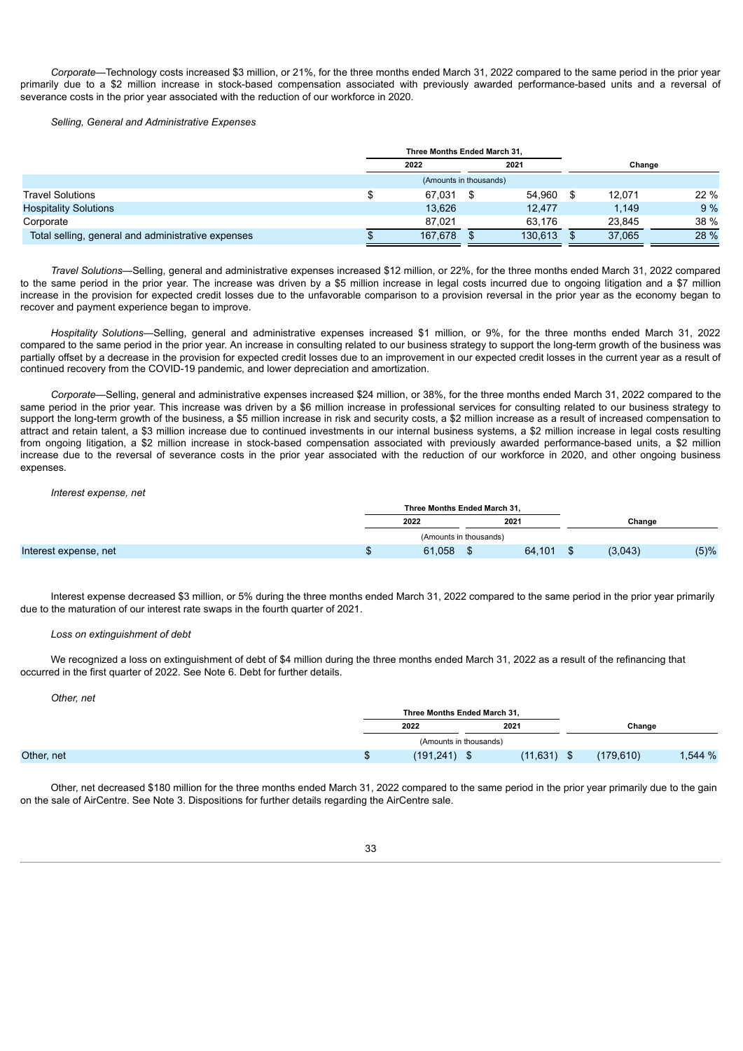*Corporate*—Technology costs increased $3 million, or 21%, for the three months ended March 31, 2022 compared to the same period in the prior year primarily due to a $2 million increase in stock-based compensation associated with previously awarded performance-based units and a reversal of severance costs in the prior year associated with the reduction of our workforce in 2020.

*Selling, General and Administrative Expenses*

| | Three Months Ended March 31, | | | |
|---|---|---|---|---|
| | 2022 | 2021 | Change | |
| | (Amounts in thousands) | | | |
| Travel Solutions | $ 67,031 | $ 54,960 | $ 12,071 | 22 % |
| Hospitality Solutions | 13,626 | 12,477 | 1,149 | 9 % |
| Corporate | 87,021 | 63,176 | 23,845 | 38 % |
| Total selling, general and administrative expenses | $ 167,678 | $ 130,613 | $ 37,065 | 28 % |

*Travel Solutions*—Selling, general and administrative expenses increased $12 million, or 22%, for the three months ended March 31, 2022 compared to the same period in the prior year. The increase was driven by a $5 million increase in legal costs incurred due to ongoing litigation and a $7 million increase in the provision for expected credit losses due to the unfavorable comparison to a provision reversal in the prior year as the economy began to recover and payment experience began to improve.

*Hospitality Solutions*—Selling, general and administrative expenses increased $1 million, or 9%, for the three months ended March 31, 2022 compared to the same period in the prior year. An increase in consulting related to our business strategy to support the long-term growth of the business was partially offset by a decrease in the provision for expected credit losses due to an improvement in our expected credit losses in the current year as a result of continued recovery from the COVID-19 pandemic, and lower depreciation and amortization.

*Corporate*—Selling, general and administrative expenses increased $24 million, or 38%, for the three months ended March 31, 2022 compared to the same period in the prior year. This increase was driven by a $6 million increase in professional services for consulting related to our business strategy to support the long-term growth of the business, a $5 million increase in risk and security costs, a $2 million increase as a result of increased compensation to attract and retain talent, a $3 million increase due to continued investments in our internal business systems, a $2 million increase in legal costs resulting from ongoing litigation, a $2 million increase in stock-based compensation associated with previously awarded performance-based units, a $2 million increase due to the reversal of severance costs in the prior year associated with the reduction of our workforce in 2020, and other ongoing business expenses.

*Interest expense, net*

| | Three Months Ended March 31, | | | |
|---|---|---|---|---|
| | 2022 | 2021 | Change | |
| | (Amounts in thousands) | | | |
| Interest expense, net | $ 61,058 | $ 64,101 | $ (3,043) | (5)% |

Interest expense decreased $3 million, or 5% during the three months ended March 31, 2022 compared to the same period in the prior year primarily due to the maturation of our interest rate swaps in the fourth quarter of 2021.

*Loss on extinguishment of debt*

We recognized a loss on extinguishment of debt of $4 million during the three months ended March 31, 2022 as a result of the refinancing that occurred in the first quarter of 2022. See Note 6. Debt for further details.

*Other, net*

| | Three Months Ended March 31, | | | |
|---|---|---|---|---|
| | 2022 | 2021 | Change | |
| | (Amounts in thousands) | | | |
| Other, net | $ (191,241) | $ (11,631) | $ (179,610) | 1,544 % |

Other, net decreased $180 million for the three months ended March 31, 2022 compared to the same period in the prior year primarily due to the gain on the sale of AirCentre. See Note 3. Dispositions for further details regarding the AirCentre sale.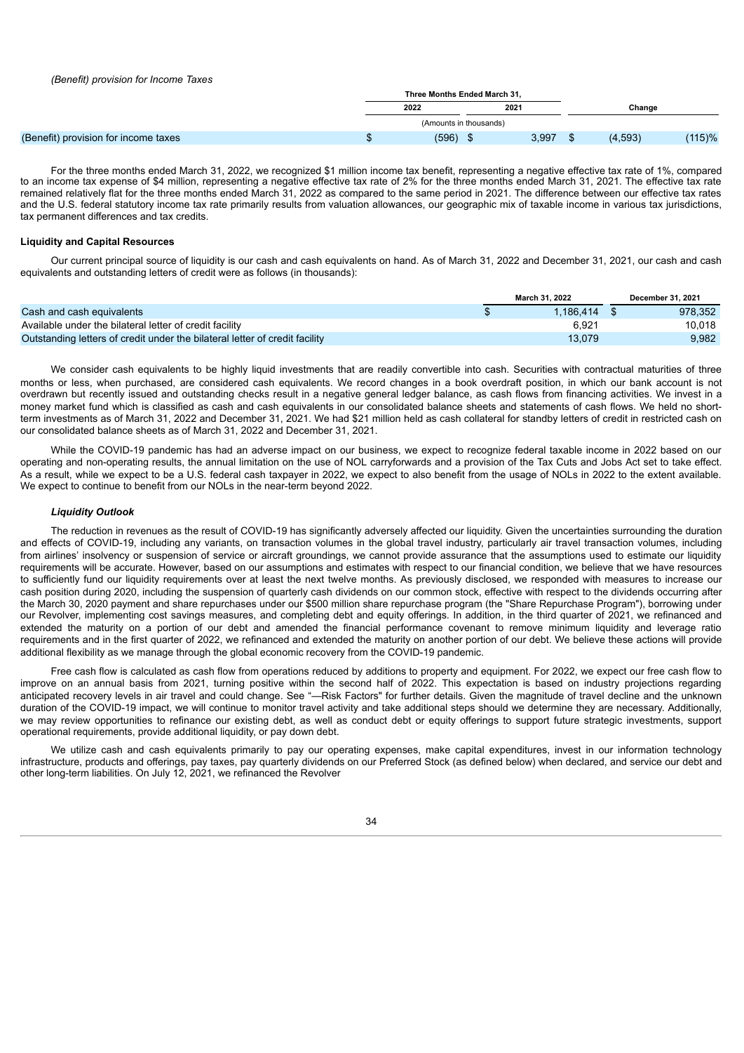*(Benefit) provision for Income Taxes*

| | Three Months Ended March 31, | | Change | |
|---|---|---|---|---|
| | 2022 | 2021 | | |
| | (Amounts in thousands) | | | |
| (Benefit) provision for income taxes | $ (596) | $ 3,997 | $ (4,593) | (115)% |

For the three months ended March 31, 2022, we recognized $1 million income tax benefit, representing a negative effective tax rate of 1%, compared to an income tax expense of $4 million, representing a negative effective tax rate of 2% for the three months ended March 31, 2021. The effective tax rate remained relatively flat for the three months ended March 31, 2022 as compared to the same period in 2021. The difference between our effective tax rates and the U.S. federal statutory income tax rate primarily results from valuation allowances, our geographic mix of taxable income in various tax jurisdictions, tax permanent differences and tax credits.

**Liquidity and Capital Resources**

Our current principal source of liquidity is our cash and cash equivalents on hand. As of March 31, 2022 and December 31, 2021, our cash and cash equivalents and outstanding letters of credit were as follows (in thousands):

| | March 31, 2022 | December 31, 2021 |
|---|---|---|
| Cash and cash equivalents | $ 1,186,414 | $ 978,352 |
| Available under the bilateral letter of credit facility | 6,921 | 10,018 |
| Outstanding letters of credit under the bilateral letter of credit facility | 13,079 | 9,982 |

We consider cash equivalents to be highly liquid investments that are readily convertible into cash. Securities with contractual maturities of three months or less, when purchased, are considered cash equivalents. We record changes in a book overdraft position, in which our bank account is not overdrawn but recently issued and outstanding checks result in a negative general ledger balance, as cash flows from financing activities. We invest in a money market fund which is classified as cash and cash equivalents in our consolidated balance sheets and statements of cash flows. We held no short-term investments as of March 31, 2022 and December 31, 2021. We had $21 million held as cash collateral for standby letters of credit in restricted cash on our consolidated balance sheets as of March 31, 2022 and December 31, 2021.

While the COVID-19 pandemic has had an adverse impact on our business, we expect to recognize federal taxable income in 2022 based on our operating and non-operating results, the annual limitation on the use of NOL carryforwards and a provision of the Tax Cuts and Jobs Act set to take effect. As a result, while we expect to be a U.S. federal cash taxpayer in 2022, we expect to also benefit from the usage of NOLs in 2022 to the extent available. We expect to continue to benefit from our NOLs in the near-term beyond 2022.

***Liquidity Outlook***

The reduction in revenues as the result of COVID-19 has significantly adversely affected our liquidity. Given the uncertainties surrounding the duration and effects of COVID-19, including any variants, on transaction volumes in the global travel industry, particularly air travel transaction volumes, including from airlines' insolvency or suspension of service or aircraft groundings, we cannot provide assurance that the assumptions used to estimate our liquidity requirements will be accurate. However, based on our assumptions and estimates with respect to our financial condition, we believe that we have resources to sufficiently fund our liquidity requirements over at least the next twelve months. As previously disclosed, we responded with measures to increase our cash position during 2020, including the suspension of quarterly cash dividends on our common stock, effective with respect to the dividends occurring after the March 30, 2020 payment and share repurchases under our $500 million share repurchase program (the "Share Repurchase Program"), borrowing under our Revolver, implementing cost savings measures, and completing debt and equity offerings. In addition, in the third quarter of 2021, we refinanced and extended the maturity on a portion of our debt and amended the financial performance covenant to remove minimum liquidity and leverage ratio requirements and in the first quarter of 2022, we refinanced and extended the maturity on another portion of our debt. We believe these actions will provide additional flexibility as we manage through the global economic recovery from the COVID-19 pandemic.

Free cash flow is calculated as cash flow from operations reduced by additions to property and equipment. For 2022, we expect our free cash flow to improve on an annual basis from 2021, turning positive within the second half of 2022. This expectation is based on industry projections regarding anticipated recovery levels in air travel and could change. See "—Risk Factors" for further details. Given the magnitude of travel decline and the unknown duration of the COVID-19 impact, we will continue to monitor travel activity and take additional steps should we determine they are necessary. Additionally, we may review opportunities to refinance our existing debt, as well as conduct debt or equity offerings to support future strategic investments, support operational requirements, provide additional liquidity, or pay down debt.

We utilize cash and cash equivalents primarily to pay our operating expenses, make capital expenditures, invest in our information technology infrastructure, products and offerings, pay taxes, pay quarterly dividends on our Preferred Stock (as defined below) when declared, and service our debt and other long-term liabilities. On July 12, 2021, we refinanced the Revolver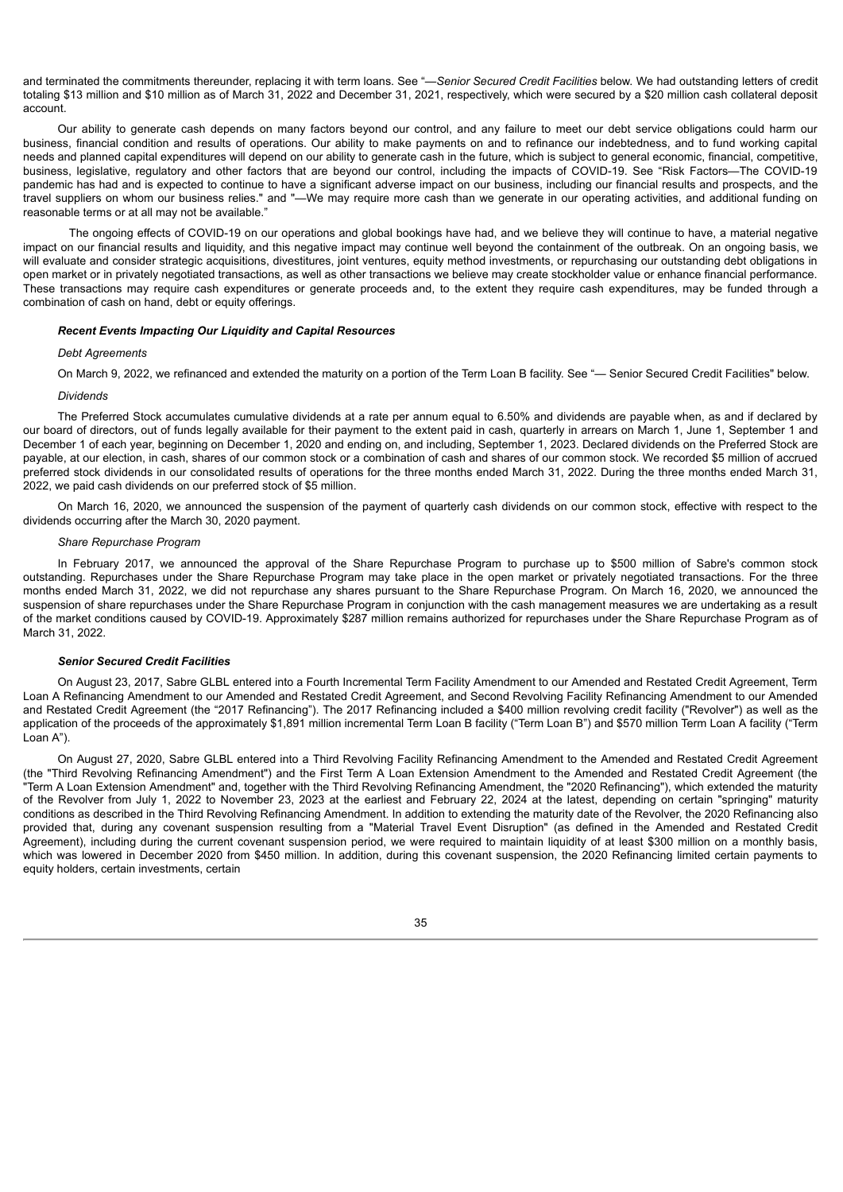and terminated the commitments thereunder, replacing it with term loans. See "—*Senior Secured Credit Facilities* below. We had outstanding letters of credit totaling $13 million and $10 million as of March 31, 2022 and December 31, 2021, respectively, which were secured by a $20 million cash collateral deposit account.

Our ability to generate cash depends on many factors beyond our control, and any failure to meet our debt service obligations could harm our business, financial condition and results of operations. Our ability to make payments on and to refinance our indebtedness, and to fund working capital needs and planned capital expenditures will depend on our ability to generate cash in the future, which is subject to general economic, financial, competitive, business, legislative, regulatory and other factors that are beyond our control, including the impacts of COVID-19. See "Risk Factors—The COVID-19 pandemic has had and is expected to continue to have a significant adverse impact on our business, including our financial results and prospects, and the travel suppliers on whom our business relies." and "—We may require more cash than we generate in our operating activities, and additional funding on reasonable terms or at all may not be available."

The ongoing effects of COVID-19 on our operations and global bookings have had, and we believe they will continue to have, a material negative impact on our financial results and liquidity, and this negative impact may continue well beyond the containment of the outbreak. On an ongoing basis, we will evaluate and consider strategic acquisitions, divestitures, joint ventures, equity method investments, or repurchasing our outstanding debt obligations in open market or in privately negotiated transactions, as well as other transactions we believe may create stockholder value or enhance financial performance. These transactions may require cash expenditures or generate proceeds and, to the extent they require cash expenditures, may be funded through a combination of cash on hand, debt or equity offerings.

***Recent Events Impacting Our Liquidity and Capital Resources***

*Debt Agreements*

On March 9, 2022, we refinanced and extended the maturity on a portion of the Term Loan B facility. See "— Senior Secured Credit Facilities" below.

*Dividends*

The Preferred Stock accumulates cumulative dividends at a rate per annum equal to 6.50% and dividends are payable when, as and if declared by our board of directors, out of funds legally available for their payment to the extent paid in cash, quarterly in arrears on March 1, June 1, September 1 and December 1 of each year, beginning on December 1, 2020 and ending on, and including, September 1, 2023. Declared dividends on the Preferred Stock are payable, at our election, in cash, shares of our common stock or a combination of cash and shares of our common stock. We recorded $5 million of accrued preferred stock dividends in our consolidated results of operations for the three months ended March 31, 2022. During the three months ended March 31, 2022, we paid cash dividends on our preferred stock of $5 million.

On March 16, 2020, we announced the suspension of the payment of quarterly cash dividends on our common stock, effective with respect to the dividends occurring after the March 30, 2020 payment.

*Share Repurchase Program*

In February 2017, we announced the approval of the Share Repurchase Program to purchase up to $500 million of Sabre's common stock outstanding. Repurchases under the Share Repurchase Program may take place in the open market or privately negotiated transactions. For the three months ended March 31, 2022, we did not repurchase any shares pursuant to the Share Repurchase Program. On March 16, 2020, we announced the suspension of share repurchases under the Share Repurchase Program in conjunction with the cash management measures we are undertaking as a result of the market conditions caused by COVID-19. Approximately $287 million remains authorized for repurchases under the Share Repurchase Program as of March 31, 2022.

***Senior Secured Credit Facilities***

On August 23, 2017, Sabre GLBL entered into a Fourth Incremental Term Facility Amendment to our Amended and Restated Credit Agreement, Term Loan A Refinancing Amendment to our Amended and Restated Credit Agreement, and Second Revolving Facility Refinancing Amendment to our Amended and Restated Credit Agreement (the "2017 Refinancing"). The 2017 Refinancing included a $400 million revolving credit facility ("Revolver") as well as the application of the proceeds of the approximately $1,891 million incremental Term Loan B facility ("Term Loan B") and $570 million Term Loan A facility ("Term Loan A").

On August 27, 2020, Sabre GLBL entered into a Third Revolving Facility Refinancing Amendment to the Amended and Restated Credit Agreement (the "Third Revolving Refinancing Amendment") and the First Term A Loan Extension Amendment to the Amended and Restated Credit Agreement (the "Term A Loan Extension Amendment" and, together with the Third Revolving Refinancing Amendment, the "2020 Refinancing"), which extended the maturity of the Revolver from July 1, 2022 to November 23, 2023 at the earliest and February 22, 2024 at the latest, depending on certain "springing" maturity conditions as described in the Third Revolving Refinancing Amendment. In addition to extending the maturity date of the Revolver, the 2020 Refinancing also provided that, during any covenant suspension resulting from a "Material Travel Event Disruption" (as defined in the Amended and Restated Credit Agreement), including during the current covenant suspension period, we were required to maintain liquidity of at least $300 million on a monthly basis, which was lowered in December 2020 from $450 million. In addition, during this covenant suspension, the 2020 Refinancing limited certain payments to equity holders, certain investments, certain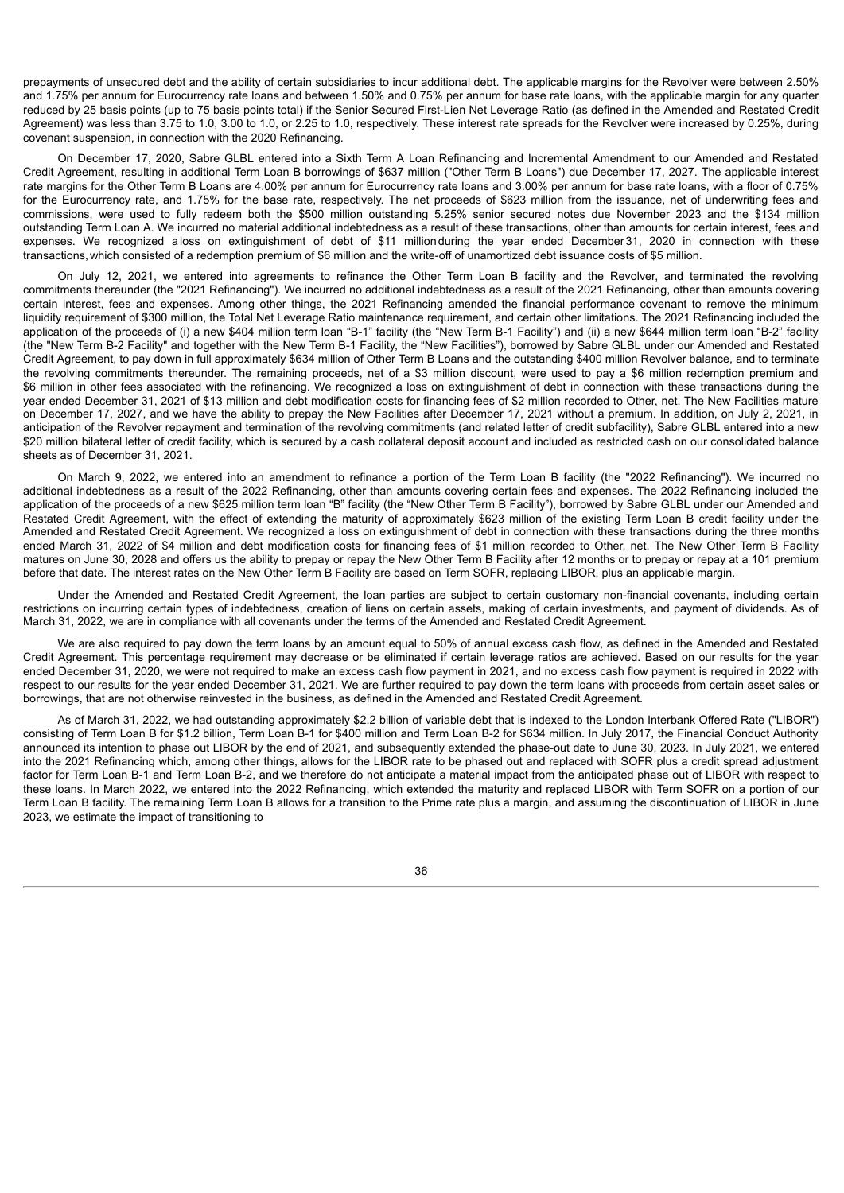prepayments of unsecured debt and the ability of certain subsidiaries to incur additional debt. The applicable margins for the Revolver were between 2.50% and 1.75% per annum for Eurocurrency rate loans and between 1.50% and 0.75% per annum for base rate loans, with the applicable margin for any quarter reduced by 25 basis points (up to 75 basis points total) if the Senior Secured First-Lien Net Leverage Ratio (as defined in the Amended and Restated Credit Agreement) was less than 3.75 to 1.0, 3.00 to 1.0, or 2.25 to 1.0, respectively. These interest rate spreads for the Revolver were increased by 0.25%, during covenant suspension, in connection with the 2020 Refinancing.

On December 17, 2020, Sabre GLBL entered into a Sixth Term A Loan Refinancing and Incremental Amendment to our Amended and Restated Credit Agreement, resulting in additional Term Loan B borrowings of $637 million ("Other Term B Loans") due December 17, 2027. The applicable interest rate margins for the Other Term B Loans are 4.00% per annum for Eurocurrency rate loans and 3.00% per annum for base rate loans, with a floor of 0.75% for the Eurocurrency rate, and 1.75% for the base rate, respectively. The net proceeds of $623 million from the issuance, net of underwriting fees and commissions, were used to fully redeem both the $500 million outstanding 5.25% senior secured notes due November 2023 and the $134 million outstanding Term Loan A. We incurred no material additional indebtedness as a result of these transactions, other than amounts for certain interest, fees and expenses. We recognized a loss on extinguishment of debt of $11 million during the year ended December 31, 2020 in connection with these transactions, which consisted of a redemption premium of $6 million and the write-off of unamortized debt issuance costs of $5 million.

On July 12, 2021, we entered into agreements to refinance the Other Term Loan B facility and the Revolver, and terminated the revolving commitments thereunder (the "2021 Refinancing"). We incurred no additional indebtedness as a result of the 2021 Refinancing, other than amounts covering certain interest, fees and expenses. Among other things, the 2021 Refinancing amended the financial performance covenant to remove the minimum liquidity requirement of $300 million, the Total Net Leverage Ratio maintenance requirement, and certain other limitations. The 2021 Refinancing included the application of the proceeds of (i) a new $404 million term loan "B-1" facility (the "New Term B-1 Facility") and (ii) a new $644 million term loan "B-2" facility (the "New Term B-2 Facility" and together with the New Term B-1 Facility, the "New Facilities"), borrowed by Sabre GLBL under our Amended and Restated Credit Agreement, to pay down in full approximately $634 million of Other Term B Loans and the outstanding $400 million Revolver balance, and to terminate the revolving commitments thereunder. The remaining proceeds, net of a $3 million discount, were used to pay a $6 million redemption premium and $6 million in other fees associated with the refinancing. We recognized a loss on extinguishment of debt in connection with these transactions during the year ended December 31, 2021 of $13 million and debt modification costs for financing fees of $2 million recorded to Other, net. The New Facilities mature on December 17, 2027, and we have the ability to prepay the New Facilities after December 17, 2021 without a premium. In addition, on July 2, 2021, in anticipation of the Revolver repayment and termination of the revolving commitments (and related letter of credit subfacility), Sabre GLBL entered into a new $20 million bilateral letter of credit facility, which is secured by a cash collateral deposit account and included as restricted cash on our consolidated balance sheets as of December 31, 2021.

On March 9, 2022, we entered into an amendment to refinance a portion of the Term Loan B facility (the "2022 Refinancing"). We incurred no additional indebtedness as a result of the 2022 Refinancing, other than amounts covering certain fees and expenses. The 2022 Refinancing included the application of the proceeds of a new $625 million term loan "B" facility (the "New Other Term B Facility"), borrowed by Sabre GLBL under our Amended and Restated Credit Agreement, with the effect of extending the maturity of approximately $623 million of the existing Term Loan B credit facility under the Amended and Restated Credit Agreement. We recognized a loss on extinguishment of debt in connection with these transactions during the three months ended March 31, 2022 of $4 million and debt modification costs for financing fees of $1 million recorded to Other, net. The New Other Term B Facility matures on June 30, 2028 and offers us the ability to prepay or repay the New Other Term B Facility after 12 months or to prepay or repay at a 101 premium before that date. The interest rates on the New Other Term B Facility are based on Term SOFR, replacing LIBOR, plus an applicable margin.

Under the Amended and Restated Credit Agreement, the loan parties are subject to certain customary non-financial covenants, including certain restrictions on incurring certain types of indebtedness, creation of liens on certain assets, making of certain investments, and payment of dividends. As of March 31, 2022, we are in compliance with all covenants under the terms of the Amended and Restated Credit Agreement.

We are also required to pay down the term loans by an amount equal to 50% of annual excess cash flow, as defined in the Amended and Restated Credit Agreement. This percentage requirement may decrease or be eliminated if certain leverage ratios are achieved. Based on our results for the year ended December 31, 2020, we were not required to make an excess cash flow payment in 2021, and no excess cash flow payment is required in 2022 with respect to our results for the year ended December 31, 2021. We are further required to pay down the term loans with proceeds from certain asset sales or borrowings, that are not otherwise reinvested in the business, as defined in the Amended and Restated Credit Agreement.

As of March 31, 2022, we had outstanding approximately $2.2 billion of variable debt that is indexed to the London Interbank Offered Rate ("LIBOR") consisting of Term Loan B for $1.2 billion, Term Loan B-1 for $400 million and Term Loan B-2 for $634 million. In July 2017, the Financial Conduct Authority announced its intention to phase out LIBOR by the end of 2021, and subsequently extended the phase-out date to June 30, 2023. In July 2021, we entered into the 2021 Refinancing which, among other things, allows for the LIBOR rate to be phased out and replaced with SOFR plus a credit spread adjustment factor for Term Loan B-1 and Term Loan B-2, and we therefore do not anticipate a material impact from the anticipated phase out of LIBOR with respect to these loans. In March 2022, we entered into the 2022 Refinancing, which extended the maturity and replaced LIBOR with Term SOFR on a portion of our Term Loan B facility. The remaining Term Loan B allows for a transition to the Prime rate plus a margin, and assuming the discontinuation of LIBOR in June 2023, we estimate the impact of transitioning to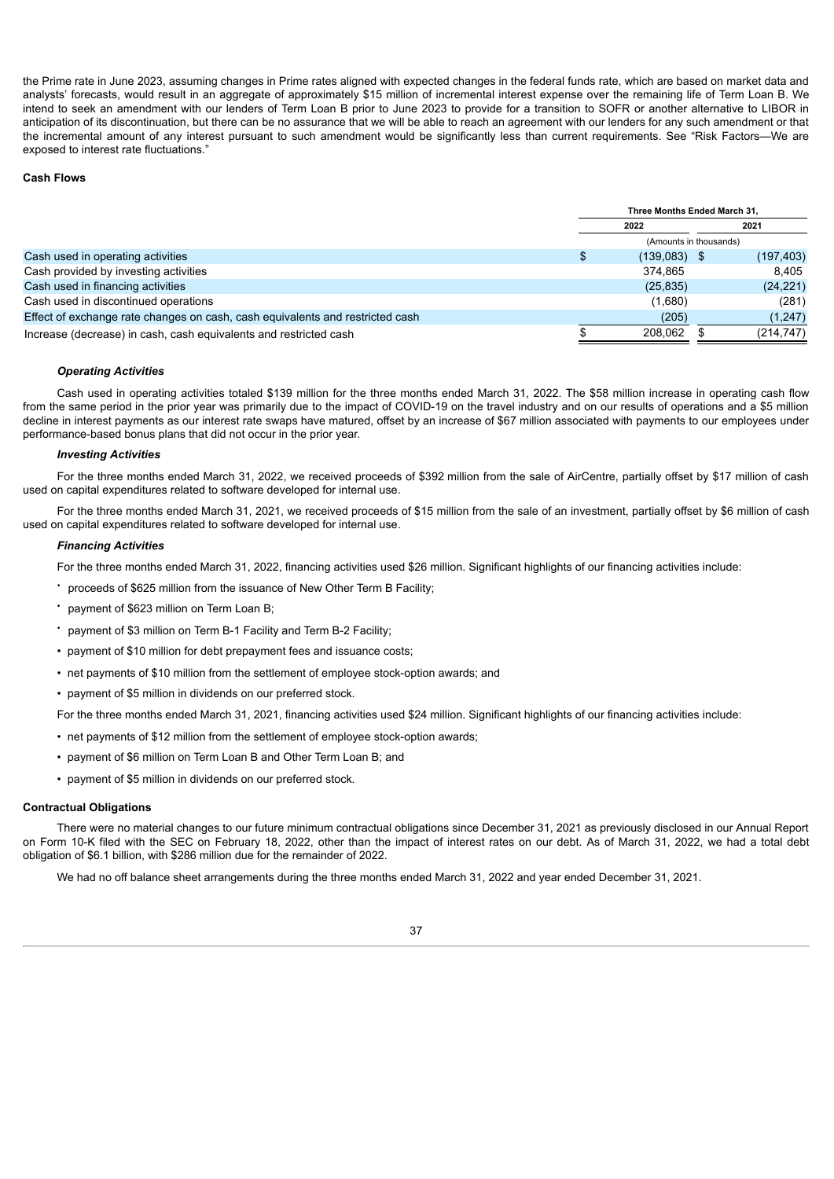the Prime rate in June 2023, assuming changes in Prime rates aligned with expected changes in the federal funds rate, which are based on market data and analysts' forecasts, would result in an aggregate of approximately $15 million of incremental interest expense over the remaining life of Term Loan B. We intend to seek an amendment with our lenders of Term Loan B prior to June 2023 to provide for a transition to SOFR or another alternative to LIBOR in anticipation of its discontinuation, but there can be no assurance that we will be able to reach an agreement with our lenders for any such amendment or that the incremental amount of any interest pursuant to such amendment would be significantly less than current requirements. See "Risk Factors—We are exposed to interest rate fluctuations."

**Cash Flows**

| | Three Months Ended March 31, | |
|---|---|---|
| | 2022 | 2021 |
| | (Amounts in thousands) | |
| Cash used in operating activities | $ (139,083) | $ (197,403) |
| Cash provided by investing activities | 374,865 | 8,405 |
| Cash used in financing activities | (25,835) | (24,221) |
| Cash used in discontinued operations | (1,680) | (281) |
| Effect of exchange rate changes on cash, cash equivalents and restricted cash | (205) | (1,247) |
| Increase (decrease) in cash, cash equivalents and restricted cash | $ 208,062 | $ (214,747) |

***Operating Activities***

Cash used in operating activities totaled $139 million for the three months ended March 31, 2022. The $58 million increase in operating cash flow from the same period in the prior year was primarily due to the impact of COVID-19 on the travel industry and on our results of operations and a $5 million decline in interest payments as our interest rate swaps have matured, offset by an increase of $67 million associated with payments to our employees under performance-based bonus plans that did not occur in the prior year.

***Investing Activities***

For the three months ended March 31, 2022, we received proceeds of $392 million from the sale of AirCentre, partially offset by $17 million of cash used on capital expenditures related to software developed for internal use.

For the three months ended March 31, 2021, we received proceeds of $15 million from the sale of an investment, partially offset by $6 million of cash used on capital expenditures related to software developed for internal use.

***Financing Activities***

For the three months ended March 31, 2022, financing activities used $26 million. Significant highlights of our financing activities include:

- proceeds of $625 million from the issuance of New Other Term B Facility;
- payment of $623 million on Term Loan B;
- payment of $3 million on Term B-1 Facility and Term B-2 Facility;
- payment of $10 million for debt prepayment fees and issuance costs;
- net payments of $10 million from the settlement of employee stock-option awards; and
- payment of $5 million in dividends on our preferred stock.

For the three months ended March 31, 2021, financing activities used $24 million. Significant highlights of our financing activities include:

- net payments of $12 million from the settlement of employee stock-option awards;
- payment of $6 million on Term Loan B and Other Term Loan B; and
- payment of $5 million in dividends on our preferred stock.

**Contractual Obligations**

There were no material changes to our future minimum contractual obligations since December 31, 2021 as previously disclosed in our Annual Report on Form 10-K filed with the SEC on February 18, 2022, other than the impact of interest rates on our debt. As of March 31, 2022, we had a total debt obligation of $6.1 billion, with $286 million due for the remainder of 2022.

We had no off balance sheet arrangements during the three months ended March 31, 2022 and year ended December 31, 2021.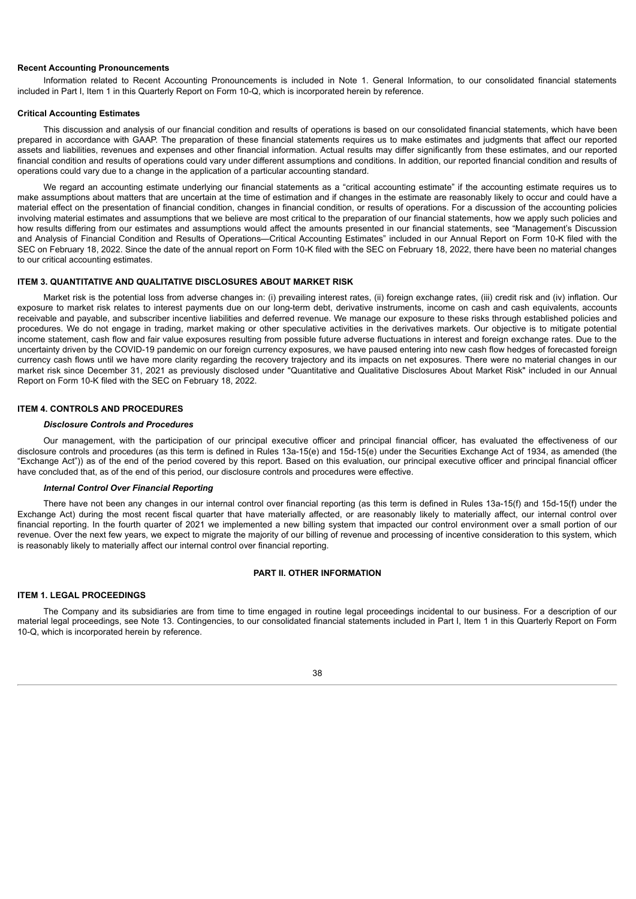**Recent Accounting Pronouncements**

Information related to Recent Accounting Pronouncements is included in Note 1. General Information, to our consolidated financial statements included in Part I, Item 1 in this Quarterly Report on Form 10-Q, which is incorporated herein by reference.

**Critical Accounting Estimates**

This discussion and analysis of our financial condition and results of operations is based on our consolidated financial statements, which have been prepared in accordance with GAAP. The preparation of these financial statements requires us to make estimates and judgments that affect our reported assets and liabilities, revenues and expenses and other financial information. Actual results may differ significantly from these estimates, and our reported financial condition and results of operations could vary under different assumptions and conditions. In addition, our reported financial condition and results of operations could vary due to a change in the application of a particular accounting standard.

We regard an accounting estimate underlying our financial statements as a "critical accounting estimate" if the accounting estimate requires us to make assumptions about matters that are uncertain at the time of estimation and if changes in the estimate are reasonably likely to occur and could have a material effect on the presentation of financial condition, changes in financial condition, or results of operations. For a discussion of the accounting policies involving material estimates and assumptions that we believe are most critical to the preparation of our financial statements, how we apply such policies and how results differing from our estimates and assumptions would affect the amounts presented in our financial statements, see "Management's Discussion and Analysis of Financial Condition and Results of Operations—Critical Accounting Estimates" included in our Annual Report on Form 10-K filed with the SEC on February 18, 2022. Since the date of the annual report on Form 10-K filed with the SEC on February 18, 2022, there have been no material changes to our critical accounting estimates.

## ITEM 3. QUANTITATIVE AND QUALITATIVE DISCLOSURES ABOUT MARKET RISK

Market risk is the potential loss from adverse changes in: (i) prevailing interest rates, (ii) foreign exchange rates, (iii) credit risk and (iv) inflation. Our exposure to market risk relates to interest payments due on our long-term debt, derivative instruments, income on cash and cash equivalents, accounts receivable and payable, and subscriber incentive liabilities and deferred revenue. We manage our exposure to these risks through established policies and procedures. We do not engage in trading, market making or other speculative activities in the derivatives markets. Our objective is to mitigate potential income statement, cash flow and fair value exposures resulting from possible future adverse fluctuations in interest and foreign exchange rates. Due to the uncertainty driven by the COVID-19 pandemic on our foreign currency exposures, we have paused entering into new cash flow hedges of forecasted foreign currency cash flows until we have more clarity regarding the recovery trajectory and its impacts on net exposures. There were no material changes in our market risk since December 31, 2021 as previously disclosed under "Quantitative and Qualitative Disclosures About Market Risk" included in our Annual Report on Form 10-K filed with the SEC on February 18, 2022.

## ITEM 4. CONTROLS AND PROCEDURES

***Disclosure Controls and Procedures***

Our management, with the participation of our principal executive officer and principal financial officer, has evaluated the effectiveness of our disclosure controls and procedures (as this term is defined in Rules 13a-15(e) and 15d-15(e) under the Securities Exchange Act of 1934, as amended (the "Exchange Act")) as of the end of the period covered by this report. Based on this evaluation, our principal executive officer and principal financial officer have concluded that, as of the end of this period, our disclosure controls and procedures were effective.

***Internal Control Over Financial Reporting***

There have not been any changes in our internal control over financial reporting (as this term is defined in Rules 13a-15(f) and 15d-15(f) under the Exchange Act) during the most recent fiscal quarter that have materially affected, or are reasonably likely to materially affect, our internal control over financial reporting. In the fourth quarter of 2021 we implemented a new billing system that impacted our control environment over a small portion of our revenue. Over the next few years, we expect to migrate the majority of our billing of revenue and processing of incentive consideration to this system, which is reasonably likely to materially affect our internal control over financial reporting.

# PART II. OTHER INFORMATION

## ITEM 1. LEGAL PROCEEDINGS

The Company and its subsidiaries are from time to time engaged in routine legal proceedings incidental to our business. For a description of our material legal proceedings, see Note 13. Contingencies, to our consolidated financial statements included in Part I, Item 1 in this Quarterly Report on Form 10-Q, which is incorporated herein by reference.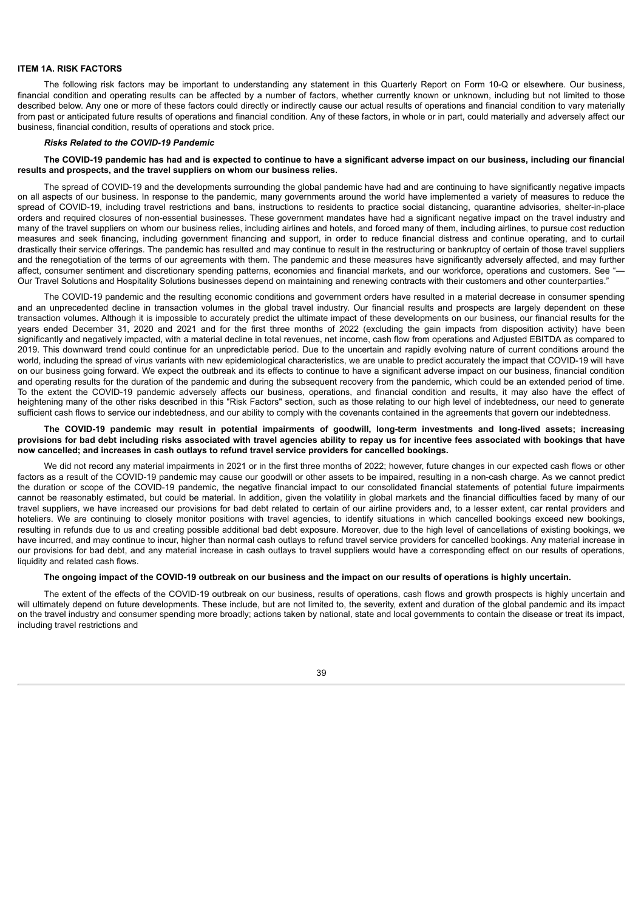## ITEM 1A. RISK FACTORS

The following risk factors may be important to understanding any statement in this Quarterly Report on Form 10-Q or elsewhere. Our business, financial condition and operating results can be affected by a number of factors, whether currently known or unknown, including but not limited to those described below. Any one or more of these factors could directly or indirectly cause our actual results of operations and financial condition to vary materially from past or anticipated future results of operations and financial condition. Any of these factors, in whole or in part, could materially and adversely affect our business, financial condition, results of operations and stock price.

***Risks Related to the COVID-19 Pandemic***

**The COVID-19 pandemic has had and is expected to continue to have a significant adverse impact on our business, including our financial results and prospects, and the travel suppliers on whom our business relies.**

The spread of COVID-19 and the developments surrounding the global pandemic have had and are continuing to have significantly negative impacts on all aspects of our business. In response to the pandemic, many governments around the world have implemented a variety of measures to reduce the spread of COVID-19, including travel restrictions and bans, instructions to residents to practice social distancing, quarantine advisories, shelter-in-place orders and required closures of non-essential businesses. These government mandates have had a significant negative impact on the travel industry and many of the travel suppliers on whom our business relies, including airlines and hotels, and forced many of them, including airlines, to pursue cost reduction measures and seek financing, including government financing and support, in order to reduce financial distress and continue operating, and to curtail drastically their service offerings. The pandemic has resulted and may continue to result in the restructuring or bankruptcy of certain of those travel suppliers and the renegotiation of the terms of our agreements with them. The pandemic and these measures have significantly adversely affected, and may further affect, consumer sentiment and discretionary spending patterns, economies and financial markets, and our workforce, operations and customers. See "—Our Travel Solutions and Hospitality Solutions businesses depend on maintaining and renewing contracts with their customers and other counterparties."

The COVID-19 pandemic and the resulting economic conditions and government orders have resulted in a material decrease in consumer spending and an unprecedented decline in transaction volumes in the global travel industry. Our financial results and prospects are largely dependent on these transaction volumes. Although it is impossible to accurately predict the ultimate impact of these developments on our business, our financial results for the years ended December 31, 2020 and 2021 and for the first three months of 2022 (excluding the gain impacts from disposition activity) have been significantly and negatively impacted, with a material decline in total revenues, net income, cash flow from operations and Adjusted EBITDA as compared to 2019. This downward trend could continue for an unpredictable period. Due to the uncertain and rapidly evolving nature of current conditions around the world, including the spread of virus variants with new epidemiological characteristics, we are unable to predict accurately the impact that COVID-19 will have on our business going forward. We expect the outbreak and its effects to continue to have a significant adverse impact on our business, financial condition and operating results for the duration of the pandemic and during the subsequent recovery from the pandemic, which could be an extended period of time. To the extent the COVID-19 pandemic adversely affects our business, operations, and financial condition and results, it may also have the effect of heightening many of the other risks described in this "Risk Factors" section, such as those relating to our high level of indebtedness, our need to generate sufficient cash flows to service our indebtedness, and our ability to comply with the covenants contained in the agreements that govern our indebtedness.

**The COVID-19 pandemic may result in potential impairments of goodwill, long-term investments and long-lived assets; increasing provisions for bad debt including risks associated with travel agencies ability to repay us for incentive fees associated with bookings that have now cancelled; and increases in cash outlays to refund travel service providers for cancelled bookings.**

We did not record any material impairments in 2021 or in the first three months of 2022; however, future changes in our expected cash flows or other factors as a result of the COVID-19 pandemic may cause our goodwill or other assets to be impaired, resulting in a non-cash charge. As we cannot predict the duration or scope of the COVID-19 pandemic, the negative financial impact to our consolidated financial statements of potential future impairments cannot be reasonably estimated, but could be material. In addition, given the volatility in global markets and the financial difficulties faced by many of our travel suppliers, we have increased our provisions for bad debt related to certain of our airline providers and, to a lesser extent, car rental providers and hoteliers. We are continuing to closely monitor positions with travel agencies, to identify situations in which cancelled bookings exceed new bookings, resulting in refunds due to us and creating possible additional bad debt exposure. Moreover, due to the high level of cancellations of existing bookings, we have incurred, and may continue to incur, higher than normal cash outlays to refund travel service providers for cancelled bookings. Any material increase in our provisions for bad debt, and any material increase in cash outlays to travel suppliers would have a corresponding effect on our results of operations, liquidity and related cash flows.

**The ongoing impact of the COVID-19 outbreak on our business and the impact on our results of operations is highly uncertain.**

The extent of the effects of the COVID-19 outbreak on our business, results of operations, cash flows and growth prospects is highly uncertain and will ultimately depend on future developments. These include, but are not limited to, the severity, extent and duration of the global pandemic and its impact on the travel industry and consumer spending more broadly; actions taken by national, state and local governments to contain the disease or treat its impact, including travel restrictions and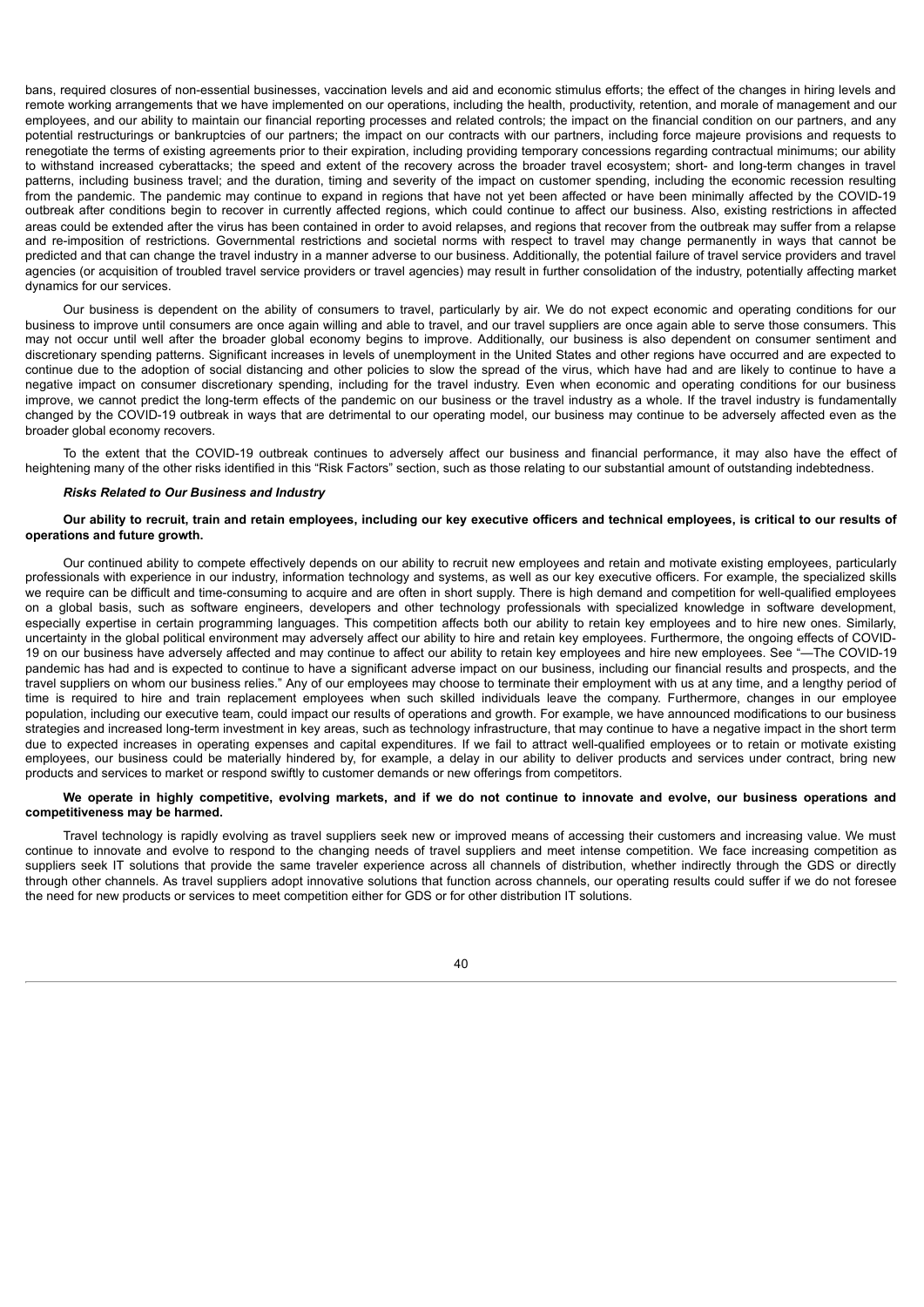bans, required closures of non-essential businesses, vaccination levels and aid and economic stimulus efforts; the effect of the changes in hiring levels and remote working arrangements that we have implemented on our operations, including the health, productivity, retention, and morale of management and our employees, and our ability to maintain our financial reporting processes and related controls; the impact on the financial condition on our partners, and any potential restructurings or bankruptcies of our partners; the impact on our contracts with our partners, including force majeure provisions and requests to renegotiate the terms of existing agreements prior to their expiration, including providing temporary concessions regarding contractual minimums; our ability to withstand increased cyberattacks; the speed and extent of the recovery across the broader travel ecosystem; short- and long-term changes in travel patterns, including business travel; and the duration, timing and severity of the impact on customer spending, including the economic recession resulting from the pandemic. The pandemic may continue to expand in regions that have not yet been affected or have been minimally affected by the COVID-19 outbreak after conditions begin to recover in currently affected regions, which could continue to affect our business. Also, existing restrictions in affected areas could be extended after the virus has been contained in order to avoid relapses, and regions that recover from the outbreak may suffer from a relapse and re-imposition of restrictions. Governmental restrictions and societal norms with respect to travel may change permanently in ways that cannot be predicted and that can change the travel industry in a manner adverse to our business. Additionally, the potential failure of travel service providers and travel agencies (or acquisition of troubled travel service providers or travel agencies) may result in further consolidation of the industry, potentially affecting market dynamics for our services.

Our business is dependent on the ability of consumers to travel, particularly by air. We do not expect economic and operating conditions for our business to improve until consumers are once again willing and able to travel, and our travel suppliers are once again able to serve those consumers. This may not occur until well after the broader global economy begins to improve. Additionally, our business is also dependent on consumer sentiment and discretionary spending patterns. Significant increases in levels of unemployment in the United States and other regions have occurred and are expected to continue due to the adoption of social distancing and other policies to slow the spread of the virus, which have had and are likely to continue to have a negative impact on consumer discretionary spending, including for the travel industry. Even when economic and operating conditions for our business improve, we cannot predict the long-term effects of the pandemic on our business or the travel industry as a whole. If the travel industry is fundamentally changed by the COVID-19 outbreak in ways that are detrimental to our operating model, our business may continue to be adversely affected even as the broader global economy recovers.

To the extent that the COVID-19 outbreak continues to adversely affect our business and financial performance, it may also have the effect of heightening many of the other risks identified in this "Risk Factors" section, such as those relating to our substantial amount of outstanding indebtedness.

***Risks Related to Our Business and Industry***

**Our ability to recruit, train and retain employees, including our key executive officers and technical employees, is critical to our results of operations and future growth.**

Our continued ability to compete effectively depends on our ability to recruit new employees and retain and motivate existing employees, particularly professionals with experience in our industry, information technology and systems, as well as our key executive officers. For example, the specialized skills we require can be difficult and time-consuming to acquire and are often in short supply. There is high demand and competition for well-qualified employees on a global basis, such as software engineers, developers and other technology professionals with specialized knowledge in software development, especially expertise in certain programming languages. This competition affects both our ability to retain key employees and to hire new ones. Similarly, uncertainty in the global political environment may adversely affect our ability to hire and retain key employees. Furthermore, the ongoing effects of COVID-19 on our business have adversely affected and may continue to affect our ability to retain key employees and hire new employees. See "—The COVID-19 pandemic has had and is expected to continue to have a significant adverse impact on our business, including our financial results and prospects, and the travel suppliers on whom our business relies." Any of our employees may choose to terminate their employment with us at any time, and a lengthy period of time is required to hire and train replacement employees when such skilled individuals leave the company. Furthermore, changes in our employee population, including our executive team, could impact our results of operations and growth. For example, we have announced modifications to our business strategies and increased long-term investment in key areas, such as technology infrastructure, that may continue to have a negative impact in the short term due to expected increases in operating expenses and capital expenditures. If we fail to attract well-qualified employees or to retain or motivate existing employees, our business could be materially hindered by, for example, a delay in our ability to deliver products and services under contract, bring new products and services to market or respond swiftly to customer demands or new offerings from competitors.

**We operate in highly competitive, evolving markets, and if we do not continue to innovate and evolve, our business operations and competitiveness may be harmed.**

Travel technology is rapidly evolving as travel suppliers seek new or improved means of accessing their customers and increasing value. We must continue to innovate and evolve to respond to the changing needs of travel suppliers and meet intense competition. We face increasing competition as suppliers seek IT solutions that provide the same traveler experience across all channels of distribution, whether indirectly through the GDS or directly through other channels. As travel suppliers adopt innovative solutions that function across channels, our operating results could suffer if we do not foresee the need for new products or services to meet competition either for GDS or for other distribution IT solutions.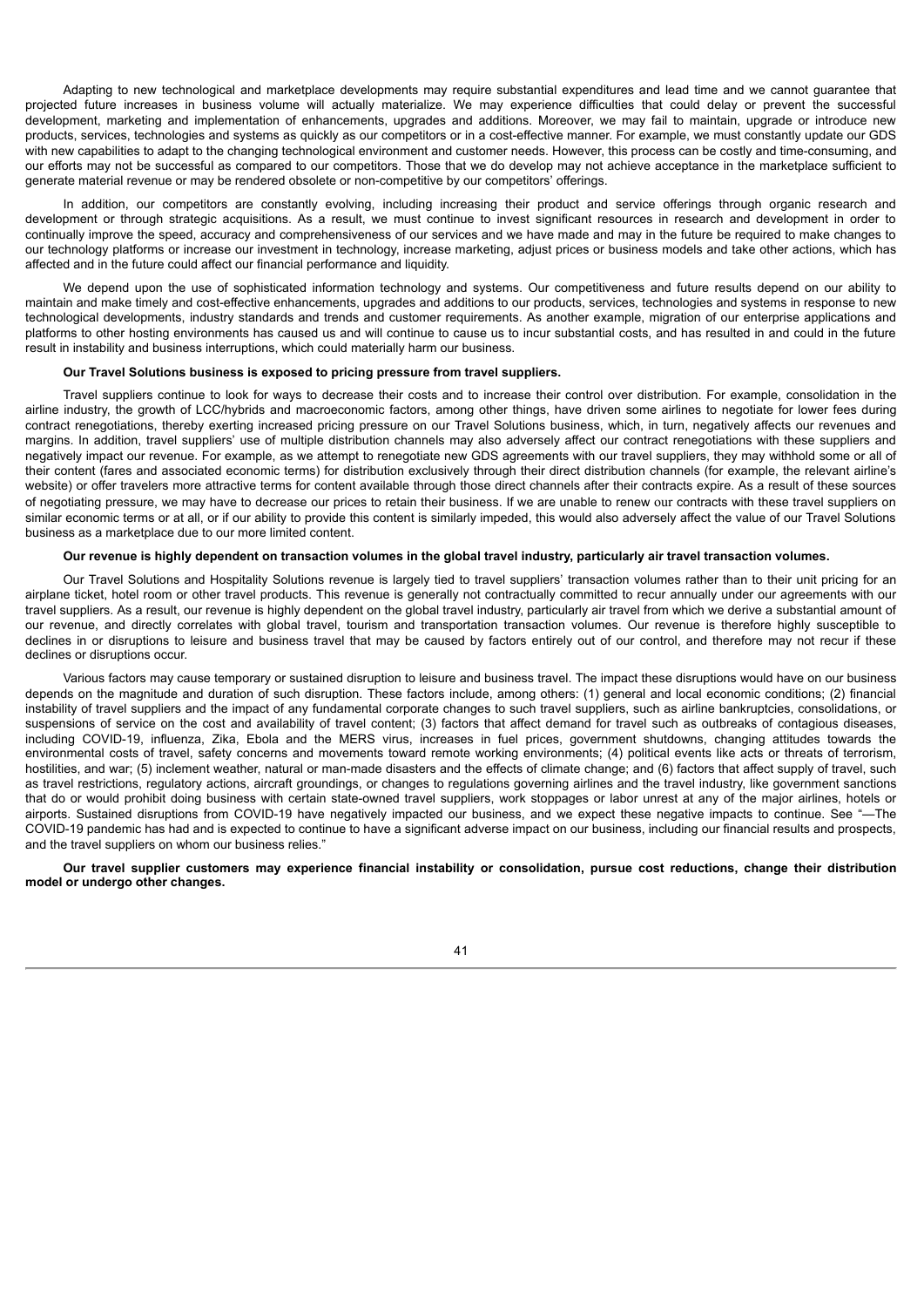Adapting to new technological and marketplace developments may require substantial expenditures and lead time and we cannot guarantee that projected future increases in business volume will actually materialize. We may experience difficulties that could delay or prevent the successful development, marketing and implementation of enhancements, upgrades and additions. Moreover, we may fail to maintain, upgrade or introduce new products, services, technologies and systems as quickly as our competitors or in a cost-effective manner. For example, we must constantly update our GDS with new capabilities to adapt to the changing technological environment and customer needs. However, this process can be costly and time-consuming, and our efforts may not be successful as compared to our competitors. Those that we do develop may not achieve acceptance in the marketplace sufficient to generate material revenue or may be rendered obsolete or non-competitive by our competitors' offerings.

In addition, our competitors are constantly evolving, including increasing their product and service offerings through organic research and development or through strategic acquisitions. As a result, we must continue to invest significant resources in research and development in order to continually improve the speed, accuracy and comprehensiveness of our services and we have made and may in the future be required to make changes to our technology platforms or increase our investment in technology, increase marketing, adjust prices or business models and take other actions, which has affected and in the future could affect our financial performance and liquidity.

We depend upon the use of sophisticated information technology and systems. Our competitiveness and future results depend on our ability to maintain and make timely and cost-effective enhancements, upgrades and additions to our products, services, technologies and systems in response to new technological developments, industry standards and trends and customer requirements. As another example, migration of our enterprise applications and platforms to other hosting environments has caused us and will continue to cause us to incur substantial costs, and has resulted in and could in the future result in instability and business interruptions, which could materially harm our business.

**Our Travel Solutions business is exposed to pricing pressure from travel suppliers.**

Travel suppliers continue to look for ways to decrease their costs and to increase their control over distribution. For example, consolidation in the airline industry, the growth of LCC/hybrids and macroeconomic factors, among other things, have driven some airlines to negotiate for lower fees during contract renegotiations, thereby exerting increased pricing pressure on our Travel Solutions business, which, in turn, negatively affects our revenues and margins. In addition, travel suppliers' use of multiple distribution channels may also adversely affect our contract renegotiations with these suppliers and negatively impact our revenue. For example, as we attempt to renegotiate new GDS agreements with our travel suppliers, they may withhold some or all of their content (fares and associated economic terms) for distribution exclusively through their direct distribution channels (for example, the relevant airline's website) or offer travelers more attractive terms for content available through those direct channels after their contracts expire. As a result of these sources of negotiating pressure, we may have to decrease our prices to retain their business. If we are unable to renew our contracts with these travel suppliers on similar economic terms or at all, or if our ability to provide this content is similarly impeded, this would also adversely affect the value of our Travel Solutions business as a marketplace due to our more limited content.

**Our revenue is highly dependent on transaction volumes in the global travel industry, particularly air travel transaction volumes.**

Our Travel Solutions and Hospitality Solutions revenue is largely tied to travel suppliers' transaction volumes rather than to their unit pricing for an airplane ticket, hotel room or other travel products. This revenue is generally not contractually committed to recur annually under our agreements with our travel suppliers. As a result, our revenue is highly dependent on the global travel industry, particularly air travel from which we derive a substantial amount of our revenue, and directly correlates with global travel, tourism and transportation transaction volumes. Our revenue is therefore highly susceptible to declines in or disruptions to leisure and business travel that may be caused by factors entirely out of our control, and therefore may not recur if these declines or disruptions occur.

Various factors may cause temporary or sustained disruption to leisure and business travel. The impact these disruptions would have on our business depends on the magnitude and duration of such disruption. These factors include, among others: (1) general and local economic conditions; (2) financial instability of travel suppliers and the impact of any fundamental corporate changes to such travel suppliers, such as airline bankruptcies, consolidations, or suspensions of service on the cost and availability of travel content; (3) factors that affect demand for travel such as outbreaks of contagious diseases, including COVID-19, influenza, Zika, Ebola and the MERS virus, increases in fuel prices, government shutdowns, changing attitudes towards the environmental costs of travel, safety concerns and movements toward remote working environments; (4) political events like acts or threats of terrorism, hostilities, and war; (5) inclement weather, natural or man-made disasters and the effects of climate change; and (6) factors that affect supply of travel, such as travel restrictions, regulatory actions, aircraft groundings, or changes to regulations governing airlines and the travel industry, like government sanctions that do or would prohibit doing business with certain state-owned travel suppliers, work stoppages or labor unrest at any of the major airlines, hotels or airports. Sustained disruptions from COVID-19 have negatively impacted our business, and we expect these negative impacts to continue. See "—The COVID-19 pandemic has had and is expected to continue to have a significant adverse impact on our business, including our financial results and prospects, and the travel suppliers on whom our business relies."

**Our travel supplier customers may experience financial instability or consolidation, pursue cost reductions, change their distribution model or undergo other changes.**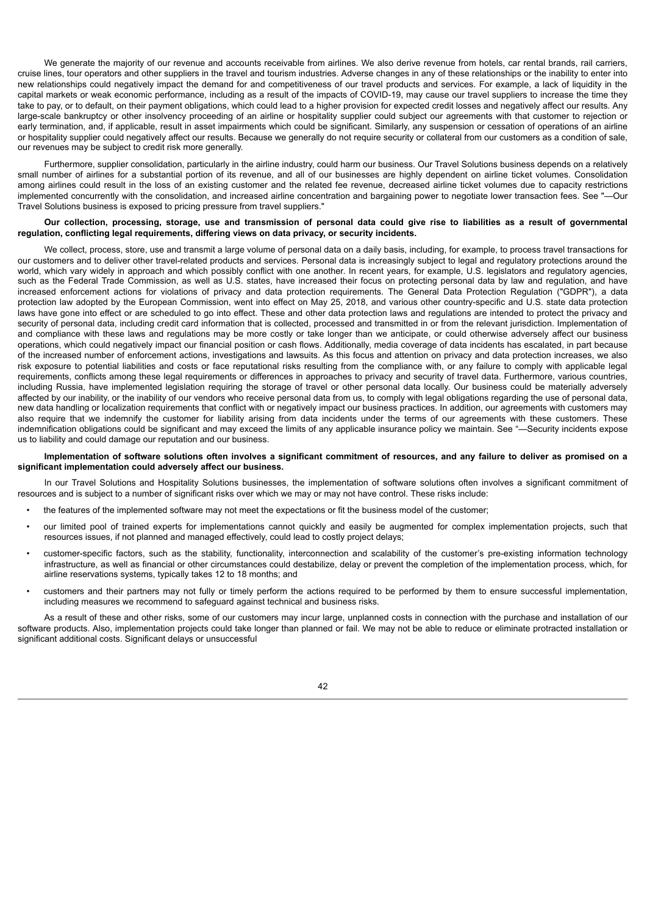We generate the majority of our revenue and accounts receivable from airlines. We also derive revenue from hotels, car rental brands, rail carriers, cruise lines, tour operators and other suppliers in the travel and tourism industries. Adverse changes in any of these relationships or the inability to enter into new relationships could negatively impact the demand for and competitiveness of our travel products and services. For example, a lack of liquidity in the capital markets or weak economic performance, including as a result of the impacts of COVID-19, may cause our travel suppliers to increase the time they take to pay, or to default, on their payment obligations, which could lead to a higher provision for expected credit losses and negatively affect our results. Any large-scale bankruptcy or other insolvency proceeding of an airline or hospitality supplier could subject our agreements with that customer to rejection or early termination, and, if applicable, result in asset impairments which could be significant. Similarly, any suspension or cessation of operations of an airline or hospitality supplier could negatively affect our results. Because we generally do not require security or collateral from our customers as a condition of sale, our revenues may be subject to credit risk more generally.

Furthermore, supplier consolidation, particularly in the airline industry, could harm our business. Our Travel Solutions business depends on a relatively small number of airlines for a substantial portion of its revenue, and all of our businesses are highly dependent on airline ticket volumes. Consolidation among airlines could result in the loss of an existing customer and the related fee revenue, decreased airline ticket volumes due to capacity restrictions implemented concurrently with the consolidation, and increased airline concentration and bargaining power to negotiate lower transaction fees. See "—Our Travel Solutions business is exposed to pricing pressure from travel suppliers."

**Our collection, processing, storage, use and transmission of personal data could give rise to liabilities as a result of governmental regulation, conflicting legal requirements, differing views on data privacy, or security incidents.**

We collect, process, store, use and transmit a large volume of personal data on a daily basis, including, for example, to process travel transactions for our customers and to deliver other travel-related products and services. Personal data is increasingly subject to legal and regulatory protections around the world, which vary widely in approach and which possibly conflict with one another. In recent years, for example, U.S. legislators and regulatory agencies, such as the Federal Trade Commission, as well as U.S. states, have increased their focus on protecting personal data by law and regulation, and have increased enforcement actions for violations of privacy and data protection requirements. The General Data Protection Regulation ("GDPR"), a data protection law adopted by the European Commission, went into effect on May 25, 2018, and various other country-specific and U.S. state data protection laws have gone into effect or are scheduled to go into effect. These and other data protection laws and regulations are intended to protect the privacy and security of personal data, including credit card information that is collected, processed and transmitted in or from the relevant jurisdiction. Implementation of and compliance with these laws and regulations may be more costly or take longer than we anticipate, or could otherwise adversely affect our business operations, which could negatively impact our financial position or cash flows. Additionally, media coverage of data incidents has escalated, in part because of the increased number of enforcement actions, investigations and lawsuits. As this focus and attention on privacy and data protection increases, we also risk exposure to potential liabilities and costs or face reputational risks resulting from the compliance with, or any failure to comply with applicable legal requirements, conflicts among these legal requirements or differences in approaches to privacy and security of travel data. Furthermore, various countries, including Russia, have implemented legislation requiring the storage of travel or other personal data locally. Our business could be materially adversely affected by our inability, or the inability of our vendors who receive personal data from us, to comply with legal obligations regarding the use of personal data, new data handling or localization requirements that conflict with or negatively impact our business practices. In addition, our agreements with customers may also require that we indemnify the customer for liability arising from data incidents under the terms of our agreements with these customers. These indemnification obligations could be significant and may exceed the limits of any applicable insurance policy we maintain. See "—Security incidents expose us to liability and could damage our reputation and our business.

**Implementation of software solutions often involves a significant commitment of resources, and any failure to deliver as promised on a significant implementation could adversely affect our business.**

In our Travel Solutions and Hospitality Solutions businesses, the implementation of software solutions often involves a significant commitment of resources and is subject to a number of significant risks over which we may or may not have control. These risks include:

- the features of the implemented software may not meet the expectations or fit the business model of the customer;
- our limited pool of trained experts for implementations cannot quickly and easily be augmented for complex implementation projects, such that resources issues, if not planned and managed effectively, could lead to costly project delays;
- customer-specific factors, such as the stability, functionality, interconnection and scalability of the customer's pre-existing information technology infrastructure, as well as financial or other circumstances could destabilize, delay or prevent the completion of the implementation process, which, for airline reservations systems, typically takes 12 to 18 months; and
- customers and their partners may not fully or timely perform the actions required to be performed by them to ensure successful implementation, including measures we recommend to safeguard against technical and business risks.

As a result of these and other risks, some of our customers may incur large, unplanned costs in connection with the purchase and installation of our software products. Also, implementation projects could take longer than planned or fail. We may not be able to reduce or eliminate protracted installation or significant additional costs. Significant delays or unsuccessful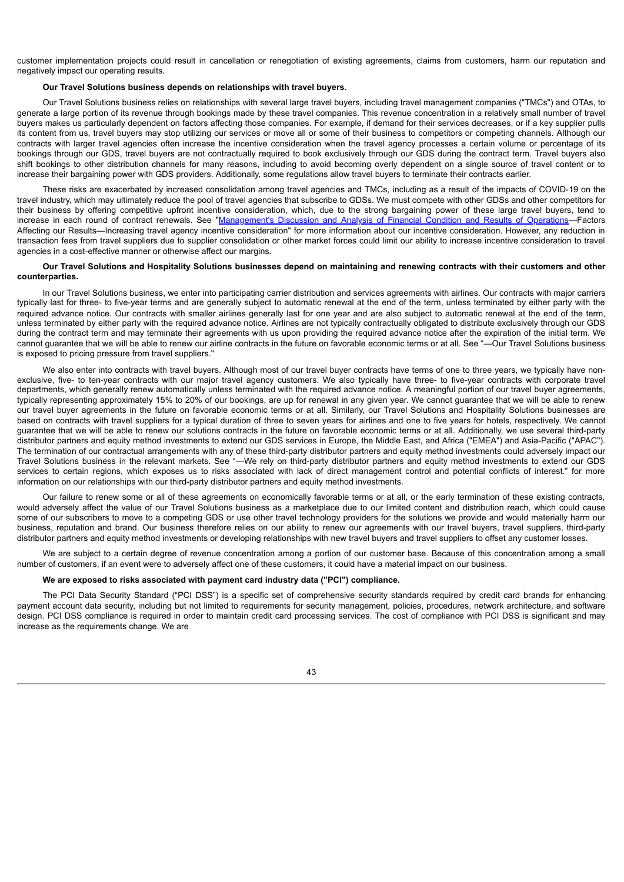customer implementation projects could result in cancellation or renegotiation of existing agreements, claims from customers, harm our reputation and negatively impact our operating results.

**Our Travel Solutions business depends on relationships with travel buyers.**

Our Travel Solutions business relies on relationships with several large travel buyers, including travel management companies ("TMCs") and OTAs, to generate a large portion of its revenue through bookings made by these travel companies. This revenue concentration in a relatively small number of travel buyers makes us particularly dependent on factors affecting those companies. For example, if demand for their services decreases, or if a key supplier pulls its content from us, travel buyers may stop utilizing our services or move all or some of their business to competitors or competing channels. Although our contracts with larger travel agencies often increase the incentive consideration when the travel agency processes a certain volume or percentage of its bookings through our GDS, travel buyers are not contractually required to book exclusively through our GDS during the contract term. Travel buyers also shift bookings to other distribution channels for many reasons, including to avoid becoming overly dependent on a single source of travel content or to increase their bargaining power with GDS providers. Additionally, some regulations allow travel buyers to terminate their contracts earlier.

These risks are exacerbated by increased consolidation among travel agencies and TMCs, including as a result of the impacts of COVID-19 on the travel industry, which may ultimately reduce the pool of travel agencies that subscribe to GDSs. We must compete with other GDSs and other competitors for their business by offering competitive upfront incentive consideration, which, due to the strong bargaining power of these large travel buyers, tend to increase in each round of contract renewals. See "Management's Discussion and Analysis of Financial Condition and Results of Operations—Factors Affecting our Results—Increasing travel agency incentive consideration" for more information about our incentive consideration. However, any reduction in transaction fees from travel suppliers due to supplier consolidation or other market forces could limit our ability to increase incentive consideration to travel agencies in a cost-effective manner or otherwise affect our margins.

**Our Travel Solutions and Hospitality Solutions businesses depend on maintaining and renewing contracts with their customers and other counterparties.**

In our Travel Solutions business, we enter into participating carrier distribution and services agreements with airlines. Our contracts with major carriers typically last for three- to five-year terms and are generally subject to automatic renewal at the end of the term, unless terminated by either party with the required advance notice. Our contracts with smaller airlines generally last for one year and are also subject to automatic renewal at the end of the term, unless terminated by either party with the required advance notice. Airlines are not typically contractually obligated to distribute exclusively through our GDS during the contract term and may terminate their agreements with us upon providing the required advance notice after the expiration of the initial term. We cannot guarantee that we will be able to renew our airline contracts in the future on favorable economic terms or at all. See "—Our Travel Solutions business is exposed to pricing pressure from travel suppliers."

We also enter into contracts with travel buyers. Although most of our travel buyer contracts have terms of one to three years, we typically have non-exclusive, five- to ten-year contracts with our major travel agency customers. We also typically have three- to five-year contracts with corporate travel departments, which generally renew automatically unless terminated with the required advance notice. A meaningful portion of our travel buyer agreements, typically representing approximately 15% to 20% of our bookings, are up for renewal in any given year. We cannot guarantee that we will be able to renew our travel buyer agreements in the future on favorable economic terms or at all. Similarly, our Travel Solutions and Hospitality Solutions businesses are based on contracts with travel suppliers for a typical duration of three to seven years for airlines and one to five years for hotels, respectively. We cannot guarantee that we will be able to renew our solutions contracts in the future on favorable economic terms or at all. Additionally, we use several third-party distributor partners and equity method investments to extend our GDS services in Europe, the Middle East, and Africa ("EMEA") and Asia-Pacific ("APAC"). The termination of our contractual arrangements with any of these third-party distributor partners and equity method investments could adversely impact our Travel Solutions business in the relevant markets. See "—We rely on third-party distributor partners and equity method investments to extend our GDS services to certain regions, which exposes us to risks associated with lack of direct management control and potential conflicts of interest." for more information on our relationships with our third-party distributor partners and equity method investments.

Our failure to renew some or all of these agreements on economically favorable terms or at all, or the early termination of these existing contracts, would adversely affect the value of our Travel Solutions business as a marketplace due to our limited content and distribution reach, which could cause some of our subscribers to move to a competing GDS or use other travel technology providers for the solutions we provide and would materially harm our business, reputation and brand. Our business therefore relies on our ability to renew our agreements with our travel buyers, travel suppliers, third-party distributor partners and equity method investments or developing relationships with new travel buyers and travel suppliers to offset any customer losses.

We are subject to a certain degree of revenue concentration among a portion of our customer base. Because of this concentration among a small number of customers, if an event were to adversely affect one of these customers, it could have a material impact on our business.

**We are exposed to risks associated with payment card industry data ("PCI") compliance.**

The PCI Data Security Standard ("PCI DSS") is a specific set of comprehensive security standards required by credit card brands for enhancing payment account data security, including but not limited to requirements for security management, policies, procedures, network architecture, and software design. PCI DSS compliance is required in order to maintain credit card processing services. The cost of compliance with PCI DSS is significant and may increase as the requirements change. We are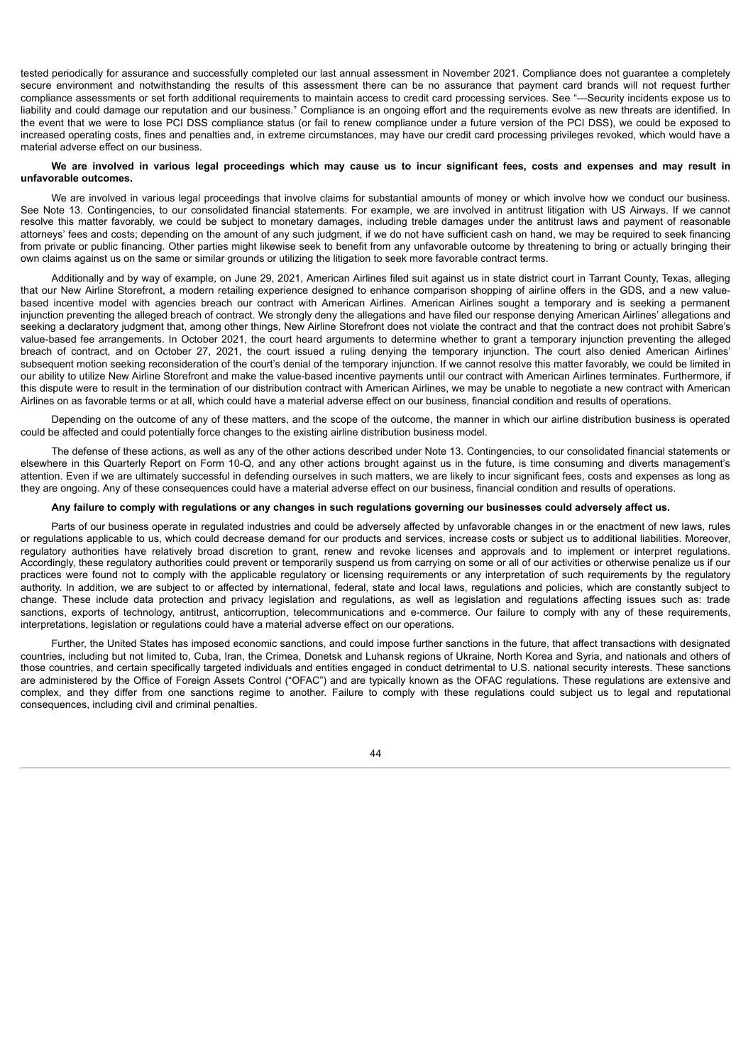tested periodically for assurance and successfully completed our last annual assessment in November 2021. Compliance does not guarantee a completely secure environment and notwithstanding the results of this assessment there can be no assurance that payment card brands will not request further compliance assessments or set forth additional requirements to maintain access to credit card processing services. See "—Security incidents expose us to liability and could damage our reputation and our business." Compliance is an ongoing effort and the requirements evolve as new threats are identified. In the event that we were to lose PCI DSS compliance status (or fail to renew compliance under a future version of the PCI DSS), we could be exposed to increased operating costs, fines and penalties and, in extreme circumstances, may have our credit card processing privileges revoked, which would have a material adverse effect on our business.

**We are involved in various legal proceedings which may cause us to incur significant fees, costs and expenses and may result in unfavorable outcomes.**

We are involved in various legal proceedings that involve claims for substantial amounts of money or which involve how we conduct our business. See Note 13. Contingencies, to our consolidated financial statements. For example, we are involved in antitrust litigation with US Airways. If we cannot resolve this matter favorably, we could be subject to monetary damages, including treble damages under the antitrust laws and payment of reasonable attorneys' fees and costs; depending on the amount of any such judgment, if we do not have sufficient cash on hand, we may be required to seek financing from private or public financing. Other parties might likewise seek to benefit from any unfavorable outcome by threatening to bring or actually bringing their own claims against us on the same or similar grounds or utilizing the litigation to seek more favorable contract terms.

Additionally and by way of example, on June 29, 2021, American Airlines filed suit against us in state district court in Tarrant County, Texas, alleging that our New Airline Storefront, a modern retailing experience designed to enhance comparison shopping of airline offers in the GDS, and a new value-based incentive model with agencies breach our contract with American Airlines. American Airlines sought a temporary and is seeking a permanent injunction preventing the alleged breach of contract. We strongly deny the allegations and have filed our response denying American Airlines' allegations and seeking a declaratory judgment that, among other things, New Airline Storefront does not violate the contract and that the contract does not prohibit Sabre's value-based fee arrangements. In October 2021, the court heard arguments to determine whether to grant a temporary injunction preventing the alleged breach of contract, and on October 27, 2021, the court issued a ruling denying the temporary injunction. The court also denied American Airlines' subsequent motion seeking reconsideration of the court's denial of the temporary injunction. If we cannot resolve this matter favorably, we could be limited in our ability to utilize New Airline Storefront and make the value-based incentive payments until our contract with American Airlines terminates. Furthermore, if this dispute were to result in the termination of our distribution contract with American Airlines, we may be unable to negotiate a new contract with American Airlines on as favorable terms or at all, which could have a material adverse effect on our business, financial condition and results of operations.

Depending on the outcome of any of these matters, and the scope of the outcome, the manner in which our airline distribution business is operated could be affected and could potentially force changes to the existing airline distribution business model.

The defense of these actions, as well as any of the other actions described under Note 13. Contingencies, to our consolidated financial statements or elsewhere in this Quarterly Report on Form 10-Q, and any other actions brought against us in the future, is time consuming and diverts management's attention. Even if we are ultimately successful in defending ourselves in such matters, we are likely to incur significant fees, costs and expenses as long as they are ongoing. Any of these consequences could have a material adverse effect on our business, financial condition and results of operations.

**Any failure to comply with regulations or any changes in such regulations governing our businesses could adversely affect us.**

Parts of our business operate in regulated industries and could be adversely affected by unfavorable changes in or the enactment of new laws, rules or regulations applicable to us, which could decrease demand for our products and services, increase costs or subject us to additional liabilities. Moreover, regulatory authorities have relatively broad discretion to grant, renew and revoke licenses and approvals and to implement or interpret regulations. Accordingly, these regulatory authorities could prevent or temporarily suspend us from carrying on some or all of our activities or otherwise penalize us if our practices were found not to comply with the applicable regulatory or licensing requirements or any interpretation of such requirements by the regulatory authority. In addition, we are subject to or affected by international, federal, state and local laws, regulations and policies, which are constantly subject to change. These include data protection and privacy legislation and regulations, as well as legislation and regulations affecting issues such as: trade sanctions, exports of technology, antitrust, anticorruption, telecommunications and e-commerce. Our failure to comply with any of these requirements, interpretations, legislation or regulations could have a material adverse effect on our operations.

Further, the United States has imposed economic sanctions, and could impose further sanctions in the future, that affect transactions with designated countries, including but not limited to, Cuba, Iran, the Crimea, Donetsk and Luhansk regions of Ukraine, North Korea and Syria, and nationals and others of those countries, and certain specifically targeted individuals and entities engaged in conduct detrimental to U.S. national security interests. These sanctions are administered by the Office of Foreign Assets Control ("OFAC") and are typically known as the OFAC regulations. These regulations are extensive and complex, and they differ from one sanctions regime to another. Failure to comply with these regulations could subject us to legal and reputational consequences, including civil and criminal penalties.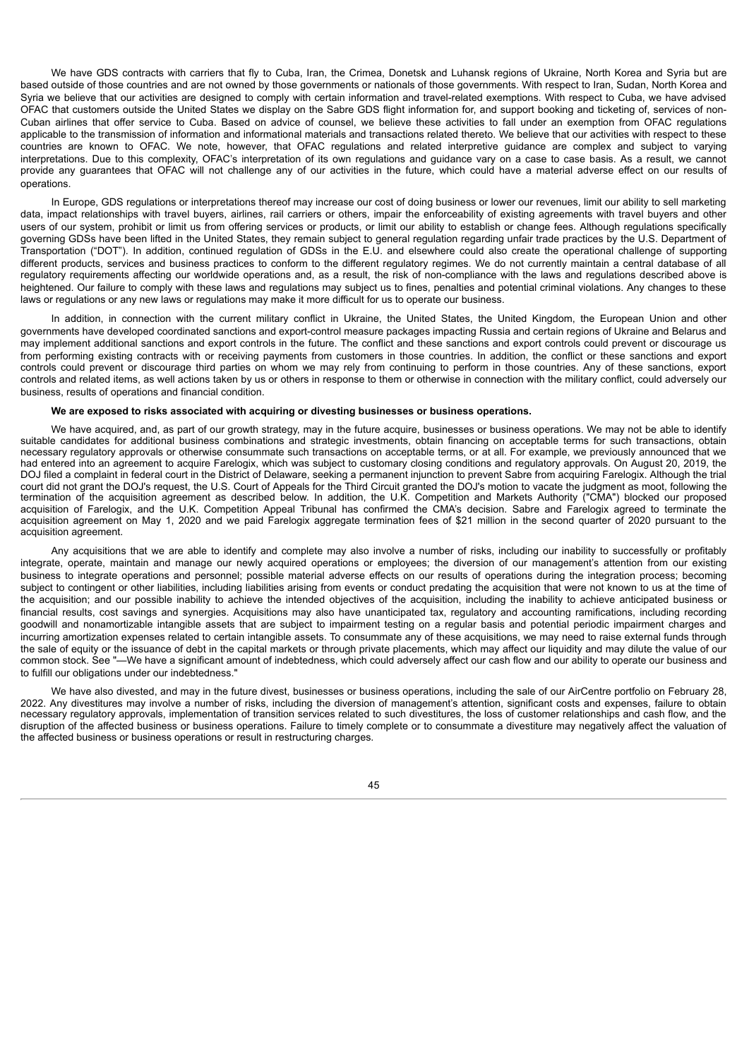We have GDS contracts with carriers that fly to Cuba, Iran, the Crimea, Donetsk and Luhansk regions of Ukraine, North Korea and Syria but are based outside of those countries and are not owned by those governments or nationals of those governments. With respect to Iran, Sudan, North Korea and Syria we believe that our activities are designed to comply with certain information and travel-related exemptions. With respect to Cuba, we have advised OFAC that customers outside the United States we display on the Sabre GDS flight information for, and support booking and ticketing of, services of non-Cuban airlines that offer service to Cuba. Based on advice of counsel, we believe these activities to fall under an exemption from OFAC regulations applicable to the transmission of information and informational materials and transactions related thereto. We believe that our activities with respect to these countries are known to OFAC. We note, however, that OFAC regulations and related interpretive guidance are complex and subject to varying interpretations. Due to this complexity, OFAC's interpretation of its own regulations and guidance vary on a case to case basis. As a result, we cannot provide any guarantees that OFAC will not challenge any of our activities in the future, which could have a material adverse effect on our results of operations.

In Europe, GDS regulations or interpretations thereof may increase our cost of doing business or lower our revenues, limit our ability to sell marketing data, impact relationships with travel buyers, airlines, rail carriers or others, impair the enforceability of existing agreements with travel buyers and other users of our system, prohibit or limit us from offering services or products, or limit our ability to establish or change fees. Although regulations specifically governing GDSs have been lifted in the United States, they remain subject to general regulation regarding unfair trade practices by the U.S. Department of Transportation ("DOT"). In addition, continued regulation of GDSs in the E.U. and elsewhere could also create the operational challenge of supporting different products, services and business practices to conform to the different regulatory regimes. We do not currently maintain a central database of all regulatory requirements affecting our worldwide operations and, as a result, the risk of non-compliance with the laws and regulations described above is heightened. Our failure to comply with these laws and regulations may subject us to fines, penalties and potential criminal violations. Any changes to these laws or regulations or any new laws or regulations may make it more difficult for us to operate our business.

In addition, in connection with the current military conflict in Ukraine, the United States, the United Kingdom, the European Union and other governments have developed coordinated sanctions and export-control measure packages impacting Russia and certain regions of Ukraine and Belarus and may implement additional sanctions and export controls in the future. The conflict and these sanctions and export controls could prevent or discourage us from performing existing contracts with or receiving payments from customers in those countries. In addition, the conflict or these sanctions and export controls could prevent or discourage third parties on whom we may rely from continuing to perform in those countries. Any of these sanctions, export controls and related items, as well actions taken by us or others in response to them or otherwise in connection with the military conflict, could adversely our business, results of operations and financial condition.

**We are exposed to risks associated with acquiring or divesting businesses or business operations.**

We have acquired, and, as part of our growth strategy, may in the future acquire, businesses or business operations. We may not be able to identify suitable candidates for additional business combinations and strategic investments, obtain financing on acceptable terms for such transactions, obtain necessary regulatory approvals or otherwise consummate such transactions on acceptable terms, or at all. For example, we previously announced that we had entered into an agreement to acquire Farelogix, which was subject to customary closing conditions and regulatory approvals. On August 20, 2019, the DOJ filed a complaint in federal court in the District of Delaware, seeking a permanent injunction to prevent Sabre from acquiring Farelogix. Although the trial court did not grant the DOJ's request, the U.S. Court of Appeals for the Third Circuit granted the DOJ's motion to vacate the judgment as moot, following the termination of the acquisition agreement as described below. In addition, the U.K. Competition and Markets Authority ("CMA") blocked our proposed acquisition of Farelogix, and the U.K. Competition Appeal Tribunal has confirmed the CMA's decision. Sabre and Farelogix agreed to terminate the acquisition agreement on May 1, 2020 and we paid Farelogix aggregate termination fees of $21 million in the second quarter of 2020 pursuant to the acquisition agreement.

Any acquisitions that we are able to identify and complete may also involve a number of risks, including our inability to successfully or profitably integrate, operate, maintain and manage our newly acquired operations or employees; the diversion of our management's attention from our existing business to integrate operations and personnel; possible material adverse effects on our results of operations during the integration process; becoming subject to contingent or other liabilities, including liabilities arising from events or conduct predating the acquisition that were not known to us at the time of the acquisition; and our possible inability to achieve the intended objectives of the acquisition, including the inability to achieve anticipated business or financial results, cost savings and synergies. Acquisitions may also have unanticipated tax, regulatory and accounting ramifications, including recording goodwill and nonamortizable intangible assets that are subject to impairment testing on a regular basis and potential periodic impairment charges and incurring amortization expenses related to certain intangible assets. To consummate any of these acquisitions, we may need to raise external funds through the sale of equity or the issuance of debt in the capital markets or through private placements, which may affect our liquidity and may dilute the value of our common stock. See "—We have a significant amount of indebtedness, which could adversely affect our cash flow and our ability to operate our business and to fulfill our obligations under our indebtedness."

We have also divested, and may in the future divest, businesses or business operations, including the sale of our AirCentre portfolio on February 28, 2022. Any divestitures may involve a number of risks, including the diversion of management's attention, significant costs and expenses, failure to obtain necessary regulatory approvals, implementation of transition services related to such divestitures, the loss of customer relationships and cash flow, and the disruption of the affected business or business operations. Failure to timely complete or to consummate a divestiture may negatively affect the valuation of the affected business or business operations or result in restructuring charges.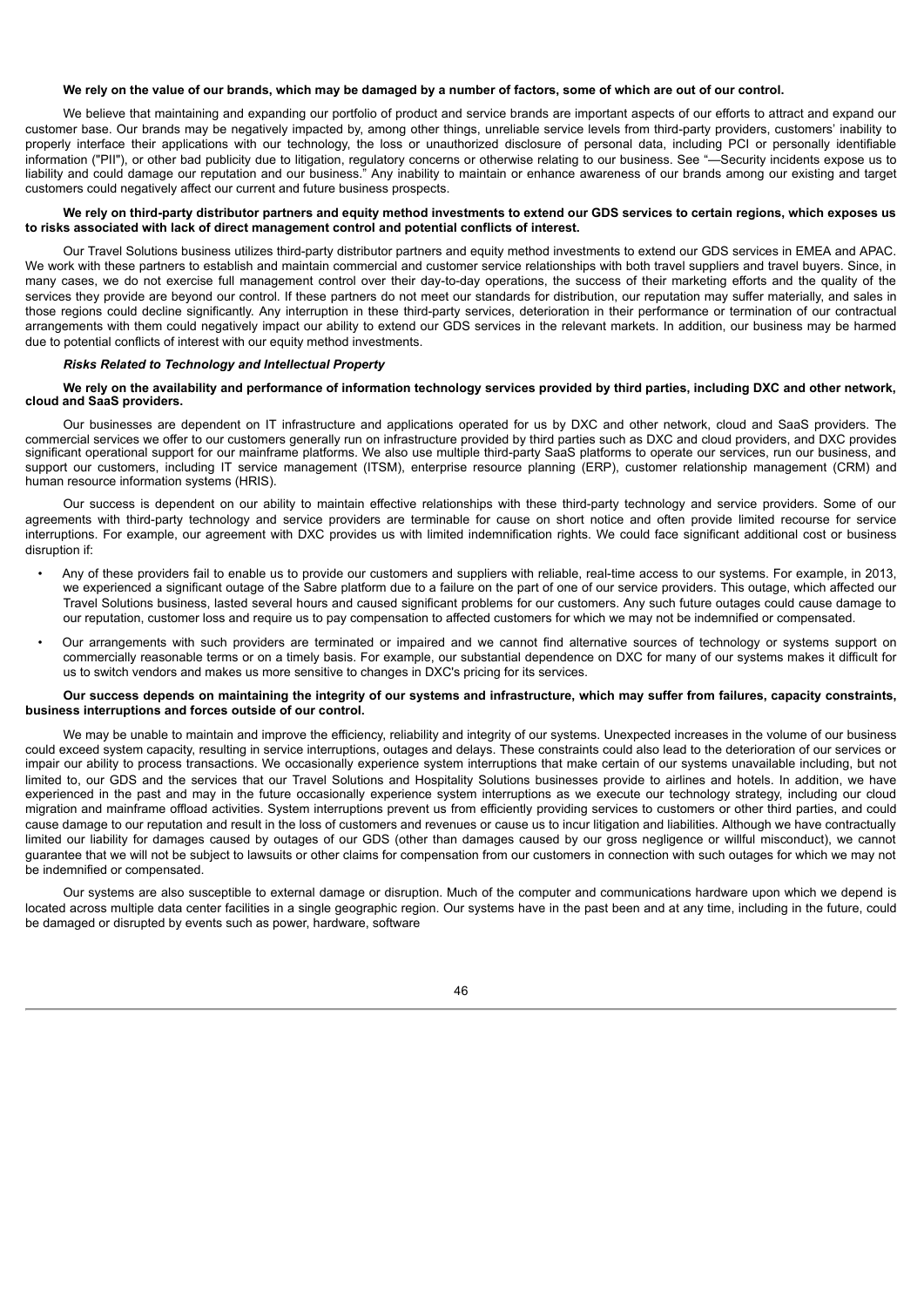**We rely on the value of our brands, which may be damaged by a number of factors, some of which are out of our control.**

We believe that maintaining and expanding our portfolio of product and service brands are important aspects of our efforts to attract and expand our customer base. Our brands may be negatively impacted by, among other things, unreliable service levels from third-party providers, customers' inability to properly interface their applications with our technology, the loss or unauthorized disclosure of personal data, including PCI or personally identifiable information ("PII"), or other bad publicity due to litigation, regulatory concerns or otherwise relating to our business. See "—Security incidents expose us to liability and could damage our reputation and our business." Any inability to maintain or enhance awareness of our brands among our existing and target customers could negatively affect our current and future business prospects.

**We rely on third-party distributor partners and equity method investments to extend our GDS services to certain regions, which exposes us to risks associated with lack of direct management control and potential conflicts of interest.**

Our Travel Solutions business utilizes third-party distributor partners and equity method investments to extend our GDS services in EMEA and APAC. We work with these partners to establish and maintain commercial and customer service relationships with both travel suppliers and travel buyers. Since, in many cases, we do not exercise full management control over their day-to-day operations, the success of their marketing efforts and the quality of the services they provide are beyond our control. If these partners do not meet our standards for distribution, our reputation may suffer materially, and sales in those regions could decline significantly. Any interruption in these third-party services, deterioration in their performance or termination of our contractual arrangements with them could negatively impact our ability to extend our GDS services in the relevant markets. In addition, our business may be harmed due to potential conflicts of interest with our equity method investments.

***Risks Related to Technology and Intellectual Property***

**We rely on the availability and performance of information technology services provided by third parties, including DXC and other network, cloud and SaaS providers.**

Our businesses are dependent on IT infrastructure and applications operated for us by DXC and other network, cloud and SaaS providers. The commercial services we offer to our customers generally run on infrastructure provided by third parties such as DXC and cloud providers, and DXC provides significant operational support for our mainframe platforms. We also use multiple third-party SaaS platforms to operate our services, run our business, and support our customers, including IT service management (ITSM), enterprise resource planning (ERP), customer relationship management (CRM) and human resource information systems (HRIS).

Our success is dependent on our ability to maintain effective relationships with these third-party technology and service providers. Some of our agreements with third-party technology and service providers are terminable for cause on short notice and often provide limited recourse for service interruptions. For example, our agreement with DXC provides us with limited indemnification rights. We could face significant additional cost or business disruption if:

- Any of these providers fail to enable us to provide our customers and suppliers with reliable, real-time access to our systems. For example, in 2013, we experienced a significant outage of the Sabre platform due to a failure on the part of one of our service providers. This outage, which affected our Travel Solutions business, lasted several hours and caused significant problems for our customers. Any such future outages could cause damage to our reputation, customer loss and require us to pay compensation to affected customers for which we may not be indemnified or compensated.
- Our arrangements with such providers are terminated or impaired and we cannot find alternative sources of technology or systems support on commercially reasonable terms or on a timely basis. For example, our substantial dependence on DXC for many of our systems makes it difficult for us to switch vendors and makes us more sensitive to changes in DXC's pricing for its services.

**Our success depends on maintaining the integrity of our systems and infrastructure, which may suffer from failures, capacity constraints, business interruptions and forces outside of our control.**

We may be unable to maintain and improve the efficiency, reliability and integrity of our systems. Unexpected increases in the volume of our business could exceed system capacity, resulting in service interruptions, outages and delays. These constraints could also lead to the deterioration of our services or impair our ability to process transactions. We occasionally experience system interruptions that make certain of our systems unavailable including, but not limited to, our GDS and the services that our Travel Solutions and Hospitality Solutions businesses provide to airlines and hotels. In addition, we have experienced in the past and may in the future occasionally experience system interruptions as we execute our technology strategy, including our cloud migration and mainframe offload activities. System interruptions prevent us from efficiently providing services to customers or other third parties, and could cause damage to our reputation and result in the loss of customers and revenues or cause us to incur litigation and liabilities. Although we have contractually limited our liability for damages caused by outages of our GDS (other than damages caused by our gross negligence or willful misconduct), we cannot guarantee that we will not be subject to lawsuits or other claims for compensation from our customers in connection with such outages for which we may not be indemnified or compensated.

Our systems are also susceptible to external damage or disruption. Much of the computer and communications hardware upon which we depend is located across multiple data center facilities in a single geographic region. Our systems have in the past been and at any time, including in the future, could be damaged or disrupted by events such as power, hardware, software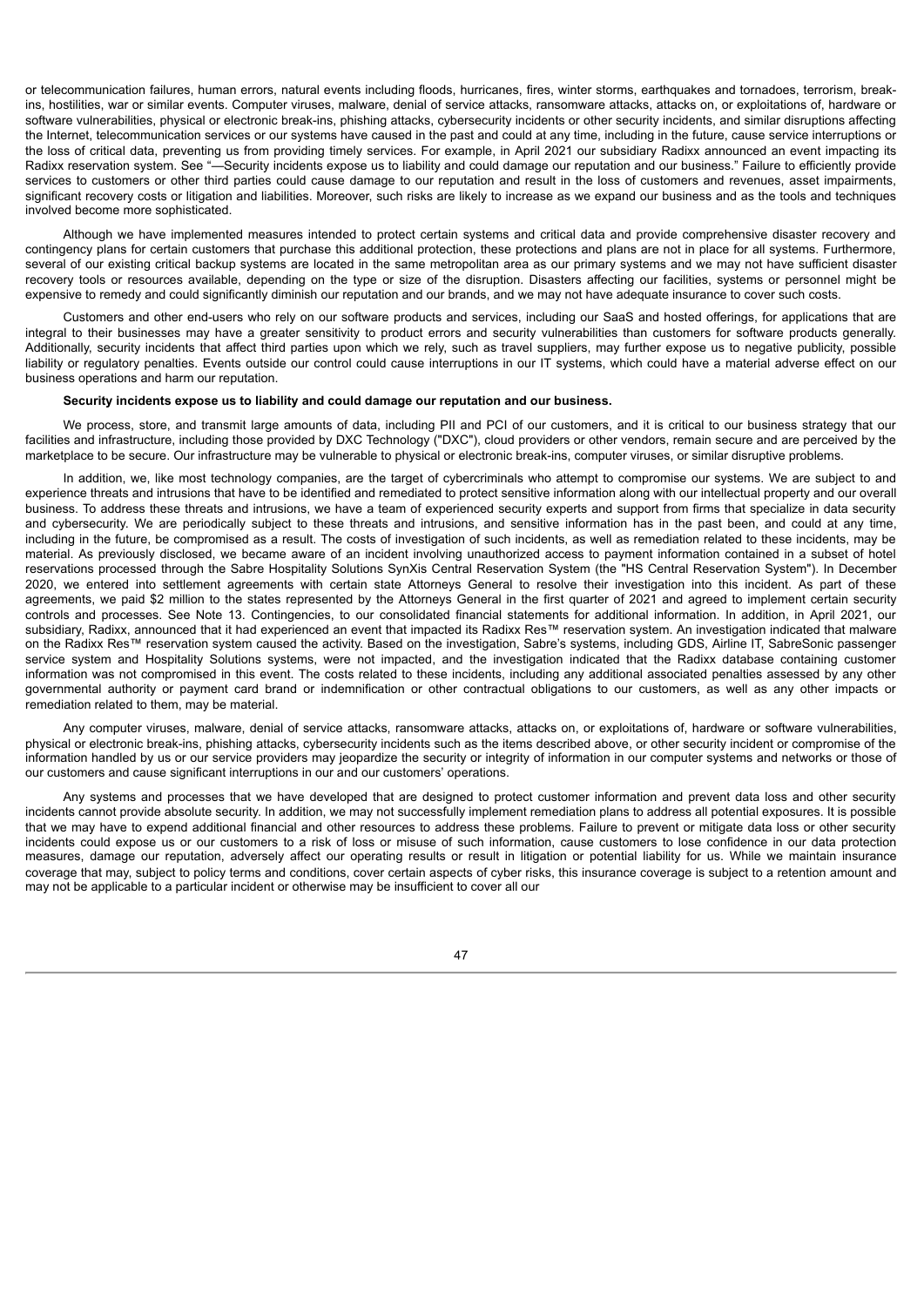or telecommunication failures, human errors, natural events including floods, hurricanes, fires, winter storms, earthquakes and tornadoes, terrorism, break-ins, hostilities, war or similar events. Computer viruses, malware, denial of service attacks, ransomware attacks, attacks on, or exploitations of, hardware or software vulnerabilities, physical or electronic break-ins, phishing attacks, cybersecurity incidents or other security incidents, and similar disruptions affecting the Internet, telecommunication services or our systems have caused in the past and could at any time, including in the future, cause service interruptions or the loss of critical data, preventing us from providing timely services. For example, in April 2021 our subsidiary Radixx announced an event impacting its Radixx reservation system. See "—Security incidents expose us to liability and could damage our reputation and our business." Failure to efficiently provide services to customers or other third parties could cause damage to our reputation and result in the loss of customers and revenues, asset impairments, significant recovery costs or litigation and liabilities. Moreover, such risks are likely to increase as we expand our business and as the tools and techniques involved become more sophisticated.

Although we have implemented measures intended to protect certain systems and critical data and provide comprehensive disaster recovery and contingency plans for certain customers that purchase this additional protection, these protections and plans are not in place for all systems. Furthermore, several of our existing critical backup systems are located in the same metropolitan area as our primary systems and we may not have sufficient disaster recovery tools or resources available, depending on the type or size of the disruption. Disasters affecting our facilities, systems or personnel might be expensive to remedy and could significantly diminish our reputation and our brands, and we may not have adequate insurance to cover such costs.

Customers and other end-users who rely on our software products and services, including our SaaS and hosted offerings, for applications that are integral to their businesses may have a greater sensitivity to product errors and security vulnerabilities than customers for software products generally. Additionally, security incidents that affect third parties upon which we rely, such as travel suppliers, may further expose us to negative publicity, possible liability or regulatory penalties. Events outside our control could cause interruptions in our IT systems, which could have a material adverse effect on our business operations and harm our reputation.

**Security incidents expose us to liability and could damage our reputation and our business.**

We process, store, and transmit large amounts of data, including PII and PCI of our customers, and it is critical to our business strategy that our facilities and infrastructure, including those provided by DXC Technology ("DXC"), cloud providers or other vendors, remain secure and are perceived by the marketplace to be secure. Our infrastructure may be vulnerable to physical or electronic break-ins, computer viruses, or similar disruptive problems.

In addition, we, like most technology companies, are the target of cybercriminals who attempt to compromise our systems. We are subject to and experience threats and intrusions that have to be identified and remediated to protect sensitive information along with our intellectual property and our overall business. To address these threats and intrusions, we have a team of experienced security experts and support from firms that specialize in data security and cybersecurity. We are periodically subject to these threats and intrusions, and sensitive information has in the past been, and could at any time, including in the future, be compromised as a result. The costs of investigation of such incidents, as well as remediation related to these incidents, may be material. As previously disclosed, we became aware of an incident involving unauthorized access to payment information contained in a subset of hotel reservations processed through the Sabre Hospitality Solutions SynXis Central Reservation System (the "HS Central Reservation System"). In December 2020, we entered into settlement agreements with certain state Attorneys General to resolve their investigation into this incident. As part of these agreements, we paid $2 million to the states represented by the Attorneys General in the first quarter of 2021 and agreed to implement certain security controls and processes. See Note 13. Contingencies, to our consolidated financial statements for additional information. In addition, in April 2021, our subsidiary, Radixx, announced that it had experienced an event that impacted its Radixx Res™ reservation system. An investigation indicated that malware on the Radixx Res™ reservation system caused the activity. Based on the investigation, Sabre's systems, including GDS, Airline IT, SabreSonic passenger service system and Hospitality Solutions systems, were not impacted, and the investigation indicated that the Radixx database containing customer information was not compromised in this event. The costs related to these incidents, including any additional associated penalties assessed by any other governmental authority or payment card brand or indemnification or other contractual obligations to our customers, as well as any other impacts or remediation related to them, may be material.

Any computer viruses, malware, denial of service attacks, ransomware attacks, attacks on, or exploitations of, hardware or software vulnerabilities, physical or electronic break-ins, phishing attacks, cybersecurity incidents such as the items described above, or other security incident or compromise of the information handled by us or our service providers may jeopardize the security or integrity of information in our computer systems and networks or those of our customers and cause significant interruptions in our and our customers' operations.

Any systems and processes that we have developed that are designed to protect customer information and prevent data loss and other security incidents cannot provide absolute security. In addition, we may not successfully implement remediation plans to address all potential exposures. It is possible that we may have to expend additional financial and other resources to address these problems. Failure to prevent or mitigate data loss or other security incidents could expose us or our customers to a risk of loss or misuse of such information, cause customers to lose confidence in our data protection measures, damage our reputation, adversely affect our operating results or result in litigation or potential liability for us. While we maintain insurance coverage that may, subject to policy terms and conditions, cover certain aspects of cyber risks, this insurance coverage is subject to a retention amount and may not be applicable to a particular incident or otherwise may be insufficient to cover all our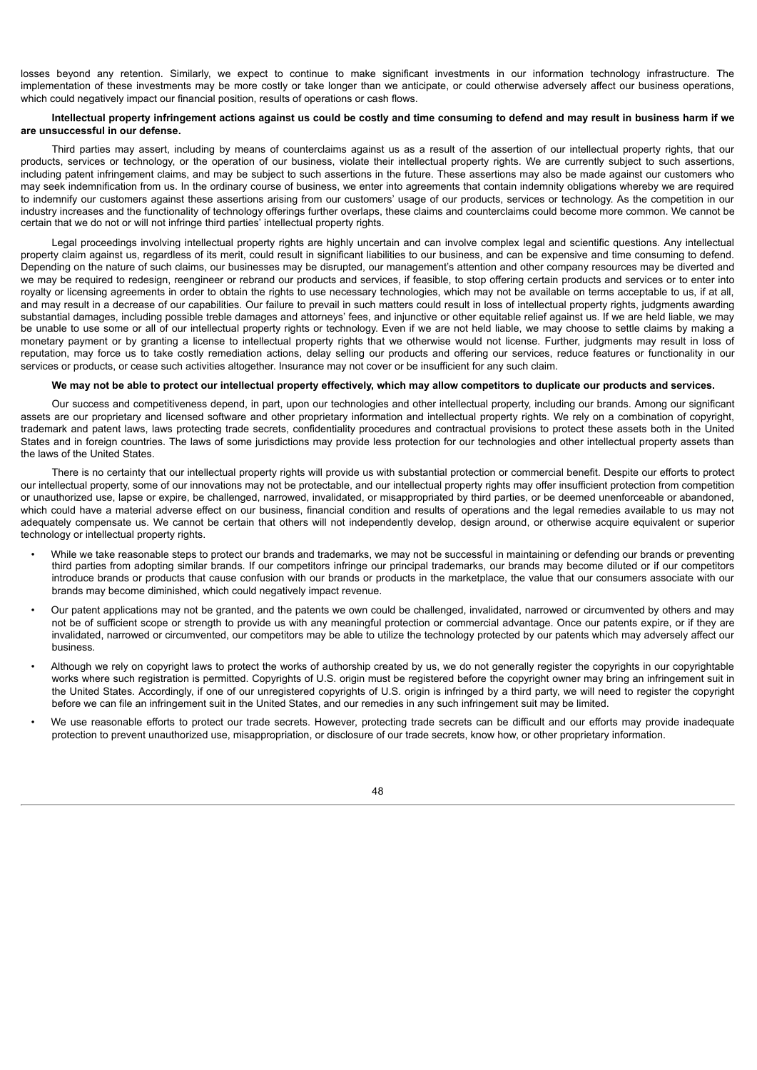losses beyond any retention. Similarly, we expect to continue to make significant investments in our information technology infrastructure. The implementation of these investments may be more costly or take longer than we anticipate, or could otherwise adversely affect our business operations, which could negatively impact our financial position, results of operations or cash flows.

**Intellectual property infringement actions against us could be costly and time consuming to defend and may result in business harm if we are unsuccessful in our defense.**

Third parties may assert, including by means of counterclaims against us as a result of the assertion of our intellectual property rights, that our products, services or technology, or the operation of our business, violate their intellectual property rights. We are currently subject to such assertions, including patent infringement claims, and may be subject to such assertions in the future. These assertions may also be made against our customers who may seek indemnification from us. In the ordinary course of business, we enter into agreements that contain indemnity obligations whereby we are required to indemnify our customers against these assertions arising from our customers' usage of our products, services or technology. As the competition in our industry increases and the functionality of technology offerings further overlaps, these claims and counterclaims could become more common. We cannot be certain that we do not or will not infringe third parties' intellectual property rights.

Legal proceedings involving intellectual property rights are highly uncertain and can involve complex legal and scientific questions. Any intellectual property claim against us, regardless of its merit, could result in significant liabilities to our business, and can be expensive and time consuming to defend. Depending on the nature of such claims, our businesses may be disrupted, our management's attention and other company resources may be diverted and we may be required to redesign, reengineer or rebrand our products and services, if feasible, to stop offering certain products and services or to enter into royalty or licensing agreements in order to obtain the rights to use necessary technologies, which may not be available on terms acceptable to us, if at all, and may result in a decrease of our capabilities. Our failure to prevail in such matters could result in loss of intellectual property rights, judgments awarding substantial damages, including possible treble damages and attorneys' fees, and injunctive or other equitable relief against us. If we are held liable, we may be unable to use some or all of our intellectual property rights or technology. Even if we are not held liable, we may choose to settle claims by making a monetary payment or by granting a license to intellectual property rights that we otherwise would not license. Further, judgments may result in loss of reputation, may force us to take costly remediation actions, delay selling our products and offering our services, reduce features or functionality in our services or products, or cease such activities altogether. Insurance may not cover or be insufficient for any such claim.

**We may not be able to protect our intellectual property effectively, which may allow competitors to duplicate our products and services.**

Our success and competitiveness depend, in part, upon our technologies and other intellectual property, including our brands. Among our significant assets are our proprietary and licensed software and other proprietary information and intellectual property rights. We rely on a combination of copyright, trademark and patent laws, laws protecting trade secrets, confidentiality procedures and contractual provisions to protect these assets both in the United States and in foreign countries. The laws of some jurisdictions may provide less protection for our technologies and other intellectual property assets than the laws of the United States.

There is no certainty that our intellectual property rights will provide us with substantial protection or commercial benefit. Despite our efforts to protect our intellectual property, some of our innovations may not be protectable, and our intellectual property rights may offer insufficient protection from competition or unauthorized use, lapse or expire, be challenged, narrowed, invalidated, or misappropriated by third parties, or be deemed unenforceable or abandoned, which could have a material adverse effect on our business, financial condition and results of operations and the legal remedies available to us may not adequately compensate us. We cannot be certain that others will not independently develop, design around, or otherwise acquire equivalent or superior technology or intellectual property rights.

- While we take reasonable steps to protect our brands and trademarks, we may not be successful in maintaining or defending our brands or preventing third parties from adopting similar brands. If our competitors infringe our principal trademarks, our brands may become diluted or if our competitors introduce brands or products that cause confusion with our brands or products in the marketplace, the value that our consumers associate with our brands may become diminished, which could negatively impact revenue.
- Our patent applications may not be granted, and the patents we own could be challenged, invalidated, narrowed or circumvented by others and may not be of sufficient scope or strength to provide us with any meaningful protection or commercial advantage. Once our patents expire, or if they are invalidated, narrowed or circumvented, our competitors may be able to utilize the technology protected by our patents which may adversely affect our business.
- Although we rely on copyright laws to protect the works of authorship created by us, we do not generally register the copyrights in our copyrightable works where such registration is permitted. Copyrights of U.S. origin must be registered before the copyright owner may bring an infringement suit in the United States. Accordingly, if one of our unregistered copyrights of U.S. origin is infringed by a third party, we will need to register the copyright before we can file an infringement suit in the United States, and our remedies in any such infringement suit may be limited.
- We use reasonable efforts to protect our trade secrets. However, protecting trade secrets can be difficult and our efforts may provide inadequate protection to prevent unauthorized use, misappropriation, or disclosure of our trade secrets, know how, or other proprietary information.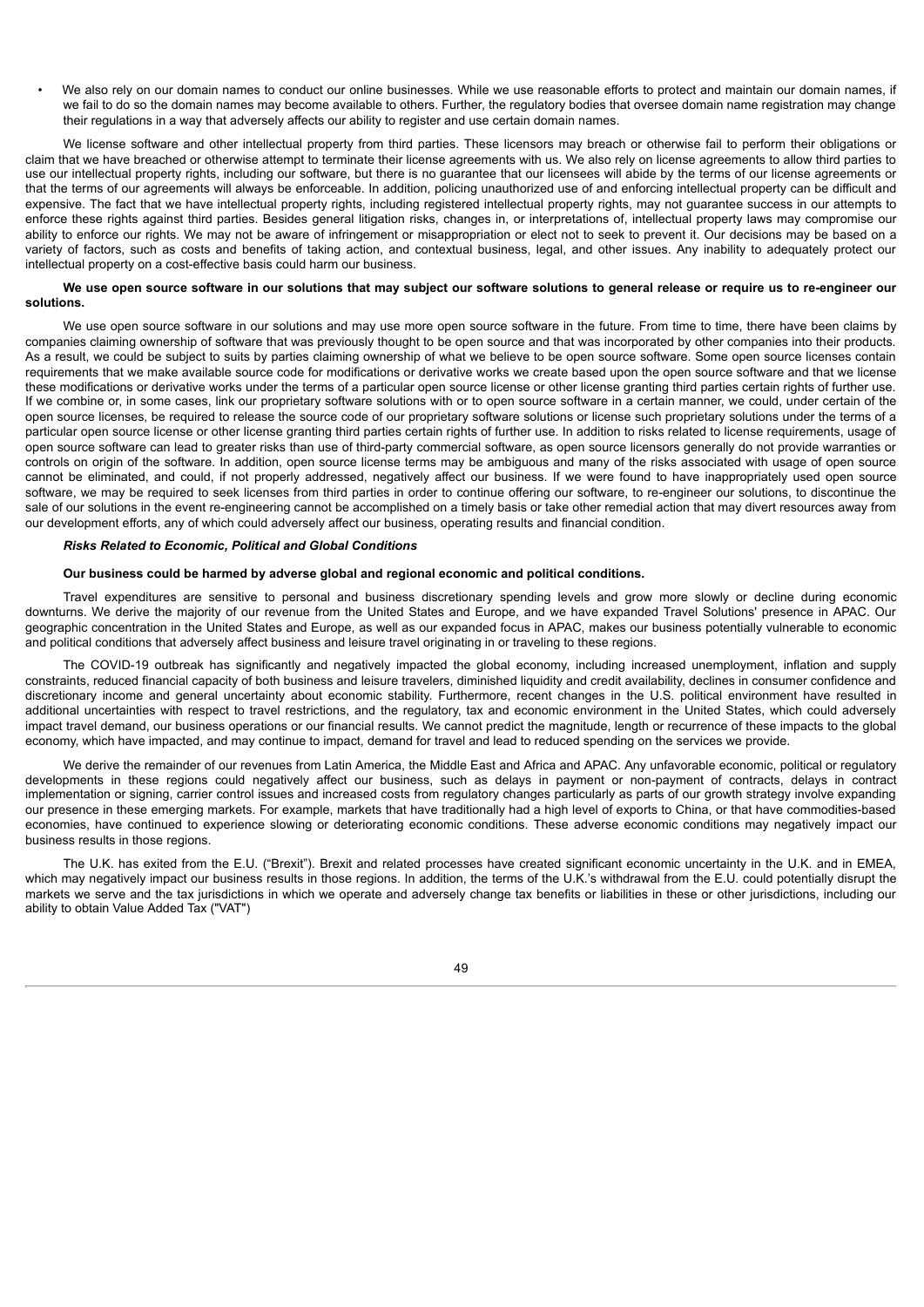- We also rely on our domain names to conduct our online businesses. While we use reasonable efforts to protect and maintain our domain names, if we fail to do so the domain names may become available to others. Further, the regulatory bodies that oversee domain name registration may change their regulations in a way that adversely affects our ability to register and use certain domain names.

We license software and other intellectual property from third parties. These licensors may breach or otherwise fail to perform their obligations or claim that we have breached or otherwise attempt to terminate their license agreements with us. We also rely on license agreements to allow third parties to use our intellectual property rights, including our software, but there is no guarantee that our licensees will abide by the terms of our license agreements or that the terms of our agreements will always be enforceable. In addition, policing unauthorized use of and enforcing intellectual property can be difficult and expensive. The fact that we have intellectual property rights, including registered intellectual property rights, may not guarantee success in our attempts to enforce these rights against third parties. Besides general litigation risks, changes in, or interpretations of, intellectual property laws may compromise our ability to enforce our rights. We may not be aware of infringement or misappropriation or elect not to seek to prevent it. Our decisions may be based on a variety of factors, such as costs and benefits of taking action, and contextual business, legal, and other issues. Any inability to adequately protect our intellectual property on a cost-effective basis could harm our business.

**We use open source software in our solutions that may subject our software solutions to general release or require us to re-engineer our solutions.**

We use open source software in our solutions and may use more open source software in the future. From time to time, there have been claims by companies claiming ownership of software that was previously thought to be open source and that was incorporated by other companies into their products. As a result, we could be subject to suits by parties claiming ownership of what we believe to be open source software. Some open source licenses contain requirements that we make available source code for modifications or derivative works we create based upon the open source software and that we license these modifications or derivative works under the terms of a particular open source license or other license granting third parties certain rights of further use. If we combine or, in some cases, link our proprietary software solutions with or to open source software in a certain manner, we could, under certain of the open source licenses, be required to release the source code of our proprietary software solutions or license such proprietary solutions under the terms of a particular open source license or other license granting third parties certain rights of further use. In addition to risks related to license requirements, usage of open source software can lead to greater risks than use of third-party commercial software, as open source licensors generally do not provide warranties or controls on origin of the software. In addition, open source license terms may be ambiguous and many of the risks associated with usage of open source cannot be eliminated, and could, if not properly addressed, negatively affect our business. If we were found to have inappropriately used open source software, we may be required to seek licenses from third parties in order to continue offering our software, to re-engineer our solutions, to discontinue the sale of our solutions in the event re-engineering cannot be accomplished on a timely basis or take other remedial action that may divert resources away from our development efforts, any of which could adversely affect our business, operating results and financial condition.

***Risks Related to Economic, Political and Global Conditions***

**Our business could be harmed by adverse global and regional economic and political conditions.**

Travel expenditures are sensitive to personal and business discretionary spending levels and grow more slowly or decline during economic downturns. We derive the majority of our revenue from the United States and Europe, and we have expanded Travel Solutions' presence in APAC. Our geographic concentration in the United States and Europe, as well as our expanded focus in APAC, makes our business potentially vulnerable to economic and political conditions that adversely affect business and leisure travel originating in or traveling to these regions.

The COVID-19 outbreak has significantly and negatively impacted the global economy, including increased unemployment, inflation and supply constraints, reduced financial capacity of both business and leisure travelers, diminished liquidity and credit availability, declines in consumer confidence and discretionary income and general uncertainty about economic stability. Furthermore, recent changes in the U.S. political environment have resulted in additional uncertainties with respect to travel restrictions, and the regulatory, tax and economic environment in the United States, which could adversely impact travel demand, our business operations or our financial results. We cannot predict the magnitude, length or recurrence of these impacts to the global economy, which have impacted, and may continue to impact, demand for travel and lead to reduced spending on the services we provide.

We derive the remainder of our revenues from Latin America, the Middle East and Africa and APAC. Any unfavorable economic, political or regulatory developments in these regions could negatively affect our business, such as delays in payment or non-payment of contracts, delays in contract implementation or signing, carrier control issues and increased costs from regulatory changes particularly as parts of our growth strategy involve expanding our presence in these emerging markets. For example, markets that have traditionally had a high level of exports to China, or that have commodities-based economies, have continued to experience slowing or deteriorating economic conditions. These adverse economic conditions may negatively impact our business results in those regions.

The U.K. has exited from the E.U. ("Brexit"). Brexit and related processes have created significant economic uncertainty in the U.K. and in EMEA, which may negatively impact our business results in those regions. In addition, the terms of the U.K.'s withdrawal from the E.U. could potentially disrupt the markets we serve and the tax jurisdictions in which we operate and adversely change tax benefits or liabilities in these or other jurisdictions, including our ability to obtain Value Added Tax ("VAT")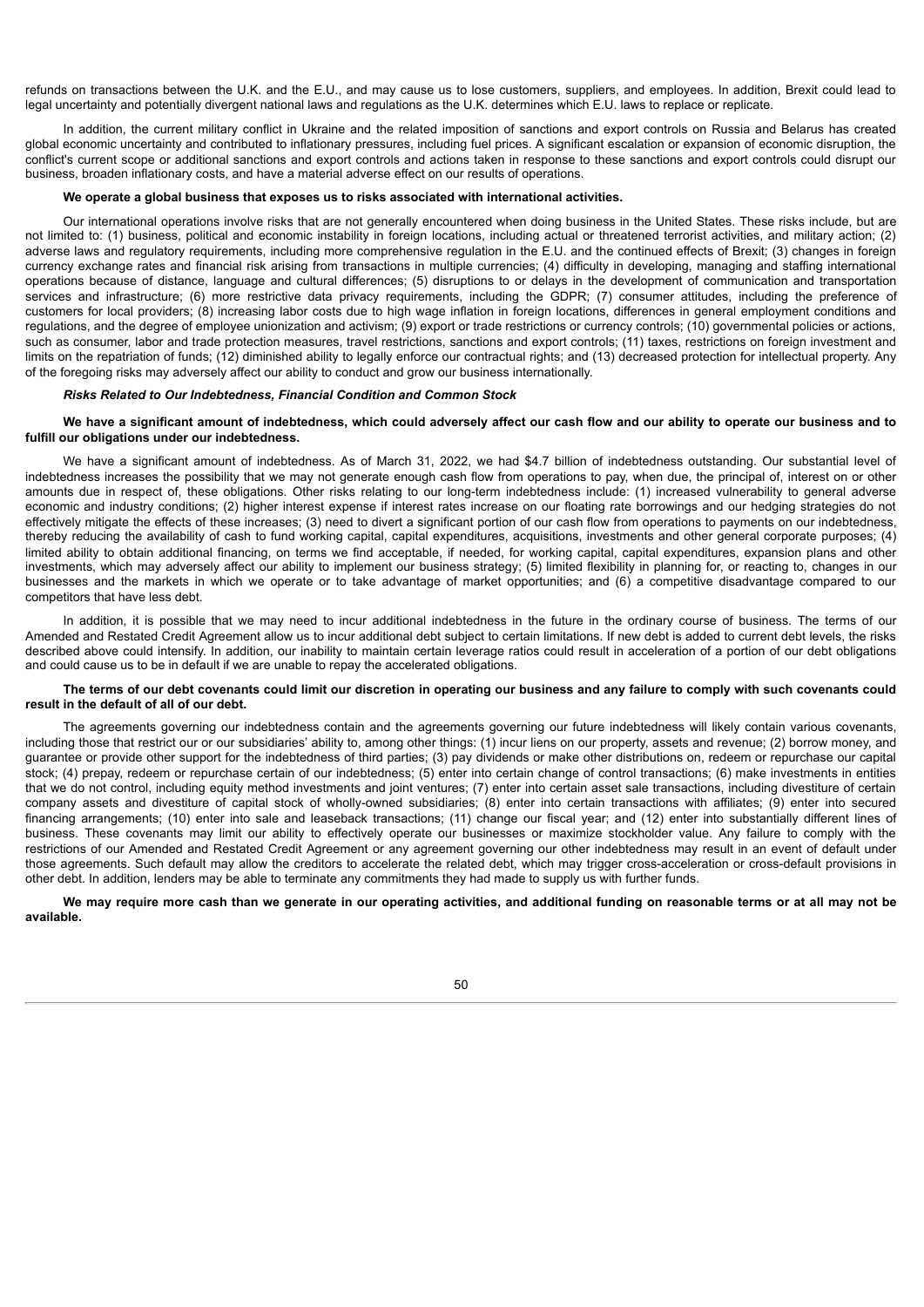refunds on transactions between the U.K. and the E.U., and may cause us to lose customers, suppliers, and employees. In addition, Brexit could lead to legal uncertainty and potentially divergent national laws and regulations as the U.K. determines which E.U. laws to replace or replicate.

In addition, the current military conflict in Ukraine and the related imposition of sanctions and export controls on Russia and Belarus has created global economic uncertainty and contributed to inflationary pressures, including fuel prices. A significant escalation or expansion of economic disruption, the conflict's current scope or additional sanctions and export controls and actions taken in response to these sanctions and export controls could disrupt our business, broaden inflationary costs, and have a material adverse effect on our results of operations.

**We operate a global business that exposes us to risks associated with international activities.**

Our international operations involve risks that are not generally encountered when doing business in the United States. These risks include, but are not limited to: (1) business, political and economic instability in foreign locations, including actual or threatened terrorist activities, and military action; (2) adverse laws and regulatory requirements, including more comprehensive regulation in the E.U. and the continued effects of Brexit; (3) changes in foreign currency exchange rates and financial risk arising from transactions in multiple currencies; (4) difficulty in developing, managing and staffing international operations because of distance, language and cultural differences; (5) disruptions to or delays in the development of communication and transportation services and infrastructure; (6) more restrictive data privacy requirements, including the GDPR; (7) consumer attitudes, including the preference of customers for local providers; (8) increasing labor costs due to high wage inflation in foreign locations, differences in general employment conditions and regulations, and the degree of employee unionization and activism; (9) export or trade restrictions or currency controls; (10) governmental policies or actions, such as consumer, labor and trade protection measures, travel restrictions, sanctions and export controls; (11) taxes, restrictions on foreign investment and limits on the repatriation of funds; (12) diminished ability to legally enforce our contractual rights; and (13) decreased protection for intellectual property. Any of the foregoing risks may adversely affect our ability to conduct and grow our business internationally.

***Risks Related to Our Indebtedness, Financial Condition and Common Stock***

**We have a significant amount of indebtedness, which could adversely affect our cash flow and our ability to operate our business and to fulfill our obligations under our indebtedness.**

We have a significant amount of indebtedness. As of March 31, 2022, we had $4.7 billion of indebtedness outstanding. Our substantial level of indebtedness increases the possibility that we may not generate enough cash flow from operations to pay, when due, the principal of, interest on or other amounts due in respect of, these obligations. Other risks relating to our long-term indebtedness include: (1) increased vulnerability to general adverse economic and industry conditions; (2) higher interest expense if interest rates increase on our floating rate borrowings and our hedging strategies do not effectively mitigate the effects of these increases; (3) need to divert a significant portion of our cash flow from operations to payments on our indebtedness, thereby reducing the availability of cash to fund working capital, capital expenditures, acquisitions, investments and other general corporate purposes; (4) limited ability to obtain additional financing, on terms we find acceptable, if needed, for working capital, capital expenditures, expansion plans and other investments, which may adversely affect our ability to implement our business strategy; (5) limited flexibility in planning for, or reacting to, changes in our businesses and the markets in which we operate or to take advantage of market opportunities; and (6) a competitive disadvantage compared to our competitors that have less debt.

In addition, it is possible that we may need to incur additional indebtedness in the future in the ordinary course of business. The terms of our Amended and Restated Credit Agreement allow us to incur additional debt subject to certain limitations. If new debt is added to current debt levels, the risks described above could intensify. In addition, our inability to maintain certain leverage ratios could result in acceleration of a portion of our debt obligations and could cause us to be in default if we are unable to repay the accelerated obligations.

**The terms of our debt covenants could limit our discretion in operating our business and any failure to comply with such covenants could result in the default of all of our debt.**

The agreements governing our indebtedness contain and the agreements governing our future indebtedness will likely contain various covenants, including those that restrict our or our subsidiaries' ability to, among other things: (1) incur liens on our property, assets and revenue; (2) borrow money, and guarantee or provide other support for the indebtedness of third parties; (3) pay dividends or make other distributions on, redeem or repurchase our capital stock; (4) prepay, redeem or repurchase certain of our indebtedness; (5) enter into certain change of control transactions; (6) make investments in entities that we do not control, including equity method investments and joint ventures; (7) enter into certain asset sale transactions, including divestiture of certain company assets and divestiture of capital stock of wholly-owned subsidiaries; (8) enter into certain transactions with affiliates; (9) enter into secured financing arrangements; (10) enter into sale and leaseback transactions; (11) change our fiscal year; and (12) enter into substantially different lines of business. These covenants may limit our ability to effectively operate our businesses or maximize stockholder value. Any failure to comply with the restrictions of our Amended and Restated Credit Agreement or any agreement governing our other indebtedness may result in an event of default under those agreements. Such default may allow the creditors to accelerate the related debt, which may trigger cross-acceleration or cross-default provisions in other debt. In addition, lenders may be able to terminate any commitments they had made to supply us with further funds.

**We may require more cash than we generate in our operating activities, and additional funding on reasonable terms or at all may not be available.**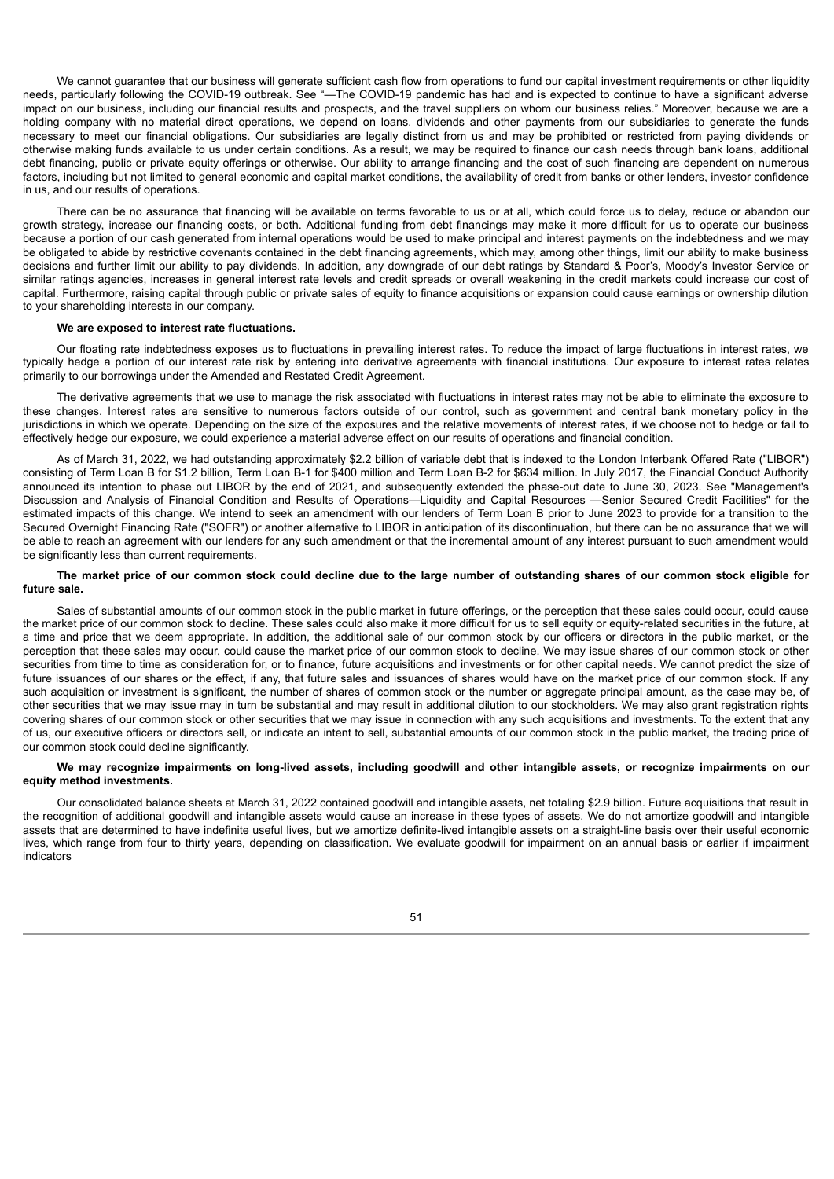We cannot guarantee that our business will generate sufficient cash flow from operations to fund our capital investment requirements or other liquidity needs, particularly following the COVID-19 outbreak. See "—The COVID-19 pandemic has had and is expected to continue to have a significant adverse impact on our business, including our financial results and prospects, and the travel suppliers on whom our business relies." Moreover, because we are a holding company with no material direct operations, we depend on loans, dividends and other payments from our subsidiaries to generate the funds necessary to meet our financial obligations. Our subsidiaries are legally distinct from us and may be prohibited or restricted from paying dividends or otherwise making funds available to us under certain conditions. As a result, we may be required to finance our cash needs through bank loans, additional debt financing, public or private equity offerings or otherwise. Our ability to arrange financing and the cost of such financing are dependent on numerous factors, including but not limited to general economic and capital market conditions, the availability of credit from banks or other lenders, investor confidence in us, and our results of operations.

There can be no assurance that financing will be available on terms favorable to us or at all, which could force us to delay, reduce or abandon our growth strategy, increase our financing costs, or both. Additional funding from debt financings may make it more difficult for us to operate our business because a portion of our cash generated from internal operations would be used to make principal and interest payments on the indebtedness and we may be obligated to abide by restrictive covenants contained in the debt financing agreements, which may, among other things, limit our ability to make business decisions and further limit our ability to pay dividends. In addition, any downgrade of our debt ratings by Standard & Poor's, Moody's Investor Service or similar ratings agencies, increases in general interest rate levels and credit spreads or overall weakening in the credit markets could increase our cost of capital. Furthermore, raising capital through public or private sales of equity to finance acquisitions or expansion could cause earnings or ownership dilution to your shareholding interests in our company.

**We are exposed to interest rate fluctuations.**

Our floating rate indebtedness exposes us to fluctuations in prevailing interest rates. To reduce the impact of large fluctuations in interest rates, we typically hedge a portion of our interest rate risk by entering into derivative agreements with financial institutions. Our exposure to interest rates relates primarily to our borrowings under the Amended and Restated Credit Agreement.

The derivative agreements that we use to manage the risk associated with fluctuations in interest rates may not be able to eliminate the exposure to these changes. Interest rates are sensitive to numerous factors outside of our control, such as government and central bank monetary policy in the jurisdictions in which we operate. Depending on the size of the exposures and the relative movements of interest rates, if we choose not to hedge or fail to effectively hedge our exposure, we could experience a material adverse effect on our results of operations and financial condition.

As of March 31, 2022, we had outstanding approximately $2.2 billion of variable debt that is indexed to the London Interbank Offered Rate ("LIBOR") consisting of Term Loan B for $1.2 billion, Term Loan B-1 for $400 million and Term Loan B-2 for $634 million. In July 2017, the Financial Conduct Authority announced its intention to phase out LIBOR by the end of 2021, and subsequently extended the phase-out date to June 30, 2023. See "Management's Discussion and Analysis of Financial Condition and Results of Operations—Liquidity and Capital Resources —Senior Secured Credit Facilities" for the estimated impacts of this change. We intend to seek an amendment with our lenders of Term Loan B prior to June 2023 to provide for a transition to the Secured Overnight Financing Rate ("SOFR") or another alternative to LIBOR in anticipation of its discontinuation, but there can be no assurance that we will be able to reach an agreement with our lenders for any such amendment or that the incremental amount of any interest pursuant to such amendment would be significantly less than current requirements.

**The market price of our common stock could decline due to the large number of outstanding shares of our common stock eligible for future sale.**

Sales of substantial amounts of our common stock in the public market in future offerings, or the perception that these sales could occur, could cause the market price of our common stock to decline. These sales could also make it more difficult for us to sell equity or equity-related securities in the future, at a time and price that we deem appropriate. In addition, the additional sale of our common stock by our officers or directors in the public market, or the perception that these sales may occur, could cause the market price of our common stock to decline. We may issue shares of our common stock or other securities from time to time as consideration for, or to finance, future acquisitions and investments or for other capital needs. We cannot predict the size of future issuances of our shares or the effect, if any, that future sales and issuances of shares would have on the market price of our common stock. If any such acquisition or investment is significant, the number of shares of common stock or the number or aggregate principal amount, as the case may be, of other securities that we may issue may in turn be substantial and may result in additional dilution to our stockholders. We may also grant registration rights covering shares of our common stock or other securities that we may issue in connection with any such acquisitions and investments. To the extent that any of us, our executive officers or directors sell, or indicate an intent to sell, substantial amounts of our common stock in the public market, the trading price of our common stock could decline significantly.

**We may recognize impairments on long-lived assets, including goodwill and other intangible assets, or recognize impairments on our equity method investments.**

Our consolidated balance sheets at March 31, 2022 contained goodwill and intangible assets, net totaling $2.9 billion. Future acquisitions that result in the recognition of additional goodwill and intangible assets would cause an increase in these types of assets. We do not amortize goodwill and intangible assets that are determined to have indefinite useful lives, but we amortize definite-lived intangible assets on a straight-line basis over their useful economic lives, which range from four to thirty years, depending on classification. We evaluate goodwill for impairment on an annual basis or earlier if impairment indicators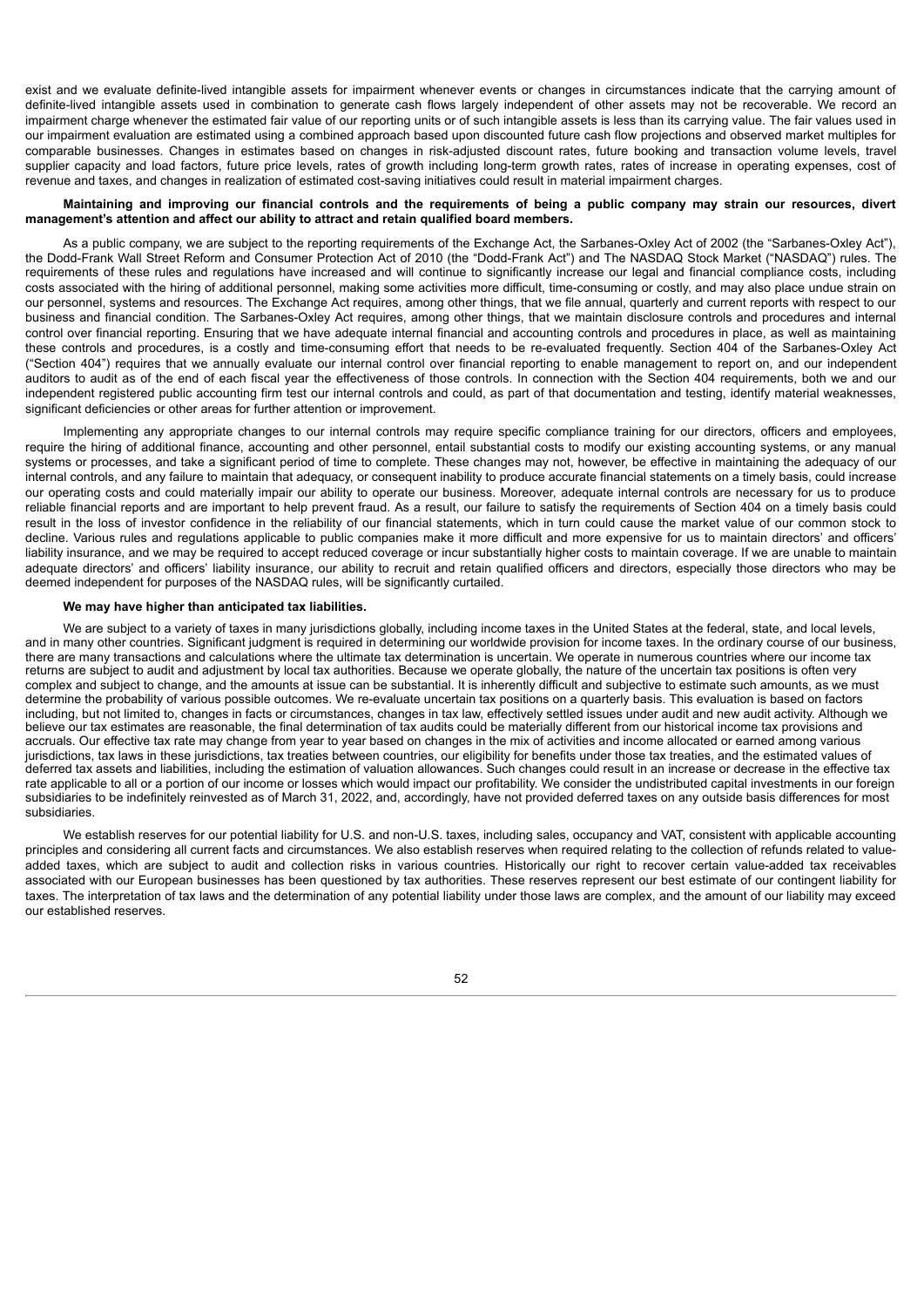exist and we evaluate definite-lived intangible assets for impairment whenever events or changes in circumstances indicate that the carrying amount of definite-lived intangible assets used in combination to generate cash flows largely independent of other assets may not be recoverable. We record an impairment charge whenever the estimated fair value of our reporting units or of such intangible assets is less than its carrying value. The fair values used in our impairment evaluation are estimated using a combined approach based upon discounted future cash flow projections and observed market multiples for comparable businesses. Changes in estimates based on changes in risk-adjusted discount rates, future booking and transaction volume levels, travel supplier capacity and load factors, future price levels, rates of growth including long-term growth rates, rates of increase in operating expenses, cost of revenue and taxes, and changes in realization of estimated cost-saving initiatives could result in material impairment charges.

**Maintaining and improving our financial controls and the requirements of being a public company may strain our resources, divert management's attention and affect our ability to attract and retain qualified board members.**

As a public company, we are subject to the reporting requirements of the Exchange Act, the Sarbanes-Oxley Act of 2002 (the "Sarbanes-Oxley Act"), the Dodd-Frank Wall Street Reform and Consumer Protection Act of 2010 (the "Dodd-Frank Act") and The NASDAQ Stock Market ("NASDAQ") rules. The requirements of these rules and regulations have increased and will continue to significantly increase our legal and financial compliance costs, including costs associated with the hiring of additional personnel, making some activities more difficult, time-consuming or costly, and may also place undue strain on our personnel, systems and resources. The Exchange Act requires, among other things, that we file annual, quarterly and current reports with respect to our business and financial condition. The Sarbanes-Oxley Act requires, among other things, that we maintain disclosure controls and procedures and internal control over financial reporting. Ensuring that we have adequate internal financial and accounting controls and procedures in place, as well as maintaining these controls and procedures, is a costly and time-consuming effort that needs to be re-evaluated frequently. Section 404 of the Sarbanes-Oxley Act ("Section 404") requires that we annually evaluate our internal control over financial reporting to enable management to report on, and our independent auditors to audit as of the end of each fiscal year the effectiveness of those controls. In connection with the Section 404 requirements, both we and our independent registered public accounting firm test our internal controls and could, as part of that documentation and testing, identify material weaknesses, significant deficiencies or other areas for further attention or improvement.

Implementing any appropriate changes to our internal controls may require specific compliance training for our directors, officers and employees, require the hiring of additional finance, accounting and other personnel, entail substantial costs to modify our existing accounting systems, or any manual systems or processes, and take a significant period of time to complete. These changes may not, however, be effective in maintaining the adequacy of our internal controls, and any failure to maintain that adequacy, or consequent inability to produce accurate financial statements on a timely basis, could increase our operating costs and could materially impair our ability to operate our business. Moreover, adequate internal controls are necessary for us to produce reliable financial reports and are important to help prevent fraud. As a result, our failure to satisfy the requirements of Section 404 on a timely basis could result in the loss of investor confidence in the reliability of our financial statements, which in turn could cause the market value of our common stock to decline. Various rules and regulations applicable to public companies make it more difficult and more expensive for us to maintain directors' and officers' liability insurance, and we may be required to accept reduced coverage or incur substantially higher costs to maintain coverage. If we are unable to maintain adequate directors' and officers' liability insurance, our ability to recruit and retain qualified officers and directors, especially those directors who may be deemed independent for purposes of the NASDAQ rules, will be significantly curtailed.

**We may have higher than anticipated tax liabilities.**

We are subject to a variety of taxes in many jurisdictions globally, including income taxes in the United States at the federal, state, and local levels, and in many other countries. Significant judgment is required in determining our worldwide provision for income taxes. In the ordinary course of our business, there are many transactions and calculations where the ultimate tax determination is uncertain. We operate in numerous countries where our income tax returns are subject to audit and adjustment by local tax authorities. Because we operate globally, the nature of the uncertain tax positions is often very complex and subject to change, and the amounts at issue can be substantial. It is inherently difficult and subjective to estimate such amounts, as we must determine the probability of various possible outcomes. We re-evaluate uncertain tax positions on a quarterly basis. This evaluation is based on factors including, but not limited to, changes in facts or circumstances, changes in tax law, effectively settled issues under audit and new audit activity. Although we believe our tax estimates are reasonable, the final determination of tax audits could be materially different from our historical income tax provisions and accruals. Our effective tax rate may change from year to year based on changes in the mix of activities and income allocated or earned among various jurisdictions, tax laws in these jurisdictions, tax treaties between countries, our eligibility for benefits under those tax treaties, and the estimated values of deferred tax assets and liabilities, including the estimation of valuation allowances. Such changes could result in an increase or decrease in the effective tax rate applicable to all or a portion of our income or losses which would impact our profitability. We consider the undistributed capital investments in our foreign subsidiaries to be indefinitely reinvested as of March 31, 2022, and, accordingly, have not provided deferred taxes on any outside basis differences for most subsidiaries.

We establish reserves for our potential liability for U.S. and non-U.S. taxes, including sales, occupancy and VAT, consistent with applicable accounting principles and considering all current facts and circumstances. We also establish reserves when required relating to the collection of refunds related to value-added taxes, which are subject to audit and collection risks in various countries. Historically our right to recover certain value-added tax receivables associated with our European businesses has been questioned by tax authorities. These reserves represent our best estimate of our contingent liability for taxes. The interpretation of tax laws and the determination of any potential liability under those laws are complex, and the amount of our liability may exceed our established reserves.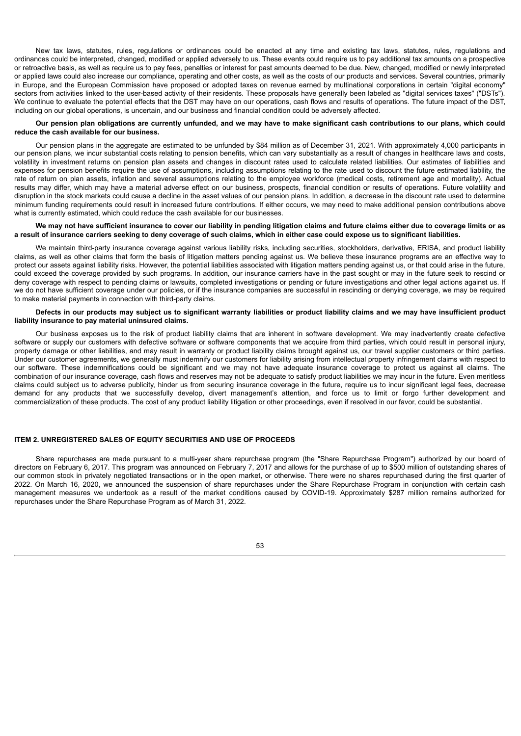New tax laws, statutes, rules, regulations or ordinances could be enacted at any time and existing tax laws, statutes, rules, regulations and ordinances could be interpreted, changed, modified or applied adversely to us. These events could require us to pay additional tax amounts on a prospective or retroactive basis, as well as require us to pay fees, penalties or interest for past amounts deemed to be due. New, changed, modified or newly interpreted or applied laws could also increase our compliance, operating and other costs, as well as the costs of our products and services. Several countries, primarily in Europe, and the European Commission have proposed or adopted taxes on revenue earned by multinational corporations in certain "digital economy" sectors from activities linked to the user-based activity of their residents. These proposals have generally been labeled as "digital services taxes" ("DSTs"). We continue to evaluate the potential effects that the DST may have on our operations, cash flows and results of operations. The future impact of the DST, including on our global operations, is uncertain, and our business and financial condition could be adversely affected.

**Our pension plan obligations are currently unfunded, and we may have to make significant cash contributions to our plans, which could reduce the cash available for our business.**

Our pension plans in the aggregate are estimated to be unfunded by $84 million as of December 31, 2021. With approximately 4,000 participants in our pension plans, we incur substantial costs relating to pension benefits, which can vary substantially as a result of changes in healthcare laws and costs, volatility in investment returns on pension plan assets and changes in discount rates used to calculate related liabilities. Our estimates of liabilities and expenses for pension benefits require the use of assumptions, including assumptions relating to the rate used to discount the future estimated liability, the rate of return on plan assets, inflation and several assumptions relating to the employee workforce (medical costs, retirement age and mortality). Actual results may differ, which may have a material adverse effect on our business, prospects, financial condition or results of operations. Future volatility and disruption in the stock markets could cause a decline in the asset values of our pension plans. In addition, a decrease in the discount rate used to determine minimum funding requirements could result in increased future contributions. If either occurs, we may need to make additional pension contributions above what is currently estimated, which could reduce the cash available for our businesses.

**We may not have sufficient insurance to cover our liability in pending litigation claims and future claims either due to coverage limits or as a result of insurance carriers seeking to deny coverage of such claims, which in either case could expose us to significant liabilities.**

We maintain third-party insurance coverage against various liability risks, including securities, stockholders, derivative, ERISA, and product liability claims, as well as other claims that form the basis of litigation matters pending against us. We believe these insurance programs are an effective way to protect our assets against liability risks. However, the potential liabilities associated with litigation matters pending against us, or that could arise in the future, could exceed the coverage provided by such programs. In addition, our insurance carriers have in the past sought or may in the future seek to rescind or deny coverage with respect to pending claims or lawsuits, completed investigations or pending or future investigations and other legal actions against us. If we do not have sufficient coverage under our policies, or if the insurance companies are successful in rescinding or denying coverage, we may be required to make material payments in connection with third-party claims.

**Defects in our products may subject us to significant warranty liabilities or product liability claims and we may have insufficient product liability insurance to pay material uninsured claims.**

Our business exposes us to the risk of product liability claims that are inherent in software development. We may inadvertently create defective software or supply our customers with defective software or software components that we acquire from third parties, which could result in personal injury, property damage or other liabilities, and may result in warranty or product liability claims brought against us, our travel supplier customers or third parties. Under our customer agreements, we generally must indemnify our customers for liability arising from intellectual property infringement claims with respect to our software. These indemnifications could be significant and we may not have adequate insurance coverage to protect us against all claims. The combination of our insurance coverage, cash flows and reserves may not be adequate to satisfy product liabilities we may incur in the future. Even meritless claims could subject us to adverse publicity, hinder us from securing insurance coverage in the future, require us to incur significant legal fees, decrease demand for any products that we successfully develop, divert management's attention, and force us to limit or forgo further development and commercialization of these products. The cost of any product liability litigation or other proceedings, even if resolved in our favor, could be substantial.

## ITEM 2. UNREGISTERED SALES OF EQUITY SECURITIES AND USE OF PROCEEDS

Share repurchases are made pursuant to a multi-year share repurchase program (the "Share Repurchase Program") authorized by our board of directors on February 6, 2017. This program was announced on February 7, 2017 and allows for the purchase of up to $500 million of outstanding shares of our common stock in privately negotiated transactions or in the open market, or otherwise. There were no shares repurchased during the first quarter of 2022. On March 16, 2020, we announced the suspension of share repurchases under the Share Repurchase Program in conjunction with certain cash management measures we undertook as a result of the market conditions caused by COVID-19. Approximately $287 million remains authorized for repurchases under the Share Repurchase Program as of March 31, 2022.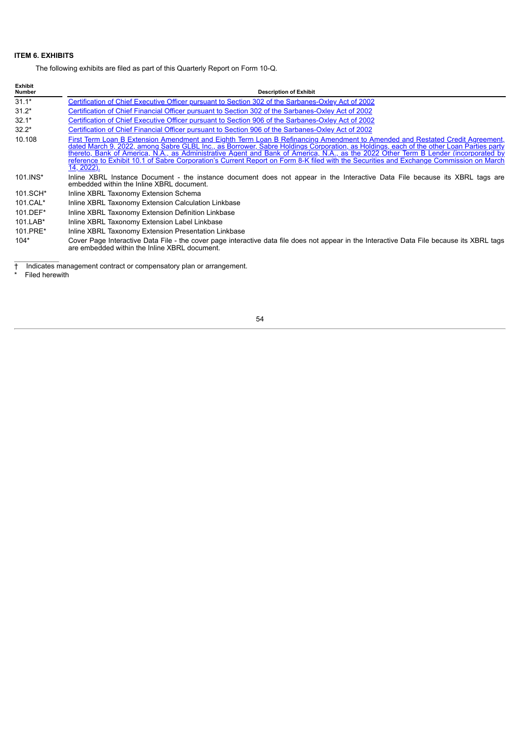**ITEM 6. EXHIBITS**

The following exhibits are filed as part of this Quarterly Report on Form 10-Q.

| Exhibit Number | Description of Exhibit |
|---|---|
| 31.1* | Certification of Chief Executive Officer pursuant to Section 302 of the Sarbanes-Oxley Act of 2002 |
| 31.2* | Certification of Chief Financial Officer pursuant to Section 302 of the Sarbanes-Oxley Act of 2002 |
| 32.1* | Certification of Chief Executive Officer pursuant to Section 906 of the Sarbanes-Oxley Act of 2002 |
| 32.2* | Certification of Chief Financial Officer pursuant to Section 906 of the Sarbanes-Oxley Act of 2002 |
| 10.108 | First Term Loan B Extension Amendment and Eighth Term Loan B Refinancing Amendment to Amended and Restated Credit Agreement, dated March 9, 2022, among Sabre GLBL Inc., as Borrower, Sabre Holdings Corporation, as Holdings, each of the other Loan Parties party thereto, Bank of America, N.A., as Administrative Agent and Bank of America, N.A., as the 2022 Other Term B Lender (incorporated by reference to Exhibit 10.1 of Sabre Corporation's Current Report on Form 8-K filed with the Securities and Exchange Commission on March 14, 2022). |
| 101.INS* | Inline XBRL Instance Document - the instance document does not appear in the Interactive Data File because its XBRL tags are embedded within the Inline XBRL document. |
| 101.SCH* | Inline XBRL Taxonomy Extension Schema |
| 101.CAL* | Inline XBRL Taxonomy Extension Calculation Linkbase |
| 101.DEF* | Inline XBRL Taxonomy Extension Definition Linkbase |
| 101.LAB* | Inline XBRL Taxonomy Extension Label Linkbase |
| 101.PRE* | Inline XBRL Taxonomy Extension Presentation Linkbase |
| 104* | Cover Page Interactive Data File - the cover page interactive data file does not appear in the Interactive Data File because its XBRL tags are embedded within the Inline XBRL document. |

† Indicates management contract or compensatory plan or arrangement.

* Filed herewith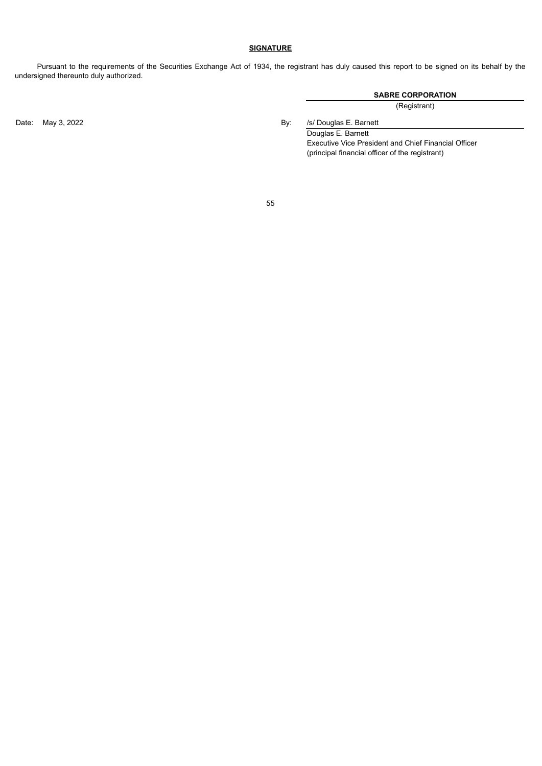**SIGNATURE**

Pursuant to the requirements of the Securities Exchange Act of 1934, the registrant has duly caused this report to be signed on its behalf by the undersigned thereunto duly authorized.

**SABRE CORPORATION**
(Registrant)

Date: May 3, 2022

By: /s/ Douglas E. Barnett
Douglas E. Barnett
Executive Vice President and Chief Financial Officer
(principal financial officer of the registrant)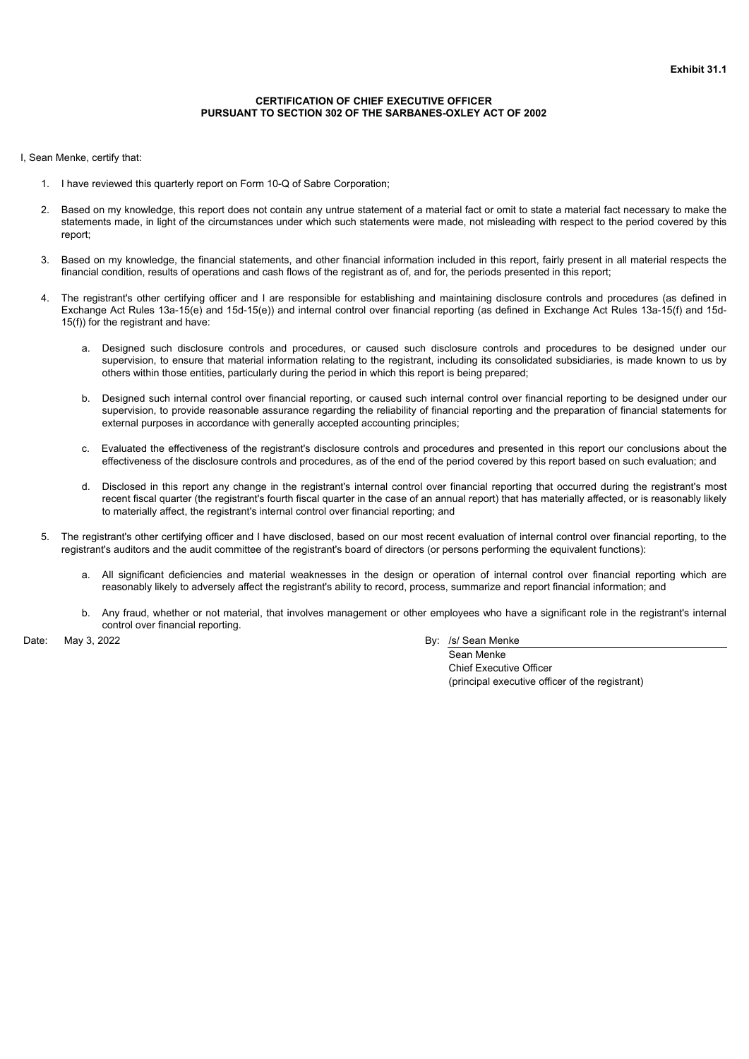**Exhibit 31.1**

**CERTIFICATION OF CHIEF EXECUTIVE OFFICER**
**PURSUANT TO SECTION 302 OF THE SARBANES-OXLEY ACT OF 2002**

I, Sean Menke, certify that:

1. I have reviewed this quarterly report on Form 10-Q of Sabre Corporation;

2. Based on my knowledge, this report does not contain any untrue statement of a material fact or omit to state a material fact necessary to make the statements made, in light of the circumstances under which such statements were made, not misleading with respect to the period covered by this report;

3. Based on my knowledge, the financial statements, and other financial information included in this report, fairly present in all material respects the financial condition, results of operations and cash flows of the registrant as of, and for, the periods presented in this report;

4. The registrant's other certifying officer and I are responsible for establishing and maintaining disclosure controls and procedures (as defined in Exchange Act Rules 13a-15(e) and 15d-15(e)) and internal control over financial reporting (as defined in Exchange Act Rules 13a-15(f) and 15d-15(f)) for the registrant and have:

   a. Designed such disclosure controls and procedures, or caused such disclosure controls and procedures to be designed under our supervision, to ensure that material information relating to the registrant, including its consolidated subsidiaries, is made known to us by others within those entities, particularly during the period in which this report is being prepared;

   b. Designed such internal control over financial reporting, or caused such internal control over financial reporting to be designed under our supervision, to provide reasonable assurance regarding the reliability of financial reporting and the preparation of financial statements for external purposes in accordance with generally accepted accounting principles;

   c. Evaluated the effectiveness of the registrant's disclosure controls and procedures and presented in this report our conclusions about the effectiveness of the disclosure controls and procedures, as of the end of the period covered by this report based on such evaluation; and

   d. Disclosed in this report any change in the registrant's internal control over financial reporting that occurred during the registrant's most recent fiscal quarter (the registrant's fourth fiscal quarter in the case of an annual report) that has materially affected, or is reasonably likely to materially affect, the registrant's internal control over financial reporting; and

5. The registrant's other certifying officer and I have disclosed, based on our most recent evaluation of internal control over financial reporting, to the registrant's auditors and the audit committee of the registrant's board of directors (or persons performing the equivalent functions):

   a. All significant deficiencies and material weaknesses in the design or operation of internal control over financial reporting which are reasonably likely to adversely affect the registrant's ability to record, process, summarize and report financial information; and

   b. Any fraud, whether or not material, that involves management or other employees who have a significant role in the registrant's internal control over financial reporting.

Date: May 3, 2022

By: /s/ Sean Menke
Sean Menke
Chief Executive Officer
(principal executive officer of the registrant)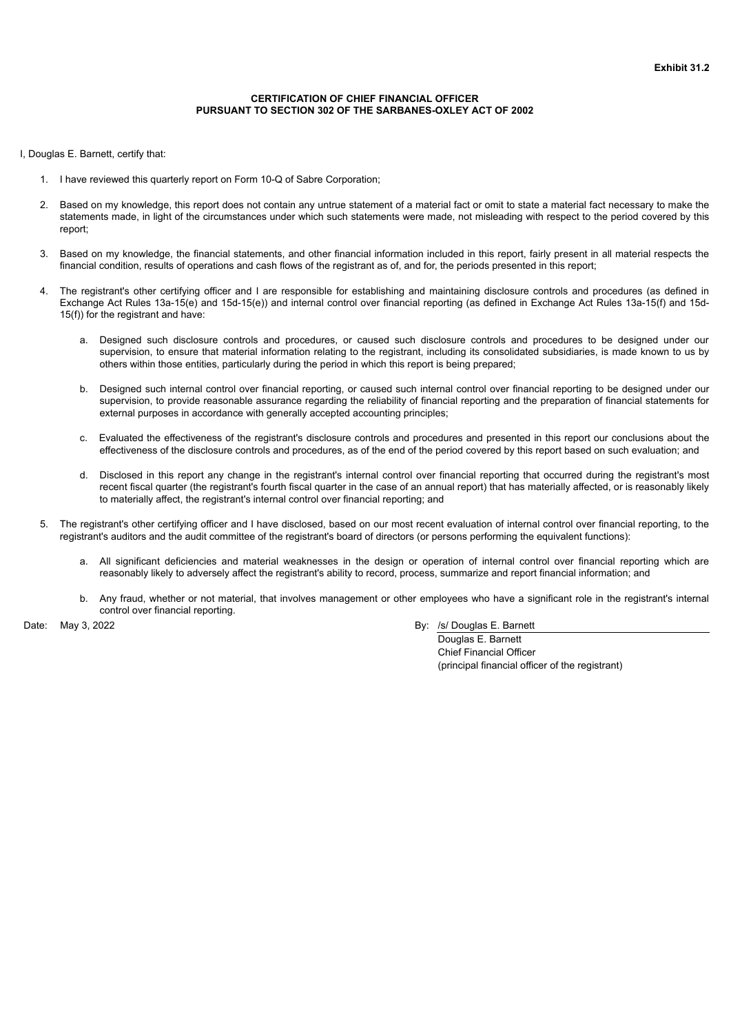**Exhibit 31.2**

**CERTIFICATION OF CHIEF FINANCIAL OFFICER**
**PURSUANT TO SECTION 302 OF THE SARBANES-OXLEY ACT OF 2002**

I, Douglas E. Barnett, certify that:

1. I have reviewed this quarterly report on Form 10-Q of Sabre Corporation;

2. Based on my knowledge, this report does not contain any untrue statement of a material fact or omit to state a material fact necessary to make the statements made, in light of the circumstances under which such statements were made, not misleading with respect to the period covered by this report;

3. Based on my knowledge, the financial statements, and other financial information included in this report, fairly present in all material respects the financial condition, results of operations and cash flows of the registrant as of, and for, the periods presented in this report;

4. The registrant's other certifying officer and I are responsible for establishing and maintaining disclosure controls and procedures (as defined in Exchange Act Rules 13a-15(e) and 15d-15(e)) and internal control over financial reporting (as defined in Exchange Act Rules 13a-15(f) and 15d-15(f)) for the registrant and have:

    a. Designed such disclosure controls and procedures, or caused such disclosure controls and procedures to be designed under our supervision, to ensure that material information relating to the registrant, including its consolidated subsidiaries, is made known to us by others within those entities, particularly during the period in which this report is being prepared;

    b. Designed such internal control over financial reporting, or caused such internal control over financial reporting to be designed under our supervision, to provide reasonable assurance regarding the reliability of financial reporting and the preparation of financial statements for external purposes in accordance with generally accepted accounting principles;

    c. Evaluated the effectiveness of the registrant's disclosure controls and procedures and presented in this report our conclusions about the effectiveness of the disclosure controls and procedures, as of the end of the period covered by this report based on such evaluation; and

    d. Disclosed in this report any change in the registrant's internal control over financial reporting that occurred during the registrant's most recent fiscal quarter (the registrant's fourth fiscal quarter in the case of an annual report) that has materially affected, or is reasonably likely to materially affect, the registrant's internal control over financial reporting; and

5. The registrant's other certifying officer and I have disclosed, based on our most recent evaluation of internal control over financial reporting, to the registrant's auditors and the audit committee of the registrant's board of directors (or persons performing the equivalent functions):

    a. All significant deficiencies and material weaknesses in the design or operation of internal control over financial reporting which are reasonably likely to adversely affect the registrant's ability to record, process, summarize and report financial information; and

    b. Any fraud, whether or not material, that involves management or other employees who have a significant role in the registrant's internal control over financial reporting.

Date: May 3, 2022

By: /s/ Douglas E. Barnett
Douglas E. Barnett
Chief Financial Officer
(principal financial officer of the registrant)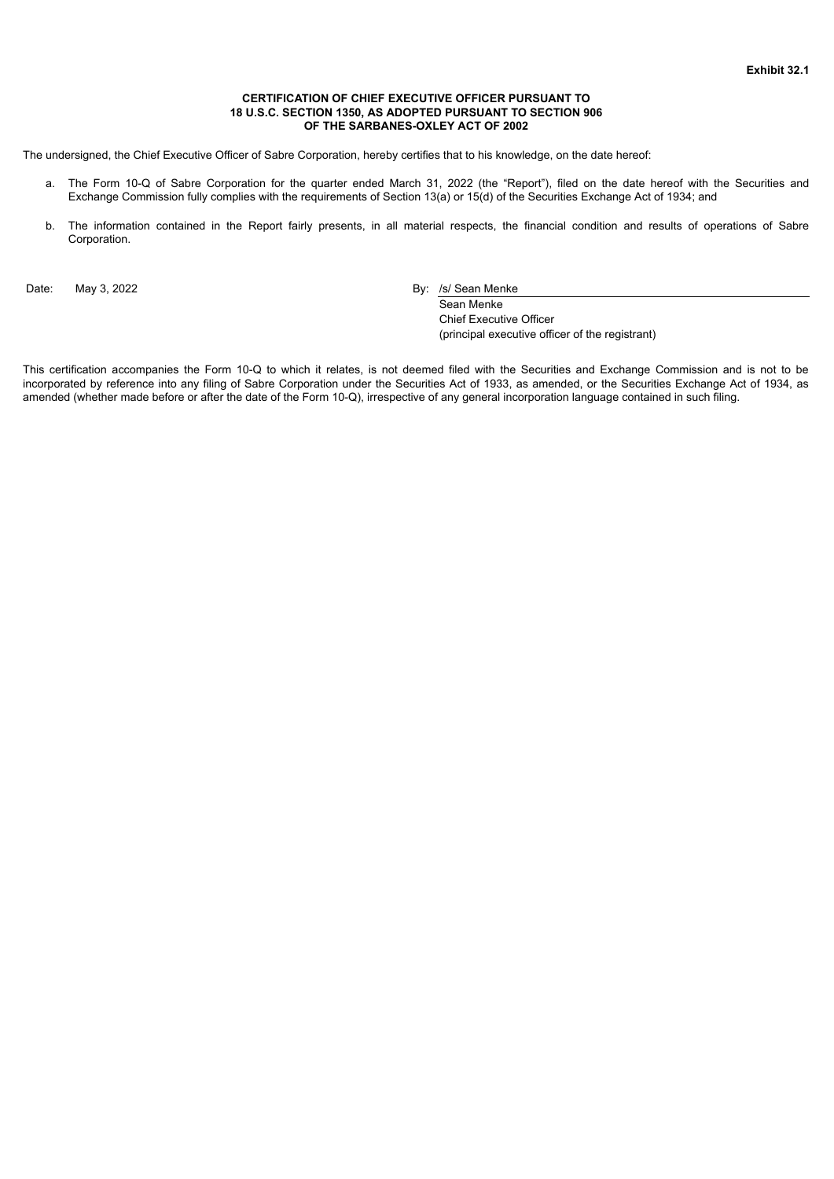**Exhibit 32.1**

**CERTIFICATION OF CHIEF EXECUTIVE OFFICER PURSUANT TO 18 U.S.C. SECTION 1350, AS ADOPTED PURSUANT TO SECTION 906 OF THE SARBANES-OXLEY ACT OF 2002**

The undersigned, the Chief Executive Officer of Sabre Corporation, hereby certifies that to his knowledge, on the date hereof:

a. The Form 10-Q of Sabre Corporation for the quarter ended March 31, 2022 (the "Report"), filed on the date hereof with the Securities and Exchange Commission fully complies with the requirements of Section 13(a) or 15(d) of the Securities Exchange Act of 1934; and

b. The information contained in the Report fairly presents, in all material respects, the financial condition and results of operations of Sabre Corporation.

Date: May 3, 2022

By: /s/ Sean Menke
Sean Menke
Chief Executive Officer
(principal executive officer of the registrant)

This certification accompanies the Form 10-Q to which it relates, is not deemed filed with the Securities and Exchange Commission and is not to be incorporated by reference into any filing of Sabre Corporation under the Securities Act of 1933, as amended, or the Securities Exchange Act of 1934, as amended (whether made before or after the date of the Form 10-Q), irrespective of any general incorporation language contained in such filing.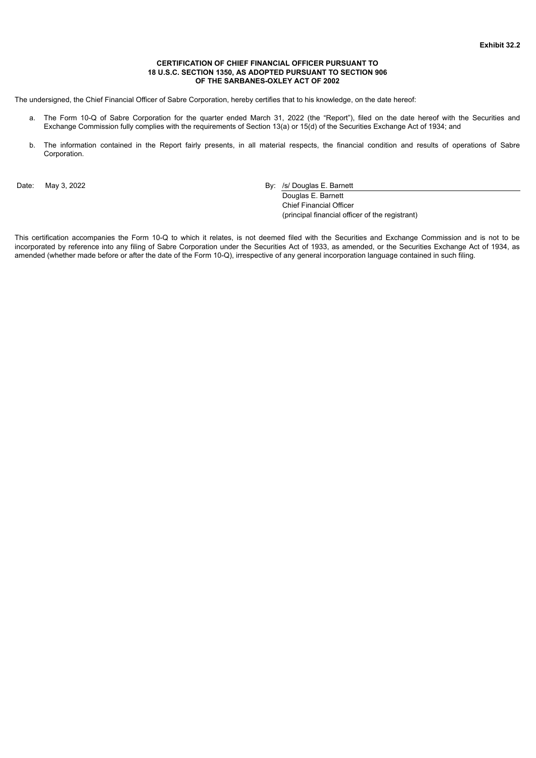**Exhibit 32.2**

**CERTIFICATION OF CHIEF FINANCIAL OFFICER PURSUANT TO 18 U.S.C. SECTION 1350, AS ADOPTED PURSUANT TO SECTION 906 OF THE SARBANES-OXLEY ACT OF 2002**

The undersigned, the Chief Financial Officer of Sabre Corporation, hereby certifies that to his knowledge, on the date hereof:

a. The Form 10-Q of Sabre Corporation for the quarter ended March 31, 2022 (the "Report"), filed on the date hereof with the Securities and Exchange Commission fully complies with the requirements of Section 13(a) or 15(d) of the Securities Exchange Act of 1934; and

b. The information contained in the Report fairly presents, in all material respects, the financial condition and results of operations of Sabre Corporation.

Date: May 3, 2022

By: /s/ Douglas E. Barnett
Douglas E. Barnett
Chief Financial Officer
(principal financial officer of the registrant)

This certification accompanies the Form 10-Q to which it relates, is not deemed filed with the Securities and Exchange Commission and is not to be incorporated by reference into any filing of Sabre Corporation under the Securities Act of 1933, as amended, or the Securities Exchange Act of 1934, as amended (whether made before or after the date of the Form 10-Q), irrespective of any general incorporation language contained in such filing.